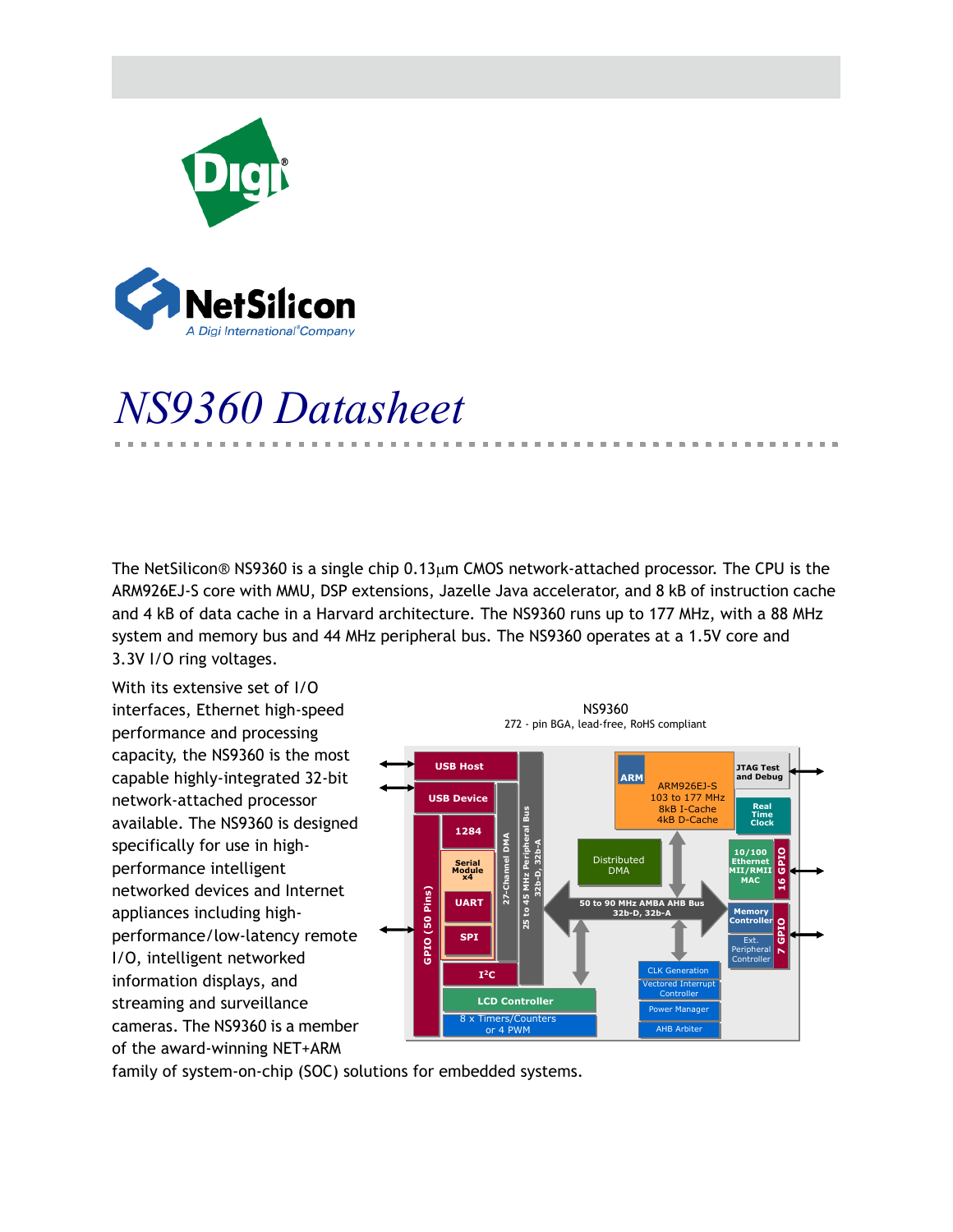# NS9360 Datasheet

The NetSilicon® NS9360 is a single chip 0.13μm CMOS network-attached processor. The CPU is the ARM926EJ-S core with MMU, DSP extensions, Jazelle Java accelerator, and 8 kB of instruction cache and 4 kB of data cache in a Harvard architecture. The NS9360 runs up to 177 MHz, with a 88 MHz system and memory bus and 44 MHz peripheral bus. The NS9360 operates at a 1.5V core and 3.3V I/O ring voltages.

With its extensive set of I/O interfaces, Ethernet high-speed performance and processing capacity, the NS9360 is the most capable highly-integrated 32-bit network-attached processor available. The NS9360 is designed specifically for use in high-performance intelligent networked devices and Internet appliances including high-performance/low-latency remote I/O, intelligent networked information displays, and streaming and surveillance cameras. The NS9360 is a member of the award-winning NET+ARM family of system-on-chip (SOC) solutions for embedded systems.

NS9360
272 - pin BGA, lead-free, RoHS compliant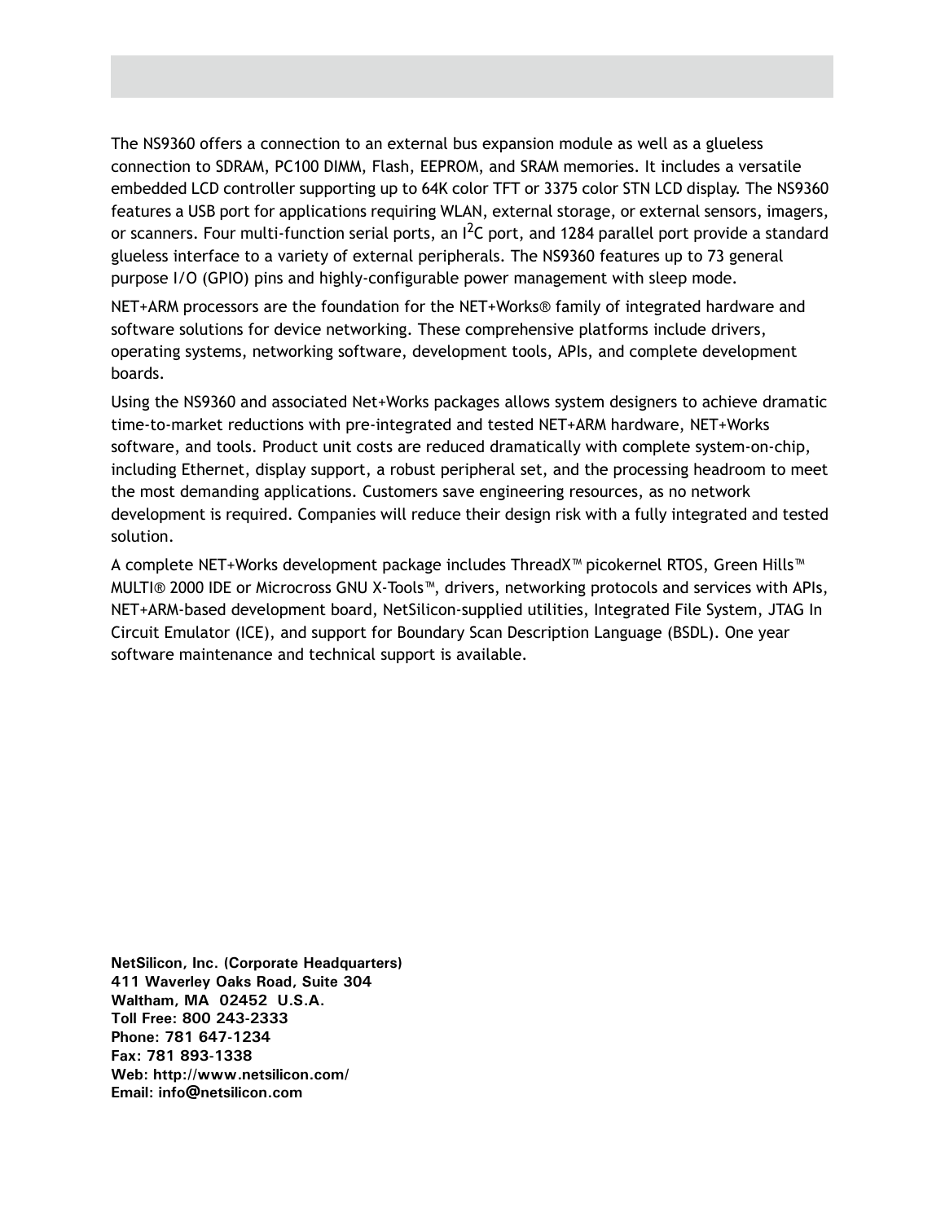The NS9360 offers a connection to an external bus expansion module as well as a glueless connection to SDRAM, PC100 DIMM, Flash, EEPROM, and SRAM memories. It includes a versatile embedded LCD controller supporting up to 64K color TFT or 3375 color STN LCD display. The NS9360 features a USB port for applications requiring WLAN, external storage, or external sensors, imagers, or scanners. Four multi-function serial ports, an $I^2C$ port, and 1284 parallel port provide a standard glueless interface to a variety of external peripherals. The NS9360 features up to 73 general purpose I/O (GPIO) pins and highly-configurable power management with sleep mode.

NET+ARM processors are the foundation for the NET+Works® family of integrated hardware and software solutions for device networking. These comprehensive platforms include drivers, operating systems, networking software, development tools, APIs, and complete development boards.

Using the NS9360 and associated Net+Works packages allows system designers to achieve dramatic time-to-market reductions with pre-integrated and tested NET+ARM hardware, NET+Works software, and tools. Product unit costs are reduced dramatically with complete system-on-chip, including Ethernet, display support, a robust peripheral set, and the processing headroom to meet the most demanding applications. Customers save engineering resources, as no network development is required. Companies will reduce their design risk with a fully integrated and tested solution.

A complete NET+Works development package includes ThreadX™ picokernel RTOS, Green Hills™ MULTI® 2000 IDE or Microcross GNU X-Tools™, drivers, networking protocols and services with APIs, NET+ARM-based development board, NetSilicon-supplied utilities, Integrated File System, JTAG In Circuit Emulator (ICE), and support for Boundary Scan Description Language (BSDL). One year software maintenance and technical support is available.

**NetSilicon, Inc. (Corporate Headquarters)**
**411 Waverley Oaks Road, Suite 304**
**Waltham, MA 02452 U.S.A.**
**Toll Free: 800 243-2333**
**Phone: 781 647-1234**
**Fax: 781 893-1338**
**Web: http://www.netsilicon.com/**
**Email: info@netsilicon.com**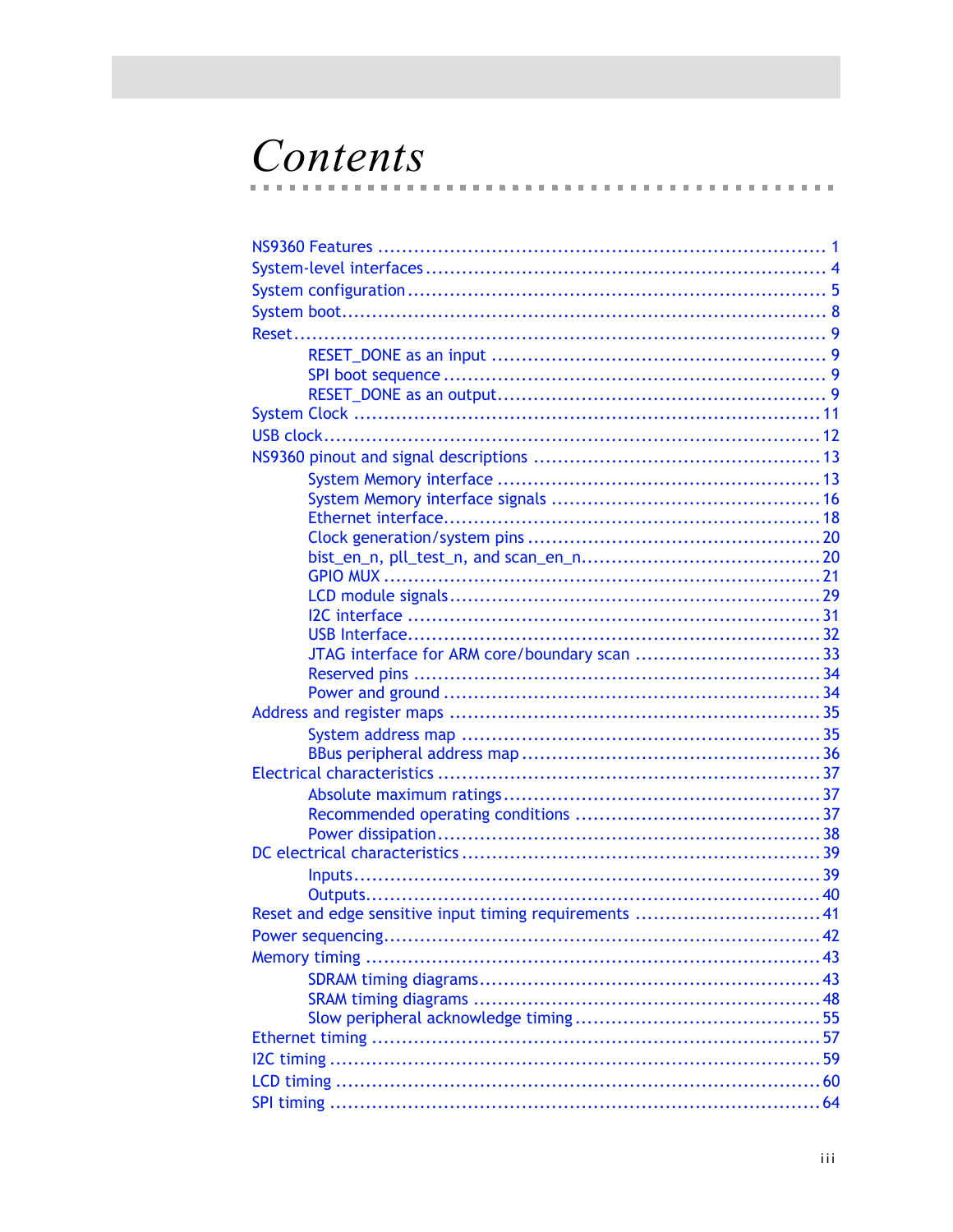# Contents

- NS9360 Features ........ 1
- System-level interfaces ........ 4
- System configuration ........ 5
- System boot ........ 8
- Reset ........ 9
  - RESET_DONE as an input ........ 9
  - SPI boot sequence ........ 9
  - RESET_DONE as an output ........ 9
- System Clock ........ 11
- USB clock ........ 12
- NS9360 pinout and signal descriptions ........ 13
  - System Memory interface ........ 13
  - System Memory interface signals ........ 16
  - Ethernet interface ........ 18
  - Clock generation/system pins ........ 20
  - bist_en_n, pll_test_n, and scan_en_n ........ 20
  - GPIO MUX ........ 21
  - LCD module signals ........ 29
  - I2C interface ........ 31
  - USB Interface ........ 32
  - JTAG interface for ARM core/boundary scan ........ 33
  - Reserved pins ........ 34
  - Power and ground ........ 34
- Address and register maps ........ 35
  - System address map ........ 35
  - BBus peripheral address map ........ 36
- Electrical characteristics ........ 37
  - Absolute maximum ratings ........ 37
  - Recommended operating conditions ........ 37
  - Power dissipation ........ 38
- DC electrical characteristics ........ 39
  - Inputs ........ 39
  - Outputs ........ 40
- Reset and edge sensitive input timing requirements ........ 41
- Power sequencing ........ 42
- Memory timing ........ 43
  - SDRAM timing diagrams ........ 43
  - SRAM timing diagrams ........ 48
  - Slow peripheral acknowledge timing ........ 55
- Ethernet timing ........ 57
- I2C timing ........ 59
- LCD timing ........ 60
- SPI timing ........ 64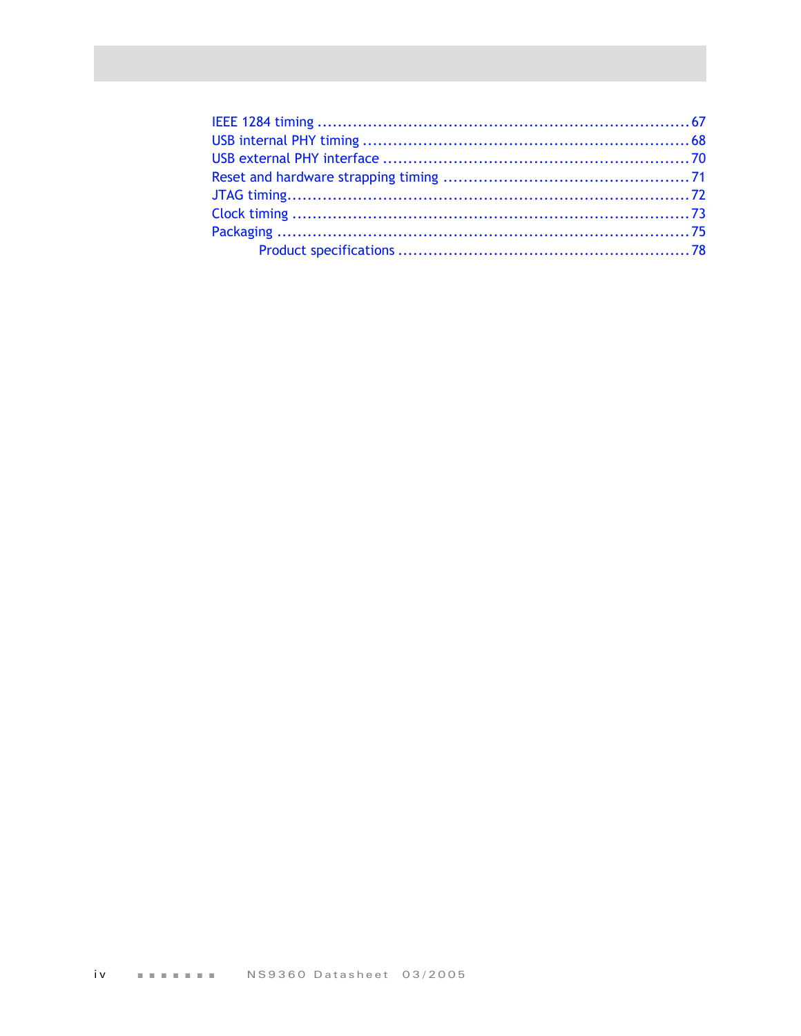IEEE 1284 timing ........................................................................ 67
USB internal PHY timing ............................................................... 68
USB external PHY interface ............................................................ 70
Reset and hardware strapping timing ................................................ 71
JTAG timing.................................................................................. 72
Clock timing ................................................................................ 73
Packaging ................................................................................... 75

Product specifications ........................................................ 78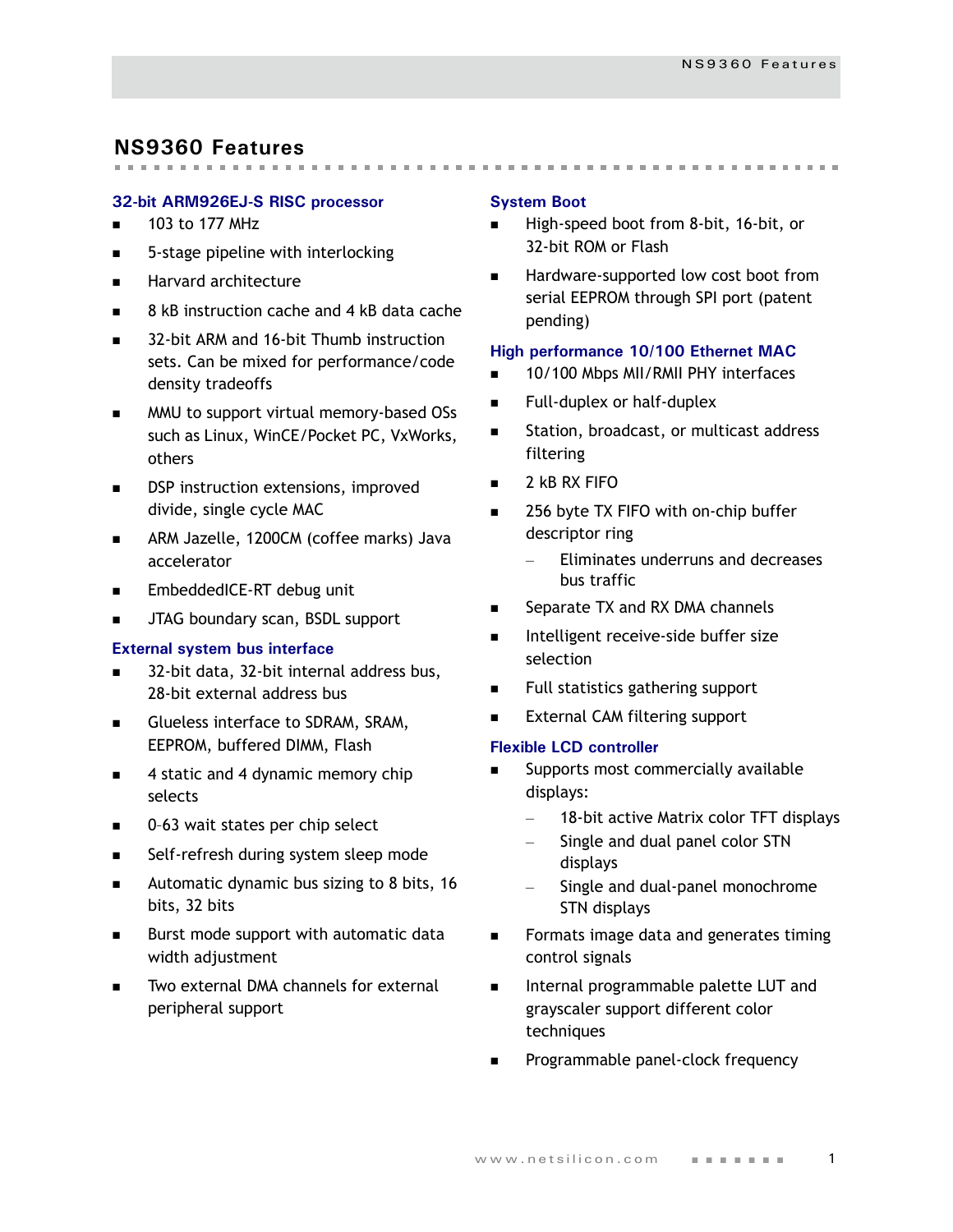# NS9360 Features

### 32-bit ARM926EJ-S RISC processor

- 103 to 177 MHz
- 5-stage pipeline with interlocking
- Harvard architecture
- 8 kB instruction cache and 4 kB data cache
- 32-bit ARM and 16-bit Thumb instruction sets. Can be mixed for performance/code density tradeoffs
- MMU to support virtual memory-based OSs such as Linux, WinCE/Pocket PC, VxWorks, others
- DSP instruction extensions, improved divide, single cycle MAC
- ARM Jazelle, 1200CM (coffee marks) Java accelerator
- EmbeddedICE-RT debug unit
- JTAG boundary scan, BSDL support

### External system bus interface

- 32-bit data, 32-bit internal address bus, 28-bit external address bus
- Glueless interface to SDRAM, SRAM, EEPROM, buffered DIMM, Flash
- 4 static and 4 dynamic memory chip selects
- 0–63 wait states per chip select
- Self-refresh during system sleep mode
- Automatic dynamic bus sizing to 8 bits, 16 bits, 32 bits
- Burst mode support with automatic data width adjustment
- Two external DMA channels for external peripheral support

### System Boot

- High-speed boot from 8-bit, 16-bit, or 32-bit ROM or Flash
- Hardware-supported low cost boot from serial EEPROM through SPI port (patent pending)

### High performance 10/100 Ethernet MAC

- 10/100 Mbps MII/RMII PHY interfaces
- Full-duplex or half-duplex
- Station, broadcast, or multicast address filtering
- 2 kB RX FIFO
- 256 byte TX FIFO with on-chip buffer descriptor ring
  - Eliminates underruns and decreases bus traffic
- Separate TX and RX DMA channels
- Intelligent receive-side buffer size selection
- Full statistics gathering support
- External CAM filtering support

### Flexible LCD controller

- Supports most commercially available displays:
  - 18-bit active Matrix color TFT displays
  - Single and dual panel color STN displays
  - Single and dual-panel monochrome STN displays
- Formats image data and generates timing control signals
- Internal programmable palette LUT and grayscaler support different color techniques
- Programmable panel-clock frequency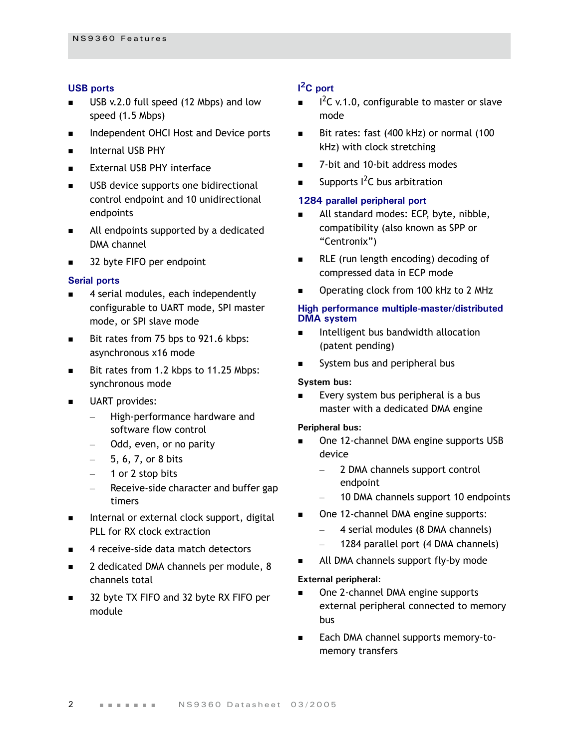### USB ports

- USB v.2.0 full speed (12 Mbps) and low speed (1.5 Mbps)
- Independent OHCI Host and Device ports
- Internal USB PHY
- External USB PHY interface
- USB device supports one bidirectional control endpoint and 10 unidirectional endpoints
- All endpoints supported by a dedicated DMA channel
- 32 byte FIFO per endpoint

### Serial ports

- 4 serial modules, each independently configurable to UART mode, SPI master mode, or SPI slave mode
- Bit rates from 75 bps to 921.6 kbps: asynchronous x16 mode
- Bit rates from 1.2 kbps to 11.25 Mbps: synchronous mode
- UART provides:
  - High-performance hardware and software flow control
  - Odd, even, or no parity
  - 5, 6, 7, or 8 bits
  - 1 or 2 stop bits
  - Receive-side character and buffer gap timers
- Internal or external clock support, digital PLL for RX clock extraction
- 4 receive-side data match detectors
- 2 dedicated DMA channels per module, 8 channels total
- 32 byte TX FIFO and 32 byte RX FIFO per module

### I$^2$C port

- I$^2$C v.1.0, configurable to master or slave mode
- Bit rates: fast (400 kHz) or normal (100 kHz) with clock stretching
- 7-bit and 10-bit address modes
- Supports I$^2$C bus arbitration

### 1284 parallel peripheral port

- All standard modes: ECP, byte, nibble, compatibility (also known as SPP or “Centronix”)
- RLE (run length encoding) decoding of compressed data in ECP mode
- Operating clock from 100 kHz to 2 MHz

### High performance multiple-master/distributed DMA system

- Intelligent bus bandwidth allocation (patent pending)
- System bus and peripheral bus

**System bus:**

- Every system bus peripheral is a bus master with a dedicated DMA engine

**Peripheral bus:**

- One 12-channel DMA engine supports USB device
  - 2 DMA channels support control endpoint
  - 10 DMA channels support 10 endpoints
- One 12-channel DMA engine supports:
  - 4 serial modules (8 DMA channels)
  - 1284 parallel port (4 DMA channels)
- All DMA channels support fly-by mode

**External peripheral:**

- One 2-channel DMA engine supports external peripheral connected to memory bus
- Each DMA channel supports memory-to-memory transfers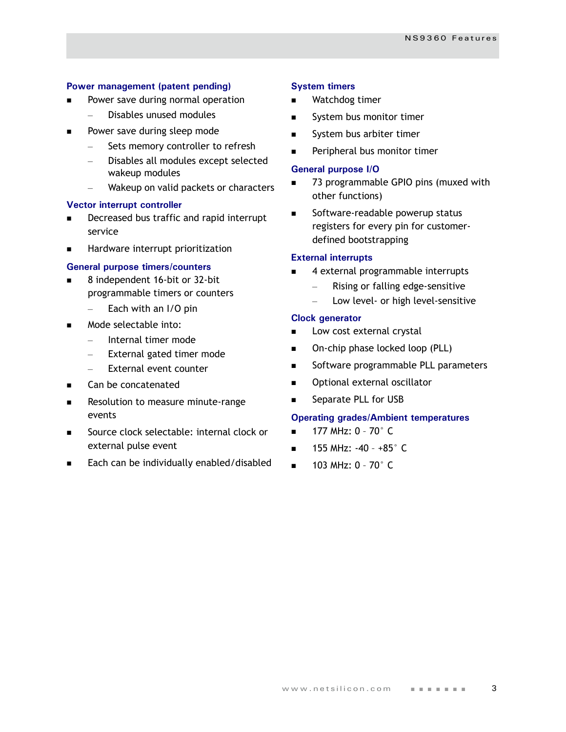### Power management (patent pending)

- Power save during normal operation
  - Disables unused modules
- Power save during sleep mode
  - Sets memory controller to refresh
  - Disables all modules except selected wakeup modules
  - Wakeup on valid packets or characters

### Vector interrupt controller

- Decreased bus traffic and rapid interrupt service
- Hardware interrupt prioritization

### General purpose timers/counters

- 8 independent 16-bit or 32-bit programmable timers or counters
  - Each with an I/O pin
- Mode selectable into:
  - Internal timer mode
  - External gated timer mode
  - External event counter
- Can be concatenated
- Resolution to measure minute-range events
- Source clock selectable: internal clock or external pulse event
- Each can be individually enabled/disabled

### System timers

- Watchdog timer
- System bus monitor timer
- System bus arbiter timer
- Peripheral bus monitor timer

### General purpose I/O

- 73 programmable GPIO pins (muxed with other functions)
- Software-readable powerup status registers for every pin for customer-defined bootstrapping

### External interrupts

- 4 external programmable interrupts
  - Rising or falling edge-sensitive
  - Low level- or high level-sensitive

### Clock generator

- Low cost external crystal
- On-chip phase locked loop (PLL)
- Software programmable PLL parameters
- Optional external oscillator
- Separate PLL for USB

### Operating grades/Ambient temperatures

- 177 MHz: 0 – 70° C
- 155 MHz: -40 – +85° C
- 103 MHz: 0 – 70° C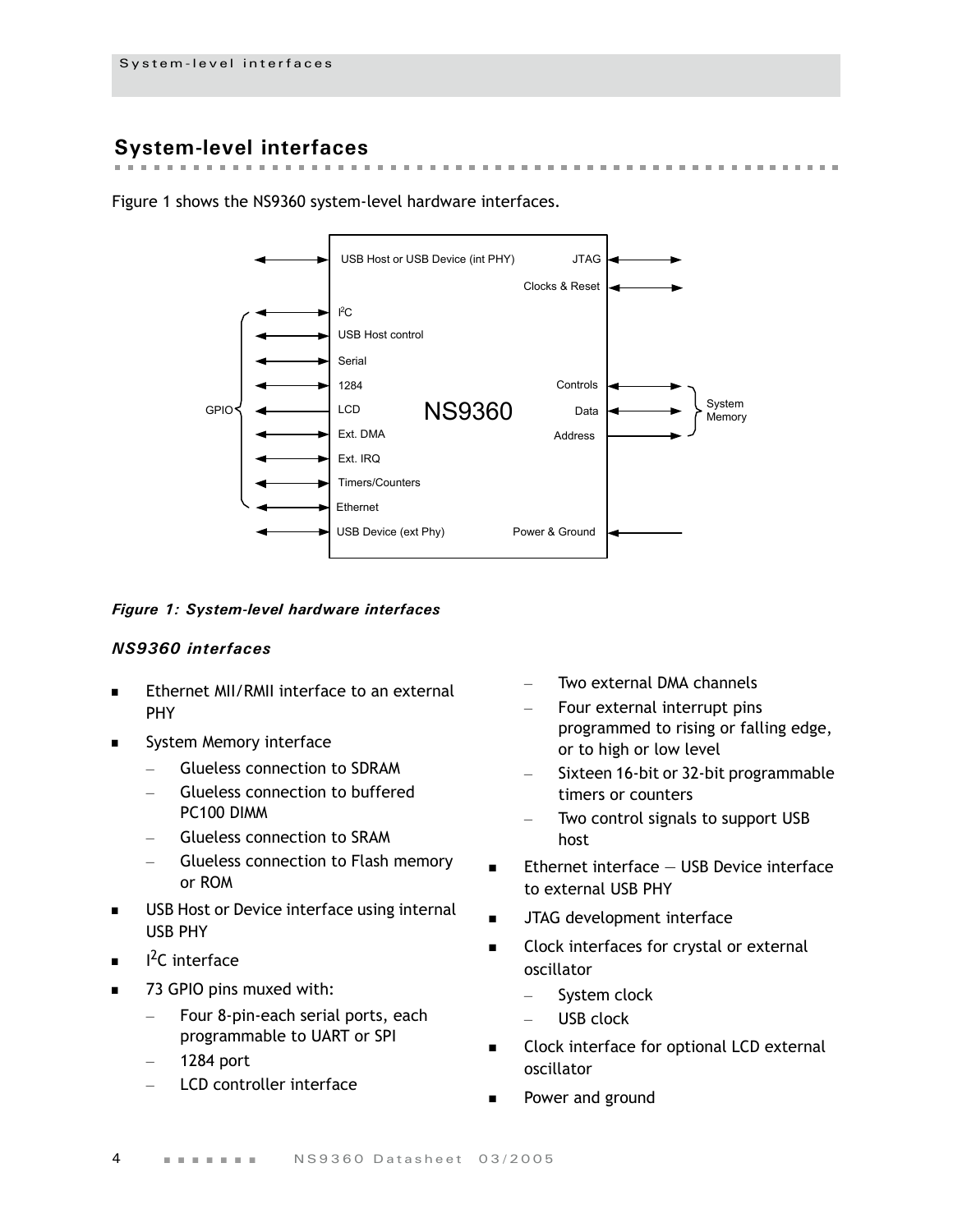## System-level interfaces

Figure 1 shows the NS9360 system-level hardware interfaces.

*Figure 1: System-level hardware interfaces*

### *NS9360 interfaces*

- Ethernet MII/RMII interface to an external PHY
- System Memory interface
  - Glueless connection to SDRAM
  - Glueless connection to buffered PC100 DIMM
  - Glueless connection to SRAM
  - Glueless connection to Flash memory or ROM
- USB Host or Device interface using internal USB PHY
- $I^2C$ interface
- 73 GPIO pins muxed with:
  - Four 8-pin-each serial ports, each programmable to UART or SPI
  - 1284 port
  - LCD controller interface
  - Two external DMA channels
  - Four external interrupt pins programmed to rising or falling edge, or to high or low level
  - Sixteen 16-bit or 32-bit programmable timers or counters
  - Two control signals to support USB host
- Ethernet interface — USB Device interface to external USB PHY
- JTAG development interface
- Clock interfaces for crystal or external oscillator
  - System clock
  - USB clock
- Clock interface for optional LCD external oscillator
- Power and ground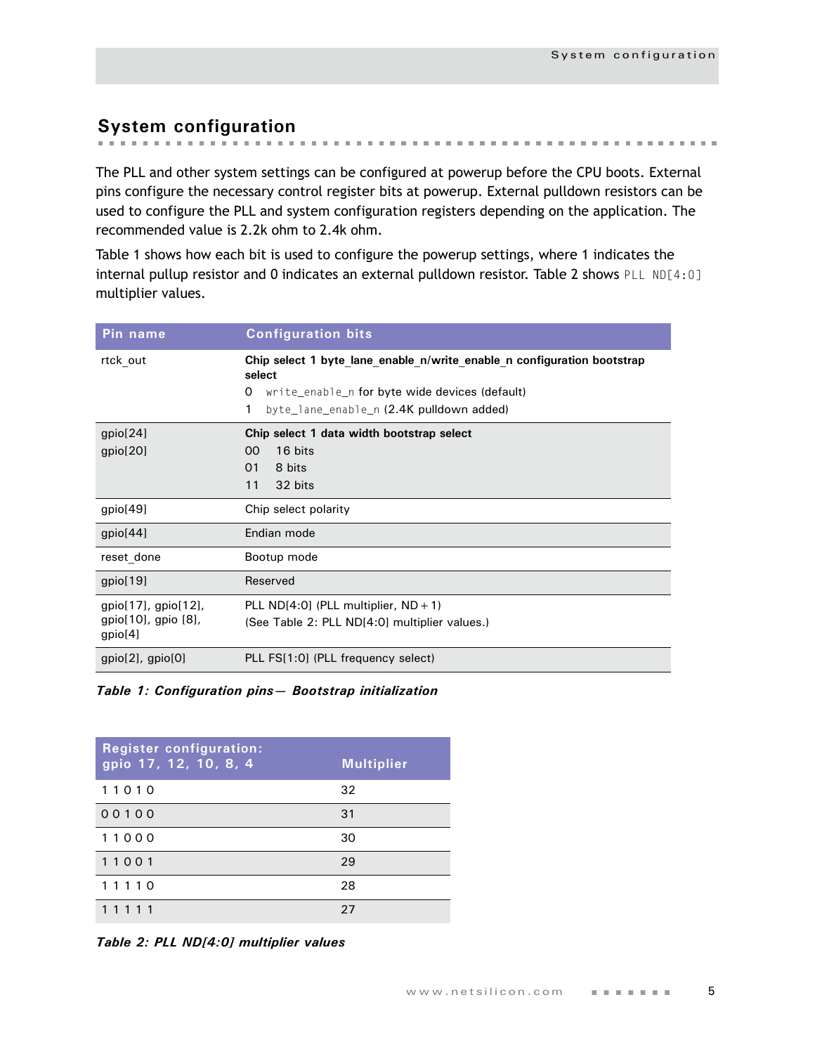## System configuration

The PLL and other system settings can be configured at powerup before the CPU boots. External pins configure the necessary control register bits at powerup. External pulldown resistors can be used to configure the PLL and system configuration registers depending on the application. The recommended value is 2.2k ohm to 2.4k ohm.

Table 1 shows how each bit is used to configure the powerup settings, where 1 indicates the internal pullup resistor and 0 indicates an external pulldown resistor. Table 2 shows `PLL ND[4:0]` multiplier values.

| Pin name | Configuration bits |
|---|---|
| rtck_out | **Chip select 1 byte_lane_enable_n/write_enable_n configuration bootstrap select**<br>0 `write_enable_n` for byte wide devices (default)<br>1 `byte_lane_enable_n` (2.4K pulldown added) |
| gpio[24]<br>gpio[20] | **Chip select 1 data width bootstrap select**<br>00 16 bits<br>01 8 bits<br>11 32 bits |
| gpio[49] | Chip select polarity |
| gpio[44] | Endian mode |
| reset_done | Bootup mode |
| gpio[19] | Reserved |
| gpio[17], gpio[12], gpio[10], gpio [8], gpio[4] | PLL ND[4:0] (PLL multiplier, ND + 1)<br>(See Table 2: PLL ND[4:0] multiplier values.) |
| gpio[2], gpio[0] | PLL FS[1:0] (PLL frequency select) |

***Table 1: Configuration pins— Bootstrap initialization***

| Register configuration: gpio 17, 12, 10, 8, 4 | Multiplier |
|---|---|
| 1 1 0 1 0 | 32 |
| 0 0 1 0 0 | 31 |
| 1 1 0 0 0 | 30 |
| 1 1 0 0 1 | 29 |
| 1 1 1 1 0 | 28 |
| 1 1 1 1 1 | 27 |

***Table 2: PLL ND[4:0] multiplier values***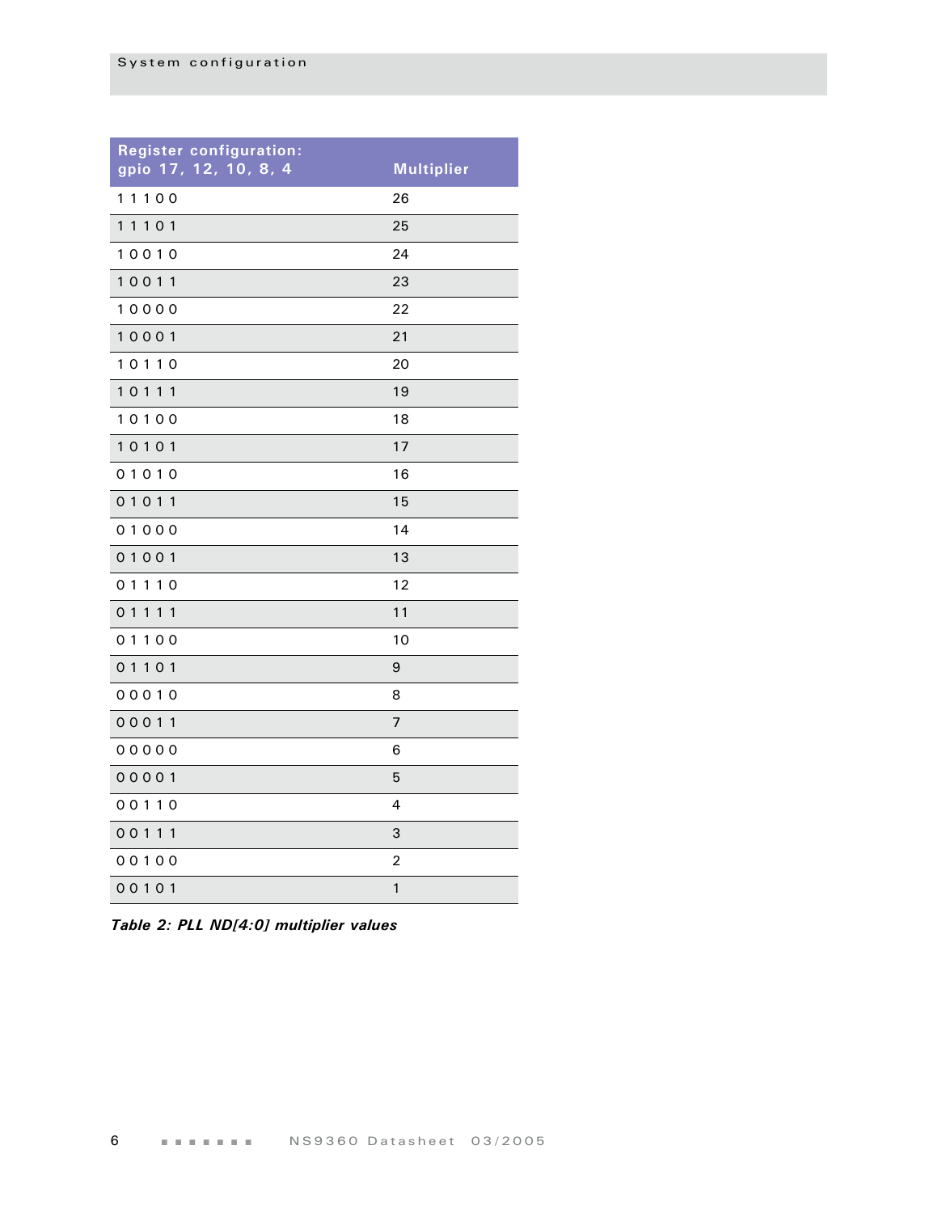| Register configuration: gpio 17, 12, 10, 8, 4 | Multiplier |
|---|---|
| 1 1 1 0 0 | 26 |
| 1 1 1 0 1 | 25 |
| 1 0 0 1 0 | 24 |
| 1 0 0 1 1 | 23 |
| 1 0 0 0 0 | 22 |
| 1 0 0 0 1 | 21 |
| 1 0 1 1 0 | 20 |
| 1 0 1 1 1 | 19 |
| 1 0 1 0 0 | 18 |
| 1 0 1 0 1 | 17 |
| 0 1 0 1 0 | 16 |
| 0 1 0 1 1 | 15 |
| 0 1 0 0 0 | 14 |
| 0 1 0 0 1 | 13 |
| 0 1 1 1 0 | 12 |
| 0 1 1 1 1 | 11 |
| 0 1 1 0 0 | 10 |
| 0 1 1 0 1 | 9 |
| 0 0 0 1 0 | 8 |
| 0 0 0 1 1 | 7 |
| 0 0 0 0 0 | 6 |
| 0 0 0 0 1 | 5 |
| 0 0 1 1 0 | 4 |
| 0 0 1 1 1 | 3 |
| 0 0 1 0 0 | 2 |
| 0 0 1 0 1 | 1 |

*Table 2: PLL ND[4:0] multiplier values*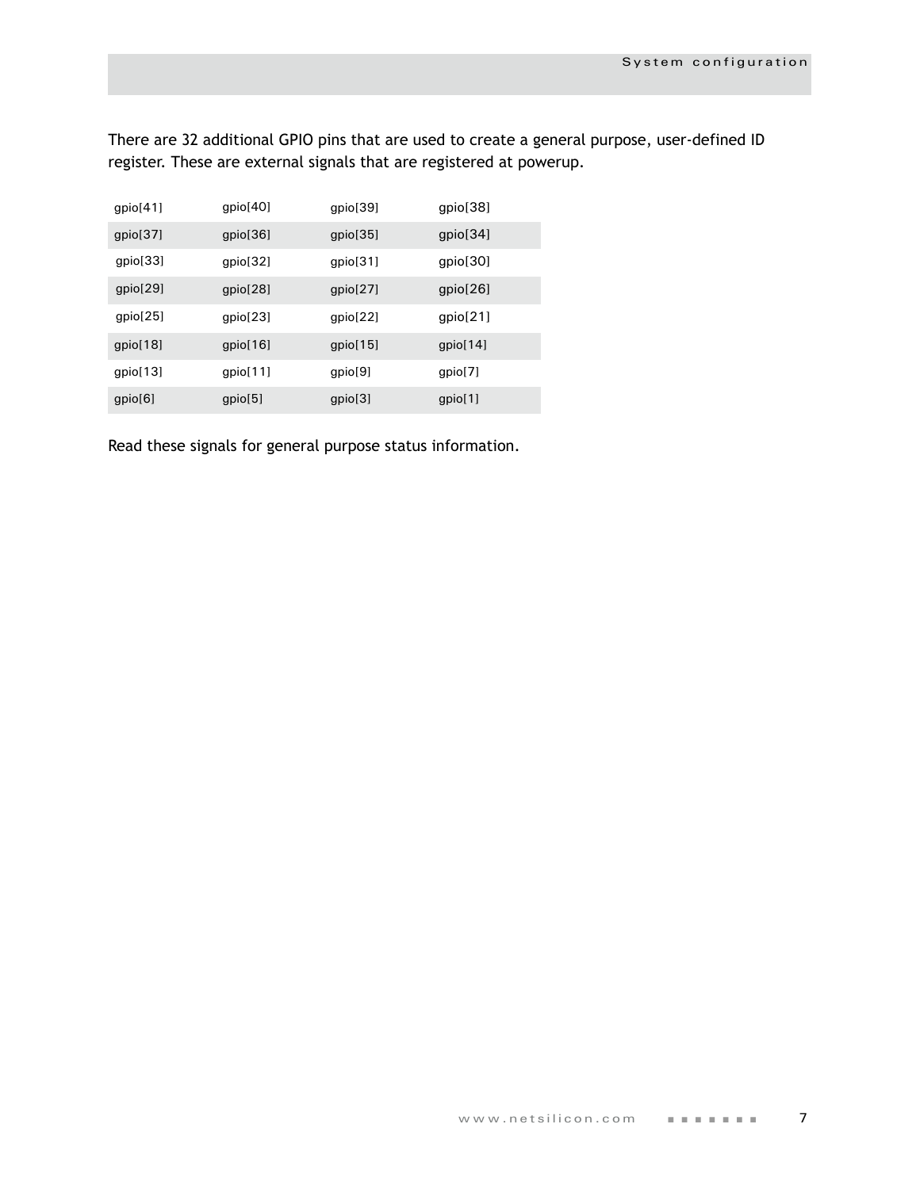There are 32 additional GPIO pins that are used to create a general purpose, user-defined ID register. These are external signals that are registered at powerup.

| gpio[41] | gpio[40] | gpio[39] | gpio[38] |
|---|---|---|---|
| gpio[37] | gpio[36] | gpio[35] | gpio[34] |
| gpio[33] | gpio[32] | gpio[31] | gpio[30] |
| gpio[29] | gpio[28] | gpio[27] | gpio[26] |
| gpio[25] | gpio[23] | gpio[22] | gpio[21] |
| gpio[18] | gpio[16] | gpio[15] | gpio[14] |
| gpio[13] | gpio[11] | gpio[9] | gpio[7] |
| gpio[6] | gpio[5] | gpio[3] | gpio[1] |

Read these signals for general purpose status information.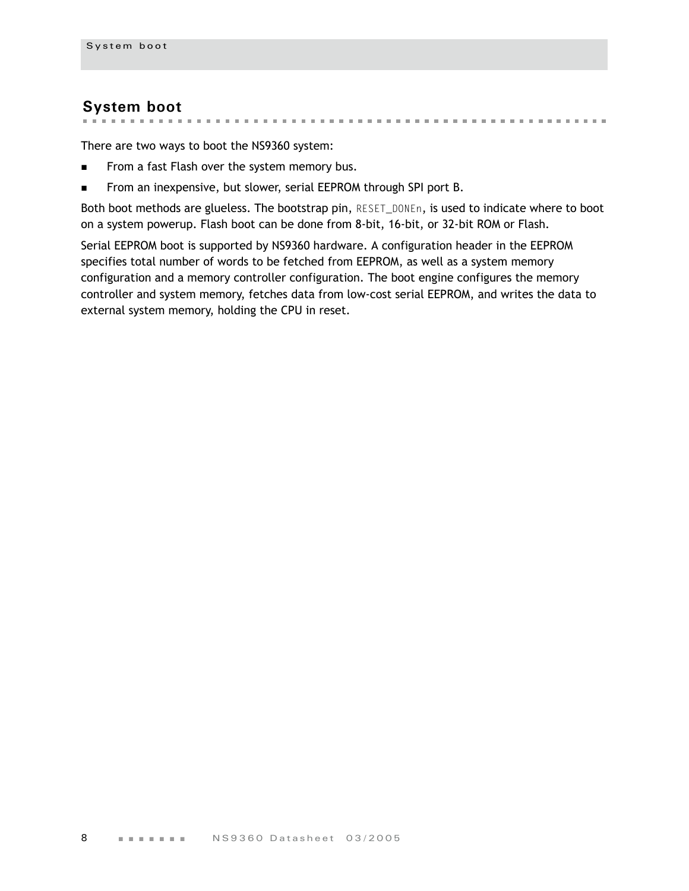## System boot

There are two ways to boot the NS9360 system:

- From a fast Flash over the system memory bus.
- From an inexpensive, but slower, serial EEPROM through SPI port B.

Both boot methods are glueless. The bootstrap pin, `RESET_DONEn`, is used to indicate where to boot on a system powerup. Flash boot can be done from 8-bit, 16-bit, or 32-bit ROM or Flash.

Serial EEPROM boot is supported by NS9360 hardware. A configuration header in the EEPROM specifies total number of words to be fetched from EEPROM, as well as a system memory configuration and a memory controller configuration. The boot engine configures the memory controller and system memory, fetches data from low-cost serial EEPROM, and writes the data to external system memory, holding the CPU in reset.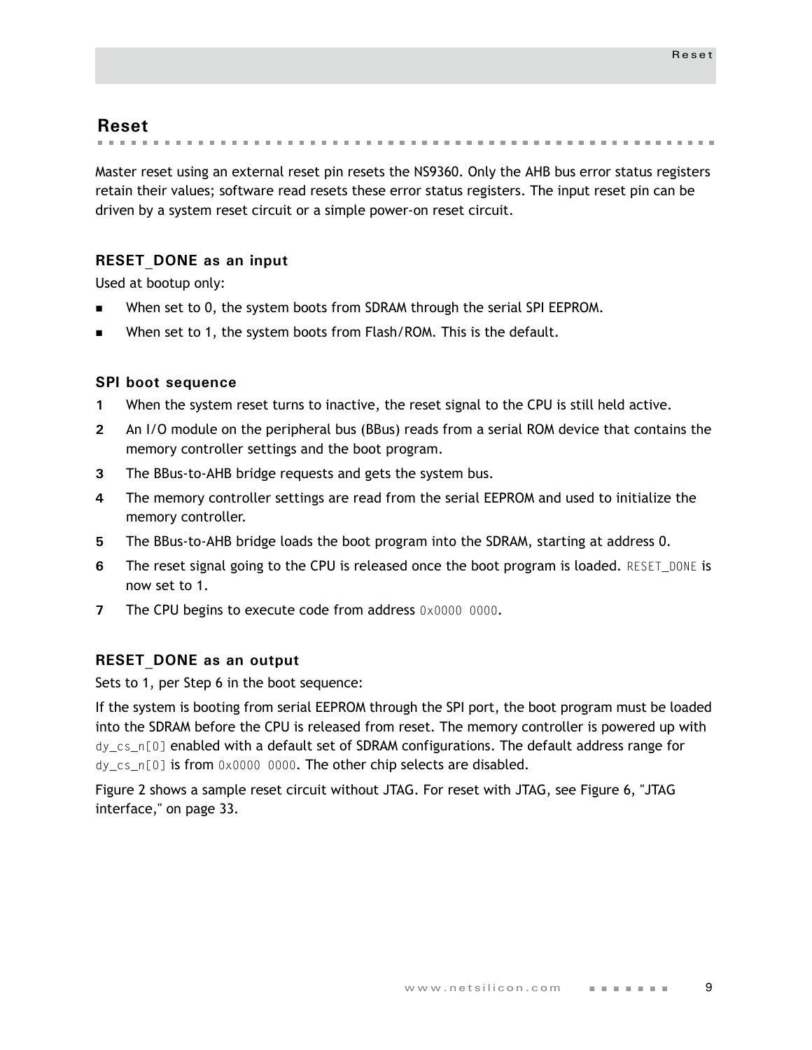## Reset

Master reset using an external reset pin resets the NS9360. Only the AHB bus error status registers retain their values; software read resets these error status registers. The input reset pin can be driven by a system reset circuit or a simple power-on reset circuit.

### RESET_DONE as an input

Used at bootup only:

- When set to 0, the system boots from SDRAM through the serial SPI EEPROM.
- When set to 1, the system boots from Flash/ROM. This is the default.

### SPI boot sequence

1. When the system reset turns to inactive, the reset signal to the CPU is still held active.
2. An I/O module on the peripheral bus (BBus) reads from a serial ROM device that contains the memory controller settings and the boot program.
3. The BBus-to-AHB bridge requests and gets the system bus.
4. The memory controller settings are read from the serial EEPROM and used to initialize the memory controller.
5. The BBus-to-AHB bridge loads the boot program into the SDRAM, starting at address 0.
6. The reset signal going to the CPU is released once the boot program is loaded. `RESET_DONE` is now set to 1.
7. The CPU begins to execute code from address `0x0000 0000`.

### RESET_DONE as an output

Sets to 1, per Step 6 in the boot sequence:

If the system is booting from serial EEPROM through the SPI port, the boot program must be loaded into the SDRAM before the CPU is released from reset. The memory controller is powered up with `dy_cs_n[0]` enabled with a default set of SDRAM configurations. The default address range for `dy_cs_n[0]` is from `0x0000 0000`. The other chip selects are disabled.

Figure 2 shows a sample reset circuit without JTAG. For reset with JTAG, see Figure 6, "JTAG interface," on page 33.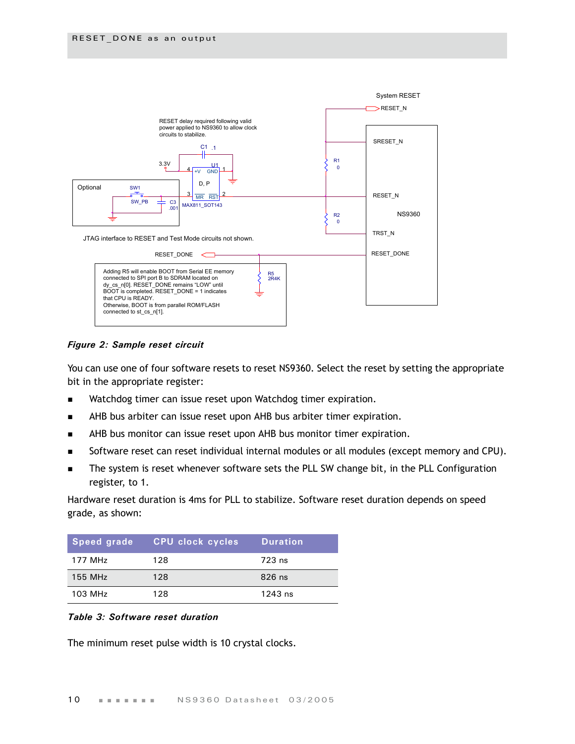## RESET_DONE as an output

*Figure 2: Sample reset circuit*

You can use one of four software resets to reset NS9360. Select the reset by setting the appropriate bit in the appropriate register:

- Watchdog timer can issue reset upon Watchdog timer expiration.
- AHB bus arbiter can issue reset upon AHB bus arbiter timer expiration.
- AHB bus monitor can issue reset upon AHB bus monitor timer expiration.
- Software reset can reset individual internal modules or all modules (except memory and CPU).
- The system is reset whenever software sets the PLL SW change bit, in the PLL Configuration register, to 1.

Hardware reset duration is 4ms for PLL to stabilize. Software reset duration depends on speed grade, as shown:

| Speed grade | CPU clock cycles | Duration |
|---|---|---|
| 177 MHz | 128 | 723 ns |
| 155 MHz | 128 | 826 ns |
| 103 MHz | 128 | 1243 ns |

*Table 3: Software reset duration*

The minimum reset pulse width is 10 crystal clocks.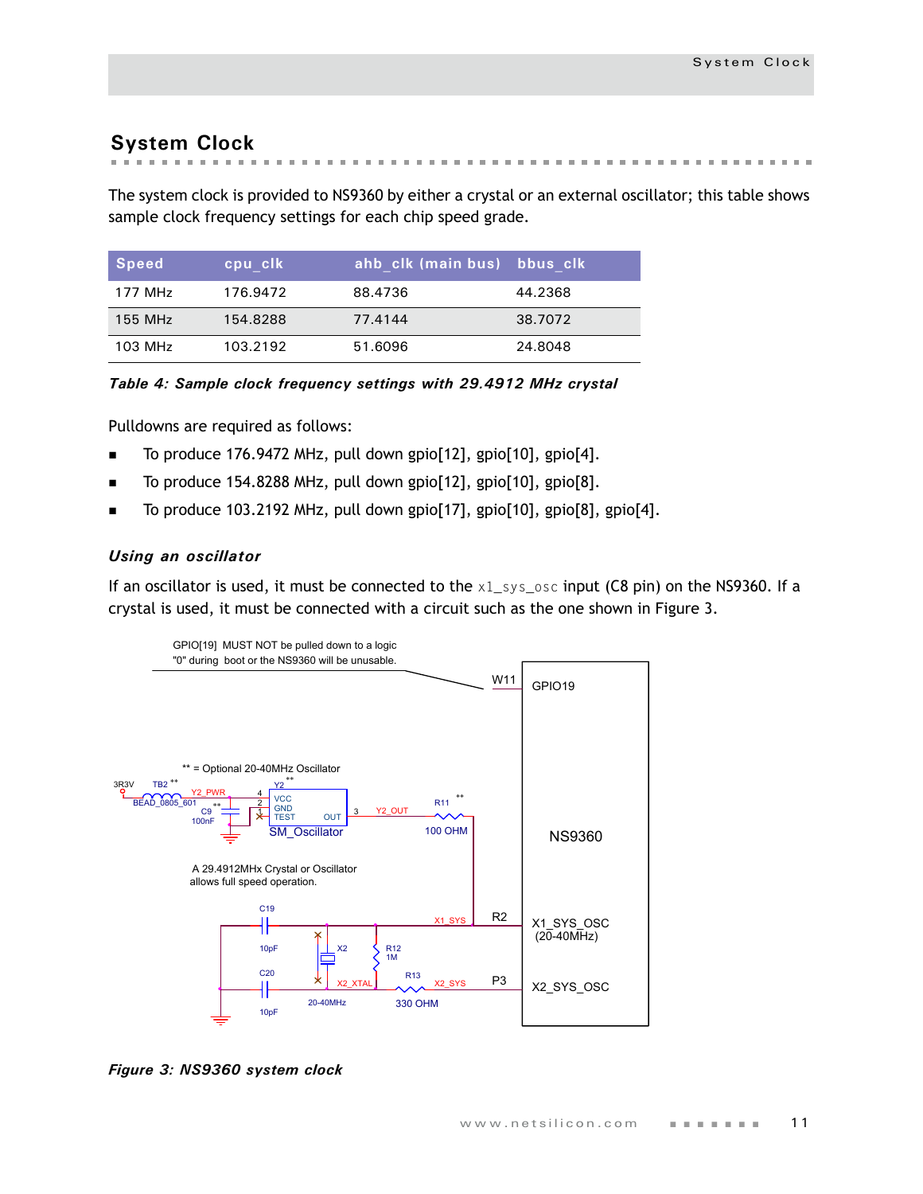## System Clock

The system clock is provided to NS9360 by either a crystal or an external oscillator; this table shows sample clock frequency settings for each chip speed grade.

| Speed | cpu_clk | ahb_clk (main bus) | bbus_clk |
|---|---|---|---|
| 177 MHz | 176.9472 | 88.4736 | 44.2368 |
| 155 MHz | 154.8288 | 77.4144 | 38.7072 |
| 103 MHz | 103.2192 | 51.6096 | 24.8048 |

***Table 4: Sample clock frequency settings with 29.4912 MHz crystal***

Pulldowns are required as follows:

- To produce 176.9472 MHz, pull down gpio[12], gpio[10], gpio[4].
- To produce 154.8288 MHz, pull down gpio[12], gpio[10], gpio[8].
- To produce 103.2192 MHz, pull down gpio[17], gpio[10], gpio[8], gpio[4].

### *Using an oscillator*

If an oscillator is used, it must be connected to the `x1_sys_osc` input (C8 pin) on the NS9360. If a crystal is used, it must be connected with a circuit such as the one shown in Figure 3.

***Figure 3: NS9360 system clock***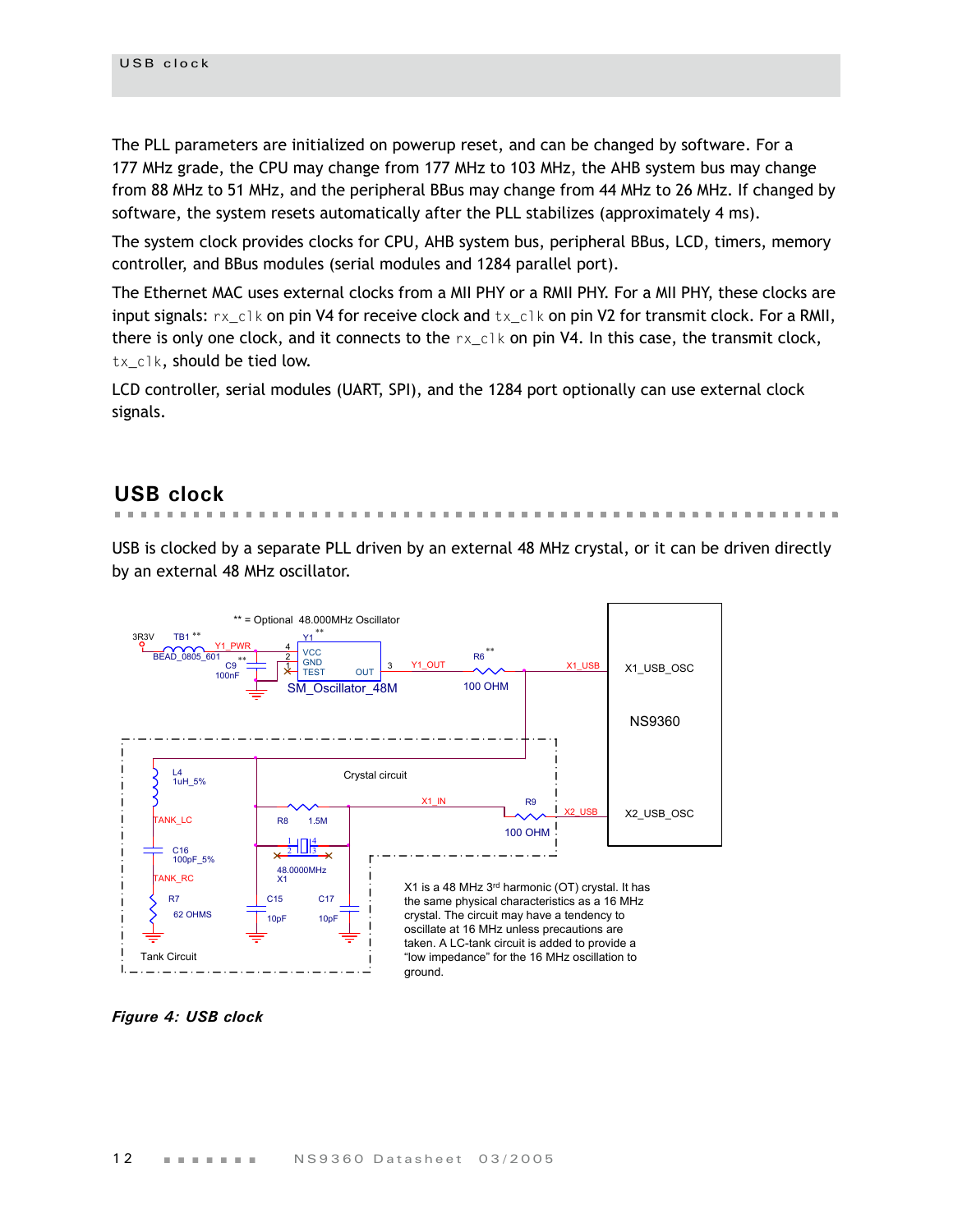The PLL parameters are initialized on powerup reset, and can be changed by software. For a 177 MHz grade, the CPU may change from 177 MHz to 103 MHz, the AHB system bus may change from 88 MHz to 51 MHz, and the peripheral BBus may change from 44 MHz to 26 MHz. If changed by software, the system resets automatically after the PLL stabilizes (approximately 4 ms).

The system clock provides clocks for CPU, AHB system bus, peripheral BBus, LCD, timers, memory controller, and BBus modules (serial modules and 1284 parallel port).

The Ethernet MAC uses external clocks from a MII PHY or a RMII PHY. For a MII PHY, these clocks are input signals: `rx_clk` on pin V4 for receive clock and `tx_clk` on pin V2 for transmit clock. For a RMII, there is only one clock, and it connects to the `rx_clk` on pin V4. In this case, the transmit clock, `tx_clk`, should be tied low.

LCD controller, serial modules (UART, SPI), and the 1284 port optionally can use external clock signals.

## USB clock

USB is clocked by a separate PLL driven by an external 48 MHz crystal, or it can be driven directly by an external 48 MHz oscillator.

X1 is a 48 MHz 3rd harmonic (OT) crystal. It has the same physical characteristics as a 16 MHz crystal. The circuit may have a tendency to oscillate at 16 MHz unless precautions are taken. A LC-tank circuit is added to provide a "low impedance" for the 16 MHz oscillation to ground.

*Figure 4: USB clock*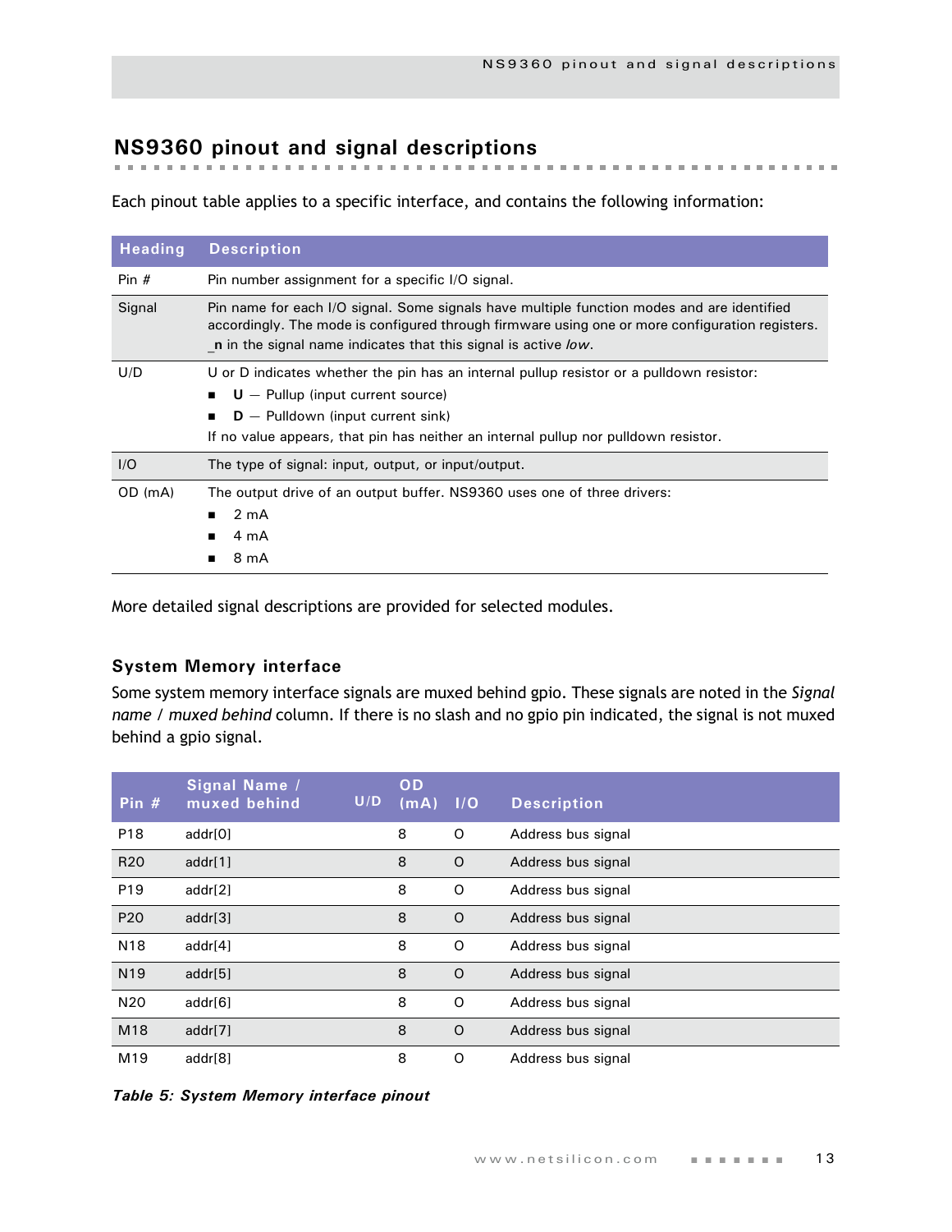# NS9360 pinout and signal descriptions

Each pinout table applies to a specific interface, and contains the following information:

| Heading | Description |
|---|---|
| Pin # | Pin number assignment for a specific I/O signal. |
| Signal | Pin name for each I/O signal. Some signals have multiple function modes and are identified accordingly. The mode is configured through firmware using one or more configuration registers. **_n** in the signal name indicates that this signal is active *low*. |
| U/D | U or D indicates whether the pin has an internal pullup resistor or a pulldown resistor:<br>■ **U** — Pullup (input current source)<br>■ **D** — Pulldown (input current sink)<br>If no value appears, that pin has neither an internal pullup nor pulldown resistor. |
| I/O | The type of signal: input, output, or input/output. |
| OD (mA) | The output drive of an output buffer. NS9360 uses one of three drivers:<br>■ 2 mA<br>■ 4 mA<br>■ 8 mA |

More detailed signal descriptions are provided for selected modules.

## System Memory interface

Some system memory interface signals are muxed behind gpio. These signals are noted in the *Signal name / muxed behind* column. If there is no slash and no gpio pin indicated, the signal is not muxed behind a gpio signal.

| Pin # | Signal Name / muxed behind | U/D | OD (mA) | I/O | Description |
|---|---|---|---|---|---|
| P18 | addr[0] | | 8 | O | Address bus signal |
| R20 | addr[1] | | 8 | O | Address bus signal |
| P19 | addr[2] | | 8 | O | Address bus signal |
| P20 | addr[3] | | 8 | O | Address bus signal |
| N18 | addr[4] | | 8 | O | Address bus signal |
| N19 | addr[5] | | 8 | O | Address bus signal |
| N20 | addr[6] | | 8 | O | Address bus signal |
| M18 | addr[7] | | 8 | O | Address bus signal |
| M19 | addr[8] | | 8 | O | Address bus signal |

***Table 5: System Memory interface pinout***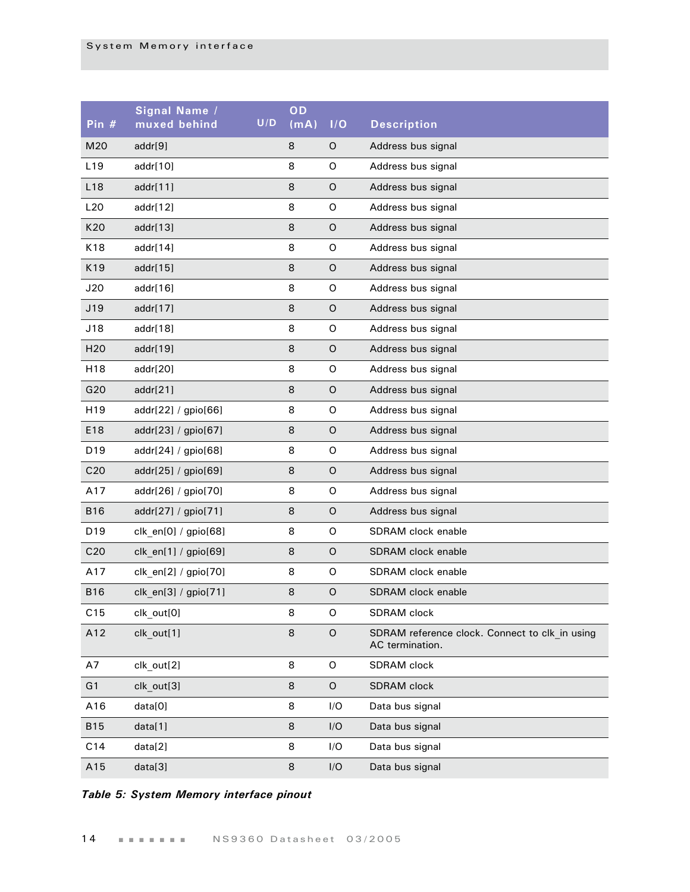| Pin # | Signal Name / muxed behind | U/D | OD (mA) | I/O | Description |
|---|---|---|---|---|---|
| M20 | addr[9] | | 8 | O | Address bus signal |
| L19 | addr[10] | | 8 | O | Address bus signal |
| L18 | addr[11] | | 8 | O | Address bus signal |
| L20 | addr[12] | | 8 | O | Address bus signal |
| K20 | addr[13] | | 8 | O | Address bus signal |
| K18 | addr[14] | | 8 | O | Address bus signal |
| K19 | addr[15] | | 8 | O | Address bus signal |
| J20 | addr[16] | | 8 | O | Address bus signal |
| J19 | addr[17] | | 8 | O | Address bus signal |
| J18 | addr[18] | | 8 | O | Address bus signal |
| H20 | addr[19] | | 8 | O | Address bus signal |
| H18 | addr[20] | | 8 | O | Address bus signal |
| G20 | addr[21] | | 8 | O | Address bus signal |
| H19 | addr[22] / gpio[66] | | 8 | O | Address bus signal |
| E18 | addr[23] / gpio[67] | | 8 | O | Address bus signal |
| D19 | addr[24] / gpio[68] | | 8 | O | Address bus signal |
| C20 | addr[25] / gpio[69] | | 8 | O | Address bus signal |
| A17 | addr[26] / gpio[70] | | 8 | O | Address bus signal |
| B16 | addr[27] / gpio[71] | | 8 | O | Address bus signal |
| D19 | clk_en[0] / gpio[68] | | 8 | O | SDRAM clock enable |
| C20 | clk_en[1] / gpio[69] | | 8 | O | SDRAM clock enable |
| A17 | clk_en[2] / gpio[70] | | 8 | O | SDRAM clock enable |
| B16 | clk_en[3] / gpio[71] | | 8 | O | SDRAM clock enable |
| C15 | clk_out[0] | | 8 | O | SDRAM clock |
| A12 | clk_out[1] | | 8 | O | SDRAM reference clock. Connect to clk_in using AC termination. |
| A7 | clk_out[2] | | 8 | O | SDRAM clock |
| G1 | clk_out[3] | | 8 | O | SDRAM clock |
| A16 | data[0] | | 8 | I/O | Data bus signal |
| B15 | data[1] | | 8 | I/O | Data bus signal |
| C14 | data[2] | | 8 | I/O | Data bus signal |
| A15 | data[3] | | 8 | I/O | Data bus signal |

***Table 5: System Memory interface pinout***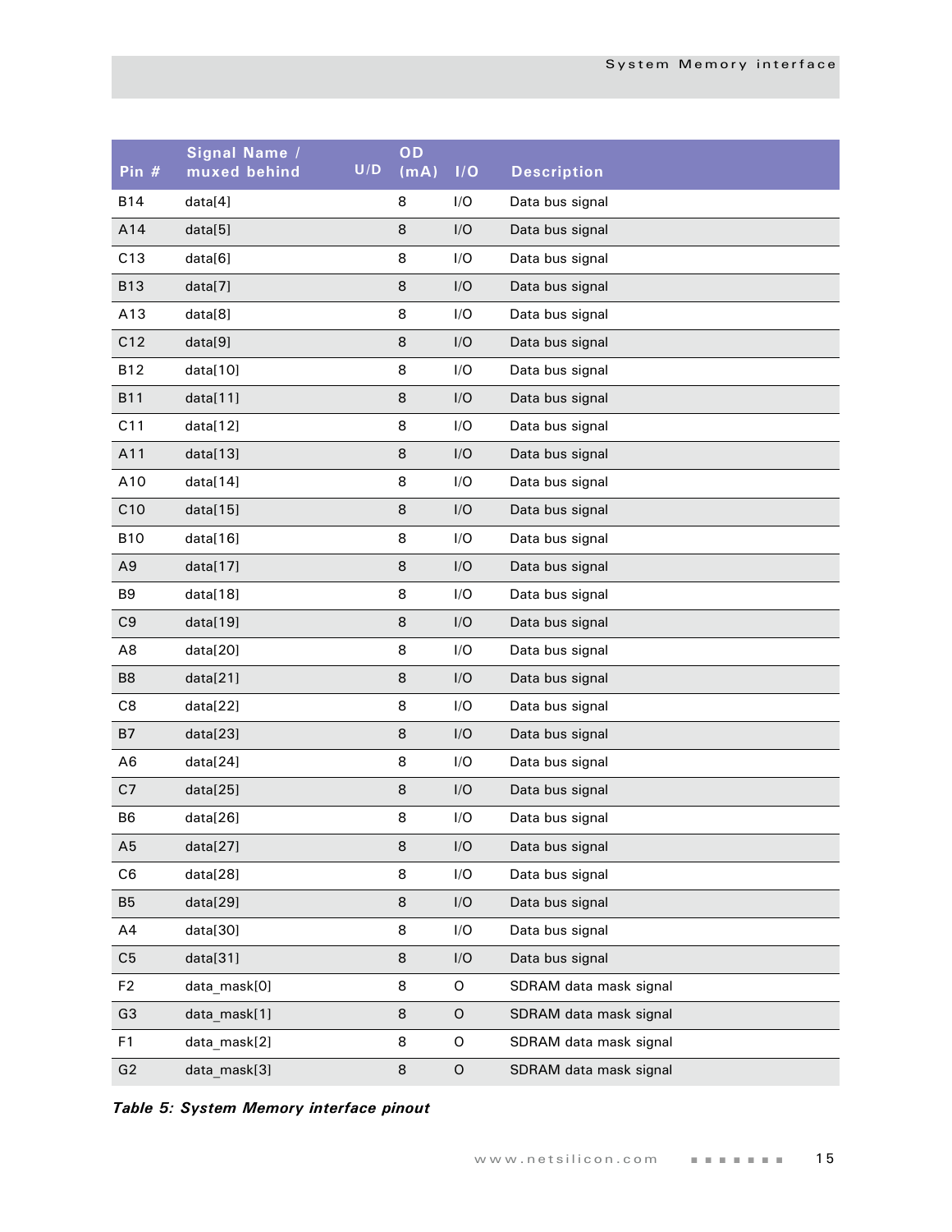| Pin # | Signal Name / muxed behind | U/D | OD (mA) | I/O | Description |
|---|---|---|---|---|---|
| B14 | data[4] | | 8 | I/O | Data bus signal |
| A14 | data[5] | | 8 | I/O | Data bus signal |
| C13 | data[6] | | 8 | I/O | Data bus signal |
| B13 | data[7] | | 8 | I/O | Data bus signal |
| A13 | data[8] | | 8 | I/O | Data bus signal |
| C12 | data[9] | | 8 | I/O | Data bus signal |
| B12 | data[10] | | 8 | I/O | Data bus signal |
| B11 | data[11] | | 8 | I/O | Data bus signal |
| C11 | data[12] | | 8 | I/O | Data bus signal |
| A11 | data[13] | | 8 | I/O | Data bus signal |
| A10 | data[14] | | 8 | I/O | Data bus signal |
| C10 | data[15] | | 8 | I/O | Data bus signal |
| B10 | data[16] | | 8 | I/O | Data bus signal |
| A9 | data[17] | | 8 | I/O | Data bus signal |
| B9 | data[18] | | 8 | I/O | Data bus signal |
| C9 | data[19] | | 8 | I/O | Data bus signal |
| A8 | data[20] | | 8 | I/O | Data bus signal |
| B8 | data[21] | | 8 | I/O | Data bus signal |
| C8 | data[22] | | 8 | I/O | Data bus signal |
| B7 | data[23] | | 8 | I/O | Data bus signal |
| A6 | data[24] | | 8 | I/O | Data bus signal |
| C7 | data[25] | | 8 | I/O | Data bus signal |
| B6 | data[26] | | 8 | I/O | Data bus signal |
| A5 | data[27] | | 8 | I/O | Data bus signal |
| C6 | data[28] | | 8 | I/O | Data bus signal |
| B5 | data[29] | | 8 | I/O | Data bus signal |
| A4 | data[30] | | 8 | I/O | Data bus signal |
| C5 | data[31] | | 8 | I/O | Data bus signal |
| F2 | data_mask[0] | | 8 | O | SDRAM data mask signal |
| G3 | data_mask[1] | | 8 | O | SDRAM data mask signal |
| F1 | data_mask[2] | | 8 | O | SDRAM data mask signal |
| G2 | data_mask[3] | | 8 | O | SDRAM data mask signal |

***Table 5: System Memory interface pinout***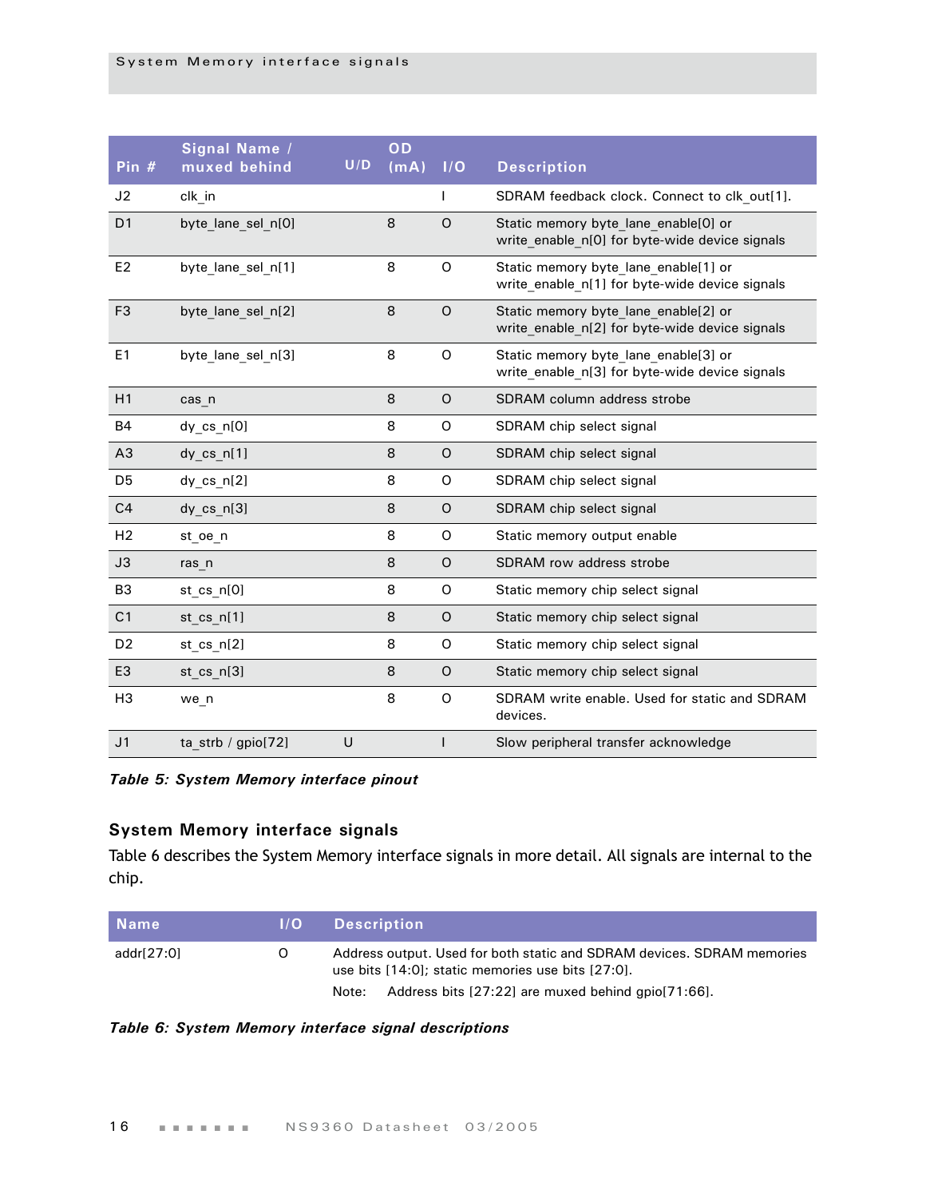| Pin # | Signal Name / muxed behind | U/D | OD (mA) | I/O | Description |
|---|---|---|---|---|---|
| J2 | clk_in | | | I | SDRAM feedback clock. Connect to clk_out[1]. |
| D1 | byte_lane_sel_n[0] | | 8 | O | Static memory byte_lane_enable[0] or write_enable_n[0] for byte-wide device signals |
| E2 | byte_lane_sel_n[1] | | 8 | O | Static memory byte_lane_enable[1] or write_enable_n[1] for byte-wide device signals |
| F3 | byte_lane_sel_n[2] | | 8 | O | Static memory byte_lane_enable[2] or write_enable_n[2] for byte-wide device signals |
| E1 | byte_lane_sel_n[3] | | 8 | O | Static memory byte_lane_enable[3] or write_enable_n[3] for byte-wide device signals |
| H1 | cas_n | | 8 | O | SDRAM column address strobe |
| B4 | dy_cs_n[0] | | 8 | O | SDRAM chip select signal |
| A3 | dy_cs_n[1] | | 8 | O | SDRAM chip select signal |
| D5 | dy_cs_n[2] | | 8 | O | SDRAM chip select signal |
| C4 | dy_cs_n[3] | | 8 | O | SDRAM chip select signal |
| H2 | st_oe_n | | 8 | O | Static memory output enable |
| J3 | ras_n | | 8 | O | SDRAM row address strobe |
| B3 | st_cs_n[0] | | 8 | O | Static memory chip select signal |
| C1 | st_cs_n[1] | | 8 | O | Static memory chip select signal |
| D2 | st_cs_n[2] | | 8 | O | Static memory chip select signal |
| E3 | st_cs_n[3] | | 8 | O | Static memory chip select signal |
| H3 | we_n | | 8 | O | SDRAM write enable. Used for static and SDRAM devices. |
| J1 | ta_strb / gpio[72] | U | | I | Slow peripheral transfer acknowledge |

***Table 5: System Memory interface pinout***

### System Memory interface signals

Table 6 describes the System Memory interface signals in more detail. All signals are internal to the chip.

| Name | I/O | Description |
|---|---|---|
| addr[27:0] | O | Address output. Used for both static and SDRAM devices. SDRAM memories use bits [14:0]; static memories use bits [27:0]. Note: Address bits [27:22] are muxed behind gpio[71:66]. |

***Table 6: System Memory interface signal descriptions***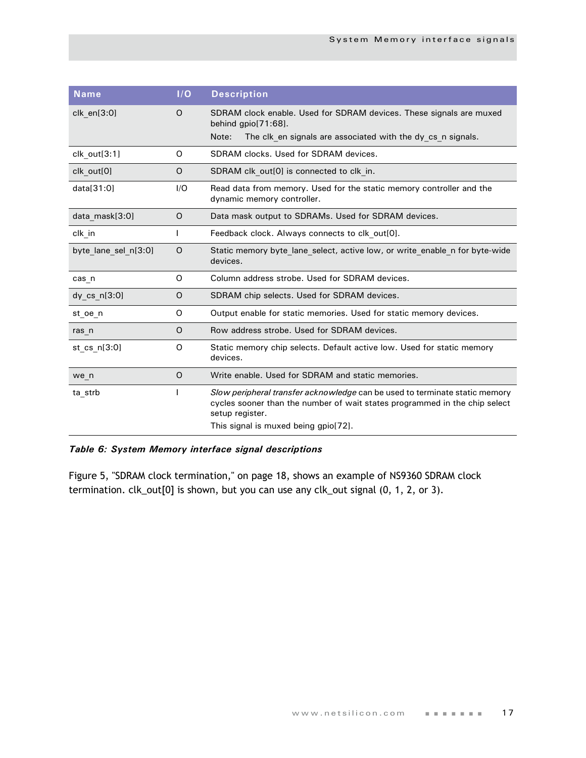| Name | I/O | Description |
| --- | --- | --- |
| clk_en[3:0] | O | SDRAM clock enable. Used for SDRAM devices. These signals are muxed behind gpio[71:68].<br>Note: The clk_en signals are associated with the dy_cs_n signals. |
| clk_out[3:1] | O | SDRAM clocks. Used for SDRAM devices. |
| clk_out[0] | O | SDRAM clk_out[0] is connected to clk_in. |
| data[31:0] | I/O | Read data from memory. Used for the static memory controller and the dynamic memory controller. |
| data_mask[3:0] | O | Data mask output to SDRAMs. Used for SDRAM devices. |
| clk_in | I | Feedback clock. Always connects to clk_out[0]. |
| byte_lane_sel_n[3:0] | O | Static memory byte_lane_select, active low, or write_enable_n for byte-wide devices. |
| cas_n | O | Column address strobe. Used for SDRAM devices. |
| dy_cs_n[3:0] | O | SDRAM chip selects. Used for SDRAM devices. |
| st_oe_n | O | Output enable for static memories. Used for static memory devices. |
| ras_n | O | Row address strobe. Used for SDRAM devices. |
| st_cs_n[3:0] | O | Static memory chip selects. Default active low. Used for static memory devices. |
| we_n | O | Write enable. Used for SDRAM and static memories. |
| ta_strb | I | *Slow peripheral transfer acknowledge* can be used to terminate static memory cycles sooner than the number of wait states programmed in the chip select setup register.<br>This signal is muxed being gpio[72]. |

***Table 6: System Memory interface signal descriptions***

Figure 5, "SDRAM clock termination," on page 18, shows an example of NS9360 SDRAM clock termination. clk_out[0] is shown, but you can use any clk_out signal (0, 1, 2, or 3).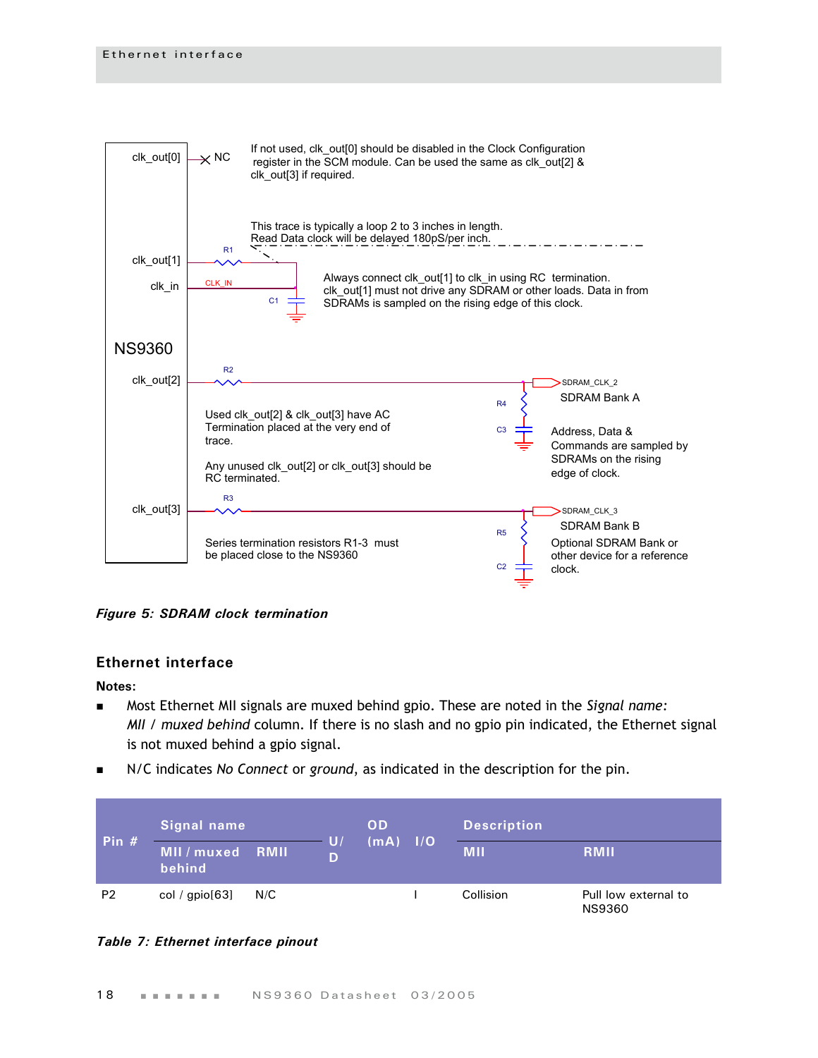If not used, clk_out[0] should be disabled in the Clock Configuration register in the SCM module. Can be used the same as clk_out[2] & clk_out[3] if required.

This trace is typically a loop 2 to 3 inches in length. Read Data clock will be delayed 180pS/per inch.

Always connect clk_out[1] to clk_in using RC termination. clk_out[1] must not drive any SDRAM or other loads. Data in from SDRAMs is sampled on the rising edge of this clock.

Used clk_out[2] & clk_out[3] have AC Termination placed at the very end of trace.

Any unused clk_out[2] or clk_out[3] should be RC terminated.

Series termination resistors R1-3 must be placed close to the NS9360

SDRAM Bank A

Address, Data & Commands are sampled by SDRAMs on the rising edge of clock.

SDRAM Bank B

Optional SDRAM Bank or other device for a reference clock.

*Figure 5: SDRAM clock termination*

### Ethernet interface

**Notes:**

- Most Ethernet MII signals are muxed behind gpio. These are noted in the *Signal name: MII / muxed behind* column. If there is no slash and no gpio pin indicated, the Ethernet signal is not muxed behind a gpio signal.
- N/C indicates *No Connect* or *ground*, as indicated in the description for the pin.

| Pin # | Signal name | | U/D | OD (mA) | I/O | Description | |
|---|---|---|---|---|---|---|---|
| | MII / muxed behind | RMII | | | | MII | RMII |
| P2 | col / gpio[63] | N/C | | | I | Collision | Pull low external to NS9360 |

*Table 7: Ethernet interface pinout*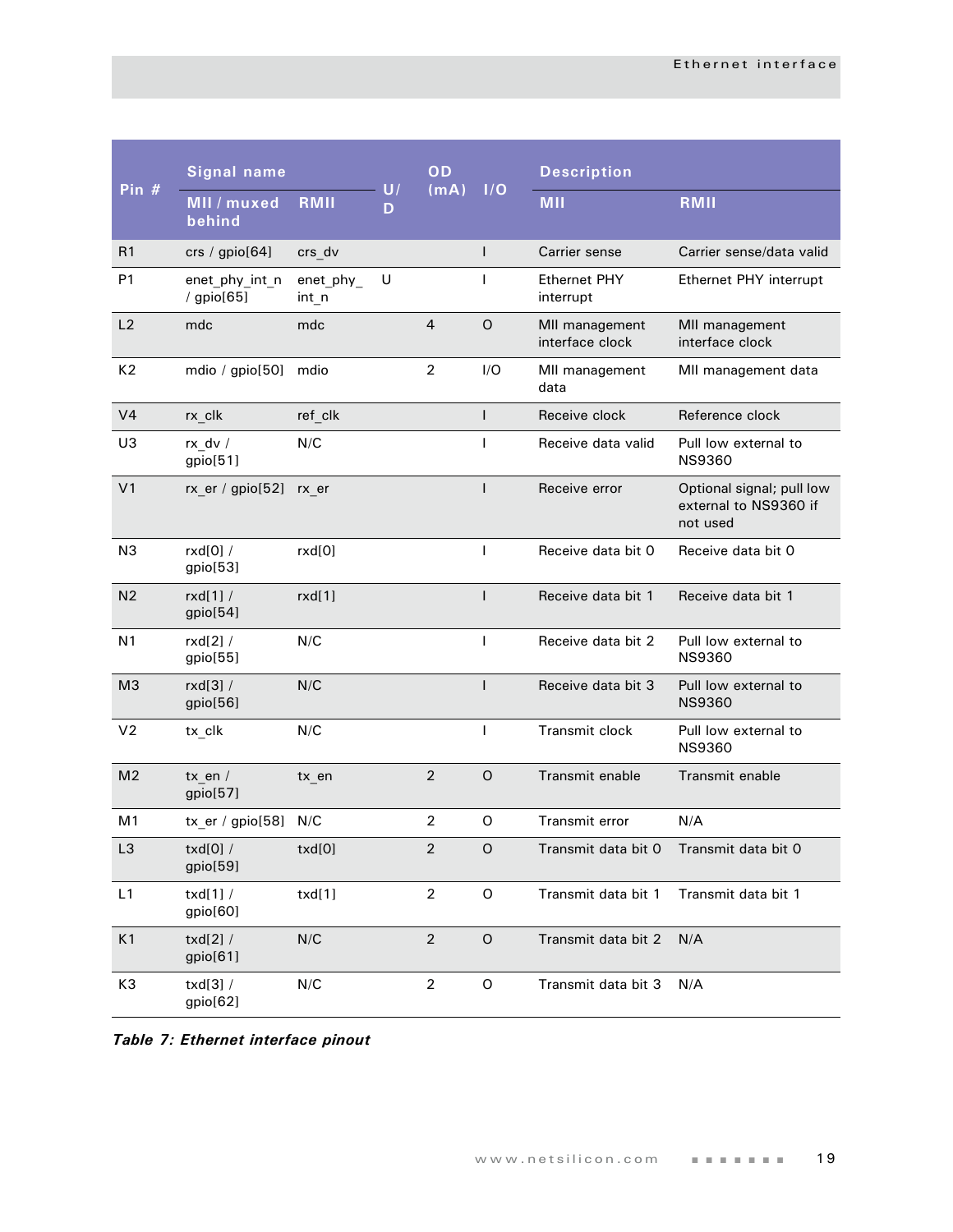| Pin # | Signal name | | U/D | OD (mA) | I/O | Description | |
|---|---|---|---|---|---|---|---|
| | MII / muxed behind | RMII | | | | MII | RMII |
| R1 | crs / gpio[64] | crs_dv | | | I | Carrier sense | Carrier sense/data valid |
| P1 | enet_phy_int_n / gpio[65] | enet_phy_int_n | U | | I | Ethernet PHY interrupt | Ethernet PHY interrupt |
| L2 | mdc | mdc | | 4 | O | MII management interface clock | MII management interface clock |
| K2 | mdio / gpio[50] | mdio | | 2 | I/O | MII management data | MII management data |
| V4 | rx_clk | ref_clk | | | I | Receive clock | Reference clock |
| U3 | rx_dv / gpio[51] | N/C | | | I | Receive data valid | Pull low external to NS9360 |
| V1 | rx_er / gpio[52] | rx_er | | | I | Receive error | Optional signal; pull low external to NS9360 if not used |
| N3 | rxd[0] / gpio[53] | rxd[0] | | | I | Receive data bit 0 | Receive data bit 0 |
| N2 | rxd[1] / gpio[54] | rxd[1] | | | I | Receive data bit 1 | Receive data bit 1 |
| N1 | rxd[2] / gpio[55] | N/C | | | I | Receive data bit 2 | Pull low external to NS9360 |
| M3 | rxd[3] / gpio[56] | N/C | | | I | Receive data bit 3 | Pull low external to NS9360 |
| V2 | tx_clk | N/C | | | I | Transmit clock | Pull low external to NS9360 |
| M2 | tx_en / gpio[57] | tx_en | | 2 | O | Transmit enable | Transmit enable |
| M1 | tx_er / gpio[58] | N/C | | 2 | O | Transmit error | N/A |
| L3 | txd[0] / gpio[59] | txd[0] | | 2 | O | Transmit data bit 0 | Transmit data bit 0 |
| L1 | txd[1] / gpio[60] | txd[1] | | 2 | O | Transmit data bit 1 | Transmit data bit 1 |
| K1 | txd[2] / gpio[61] | N/C | | 2 | O | Transmit data bit 2 | N/A |
| K3 | txd[3] / gpio[62] | N/C | | 2 | O | Transmit data bit 3 | N/A |

***Table 7: Ethernet interface pinout***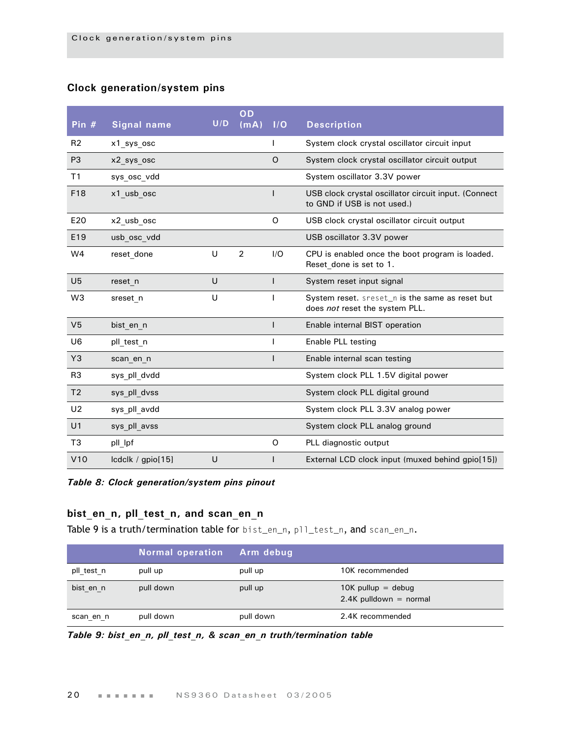## Clock generation/system pins

| Pin # | Signal name | U/D | OD (mA) | I/O | Description |
|---|---|---|---|---|---|
| R2 | x1_sys_osc | | | I | System clock crystal oscillator circuit input |
| P3 | x2_sys_osc | | | O | System clock crystal oscillator circuit output |
| T1 | sys_osc_vdd | | | | System oscillator 3.3V power |
| F18 | x1_usb_osc | | | I | USB clock crystal oscillator circuit input. (Connect to GND if USB is not used.) |
| E20 | x2_usb_osc | | | O | USB clock crystal oscillator circuit output |
| E19 | usb_osc_vdd | | | | USB oscillator 3.3V power |
| W4 | reset_done | U | 2 | I/O | CPU is enabled once the boot program is loaded. Reset_done is set to 1. |
| U5 | reset_n | U | | I | System reset input signal |
| W3 | sreset_n | U | | I | System reset. `sreset_n` is the same as reset but does *not* reset the system PLL. |
| V5 | bist_en_n | | | I | Enable internal BIST operation |
| U6 | pll_test_n | | | I | Enable PLL testing |
| Y3 | scan_en_n | | | I | Enable internal scan testing |
| R3 | sys_pll_dvdd | | | | System clock PLL 1.5V digital power |
| T2 | sys_pll_dvss | | | | System clock PLL digital ground |
| U2 | sys_pll_avdd | | | | System clock PLL 3.3V analog power |
| U1 | sys_pll_avss | | | | System clock PLL analog ground |
| T3 | pll_lpf | | | O | PLL diagnostic output |
| V10 | lcdclk / gpio[15] | U | | I | External LCD clock input (muxed behind gpio[15]) |

***Table 8: Clock generation/system pins pinout***

### bist_en_n, pll_test_n, and scan_en_n

Table 9 is a truth/termination table for `bist_en_n`, `pll_test_n`, and `scan_en_n`.

| | Normal operation | Arm debug | |
|---|---|---|---|
| pll_test_n | pull up | pull up | 10K recommended |
| bist_en_n | pull down | pull up | 10K pullup = debug<br>2.4K pulldown = normal |
| scan_en_n | pull down | pull down | 2.4K recommended |

***Table 9: bist_en_n, pll_test_n, & scan_en_n truth/termination table***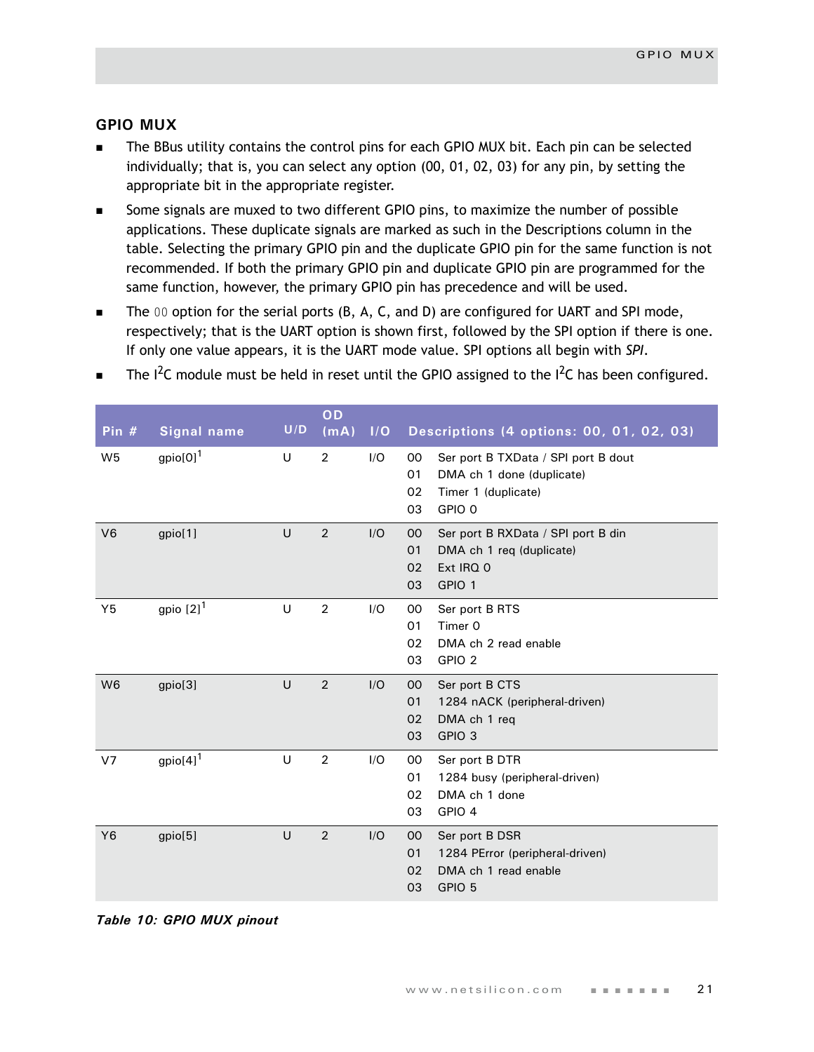## GPIO MUX

- The BBus utility contains the control pins for each GPIO MUX bit. Each pin can be selected individually; that is, you can select any option (00, 01, 02, 03) for any pin, by setting the appropriate bit in the appropriate register.
- Some signals are muxed to two different GPIO pins, to maximize the number of possible applications. These duplicate signals are marked as such in the Descriptions column in the table. Selecting the primary GPIO pin and the duplicate GPIO pin for the same function is not recommended. If both the primary GPIO pin and duplicate GPIO pin are programmed for the same function, however, the primary GPIO pin has precedence and will be used.
- The `00` option for the serial ports (B, A, C, and D) are configured for UART and SPI mode, respectively; that is the UART option is shown first, followed by the SPI option if there is one. If only one value appears, it is the UART mode value. SPI options all begin with *SPI*.
- The I$^2$C module must be held in reset until the GPIO assigned to the I$^2$C has been configured.

| Pin # | Signal name | U/D | OD (mA) | I/O | Descriptions (4 options: 00, 01, 02, 03) |
|---|---|---|---|---|---|
| W5 | gpio[0][1] | U | 2 | I/O | 00 Ser port B TXData / SPI port B dout<br>01 DMA ch 1 done (duplicate)<br>02 Timer 1 (duplicate)<br>03 GPIO 0 |
| V6 | gpio[1] | U | 2 | I/O | 00 Ser port B RXData / SPI port B din<br>01 DMA ch 1 req (duplicate)<br>02 Ext IRQ 0<br>03 GPIO 1 |
| Y5 | gpio [2][1] | U | 2 | I/O | 00 Ser port B RTS<br>01 Timer 0<br>02 DMA ch 2 read enable<br>03 GPIO 2 |
| W6 | gpio[3] | U | 2 | I/O | 00 Ser port B CTS<br>01 1284 nACK (peripheral-driven)<br>02 DMA ch 1 req<br>03 GPIO 3 |
| V7 | gpio[4][1] | U | 2 | I/O | 00 Ser port B DTR<br>01 1284 busy (peripheral-driven)<br>02 DMA ch 1 done<br>03 GPIO 4 |
| Y6 | gpio[5] | U | 2 | I/O | 00 Ser port B DSR<br>01 1284 PError (peripheral-driven)<br>02 DMA ch 1 read enable<br>03 GPIO 5 |

***Table 10: GPIO MUX pinout***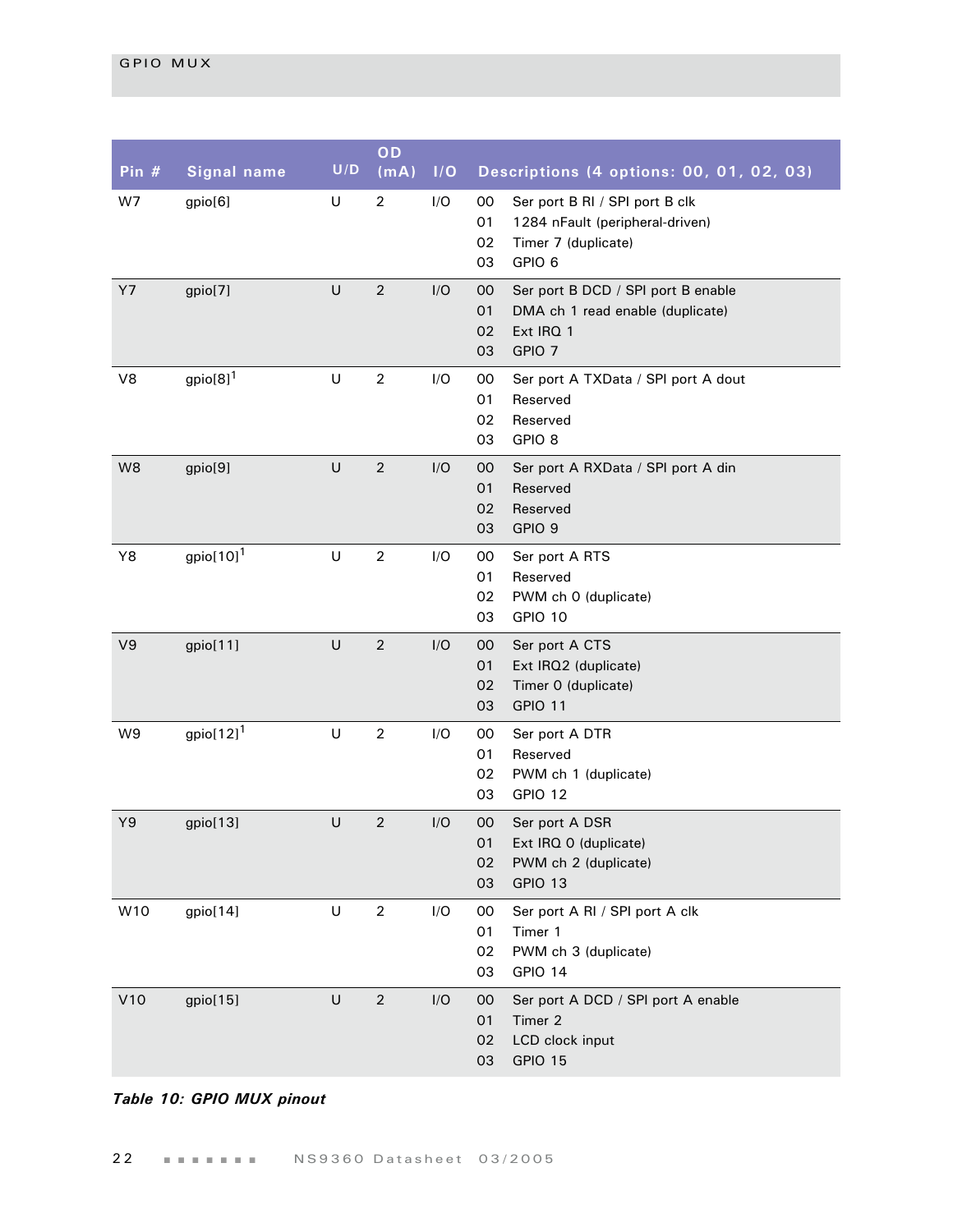| Pin # | Signal name | U/D | OD (mA) | I/O | Descriptions (4 options: 00, 01, 02, 03) |
|---|---|---|---|---|---|
| W7 | gpio[6] | U | 2 | I/O | 00 Ser port B RI / SPI port B clk<br>01 1284 nFault (peripheral-driven)<br>02 Timer 7 (duplicate)<br>03 GPIO 6 |
| Y7 | gpio[7] | U | 2 | I/O | 00 Ser port B DCD / SPI port B enable<br>01 DMA ch 1 read enable (duplicate)<br>02 Ext IRQ 1<br>03 GPIO 7 |
| V8 | gpio[8][1] | U | 2 | I/O | 00 Ser port A TXData / SPI port A dout<br>01 Reserved<br>02 Reserved<br>03 GPIO 8 |
| W8 | gpio[9] | U | 2 | I/O | 00 Ser port A RXData / SPI port A din<br>01 Reserved<br>02 Reserved<br>03 GPIO 9 |
| Y8 | gpio[10][1] | U | 2 | I/O | 00 Ser port A RTS<br>01 Reserved<br>02 PWM ch 0 (duplicate)<br>03 GPIO 10 |
| V9 | gpio[11] | U | 2 | I/O | 00 Ser port A CTS<br>01 Ext IRQ2 (duplicate)<br>02 Timer 0 (duplicate)<br>03 GPIO 11 |
| W9 | gpio[12][1] | U | 2 | I/O | 00 Ser port A DTR<br>01 Reserved<br>02 PWM ch 1 (duplicate)<br>03 GPIO 12 |
| Y9 | gpio[13] | U | 2 | I/O | 00 Ser port A DSR<br>01 Ext IRQ 0 (duplicate)<br>02 PWM ch 2 (duplicate)<br>03 GPIO 13 |
| W10 | gpio[14] | U | 2 | I/O | 00 Ser port A RI / SPI port A clk<br>01 Timer 1<br>02 PWM ch 3 (duplicate)<br>03 GPIO 14 |
| V10 | gpio[15] | U | 2 | I/O | 00 Ser port A DCD / SPI port A enable<br>01 Timer 2<br>02 LCD clock input<br>03 GPIO 15 |

***Table 10: GPIO MUX pinout***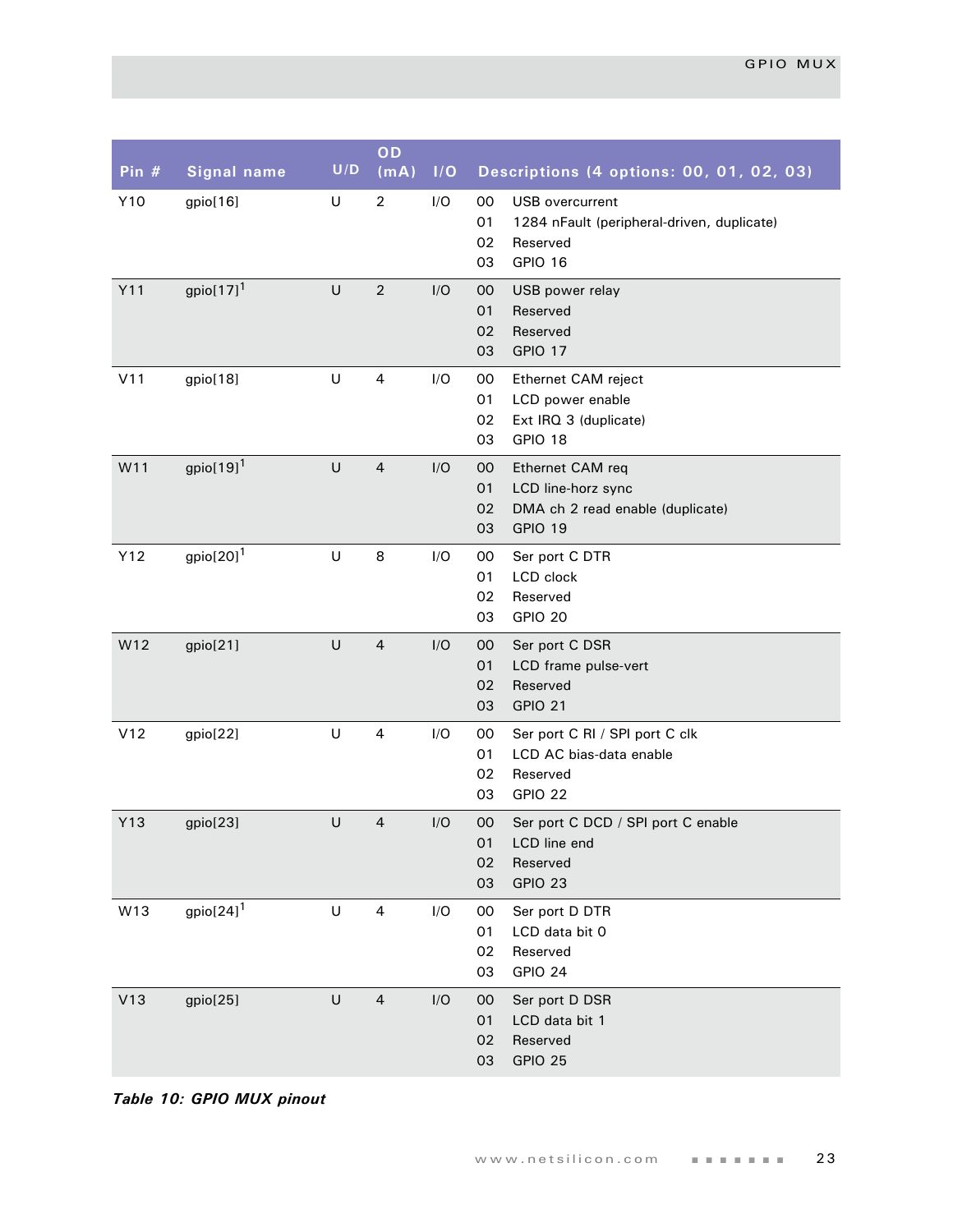| Pin # | Signal name | U/D | OD (mA) | I/O | Descriptions (4 options: 00, 01, 02, 03) |
|---|---|---|---|---|---|
| Y10 | gpio[16] | U | 2 | I/O | 00 USB overcurrent<br>01 1284 nFault (peripheral-driven, duplicate)<br>02 Reserved<br>03 GPIO 16 |
| Y11 | gpio[17][1] | U | 2 | I/O | 00 USB power relay<br>01 Reserved<br>02 Reserved<br>03 GPIO 17 |
| V11 | gpio[18] | U | 4 | I/O | 00 Ethernet CAM reject<br>01 LCD power enable<br>02 Ext IRQ 3 (duplicate)<br>03 GPIO 18 |
| W11 | gpio[19][1] | U | 4 | I/O | 00 Ethernet CAM req<br>01 LCD line-horz sync<br>02 DMA ch 2 read enable (duplicate)<br>03 GPIO 19 |
| Y12 | gpio[20][1] | U | 8 | I/O | 00 Ser port C DTR<br>01 LCD clock<br>02 Reserved<br>03 GPIO 20 |
| W12 | gpio[21] | U | 4 | I/O | 00 Ser port C DSR<br>01 LCD frame pulse-vert<br>02 Reserved<br>03 GPIO 21 |
| V12 | gpio[22] | U | 4 | I/O | 00 Ser port C RI / SPI port C clk<br>01 LCD AC bias-data enable<br>02 Reserved<br>03 GPIO 22 |
| Y13 | gpio[23] | U | 4 | I/O | 00 Ser port C DCD / SPI port C enable<br>01 LCD line end<br>02 Reserved<br>03 GPIO 23 |
| W13 | gpio[24][1] | U | 4 | I/O | 00 Ser port D DTR<br>01 LCD data bit 0<br>02 Reserved<br>03 GPIO 24 |
| V13 | gpio[25] | U | 4 | I/O | 00 Ser port D DSR<br>01 LCD data bit 1<br>02 Reserved<br>03 GPIO 25 |

*Table 10: GPIO MUX pinout*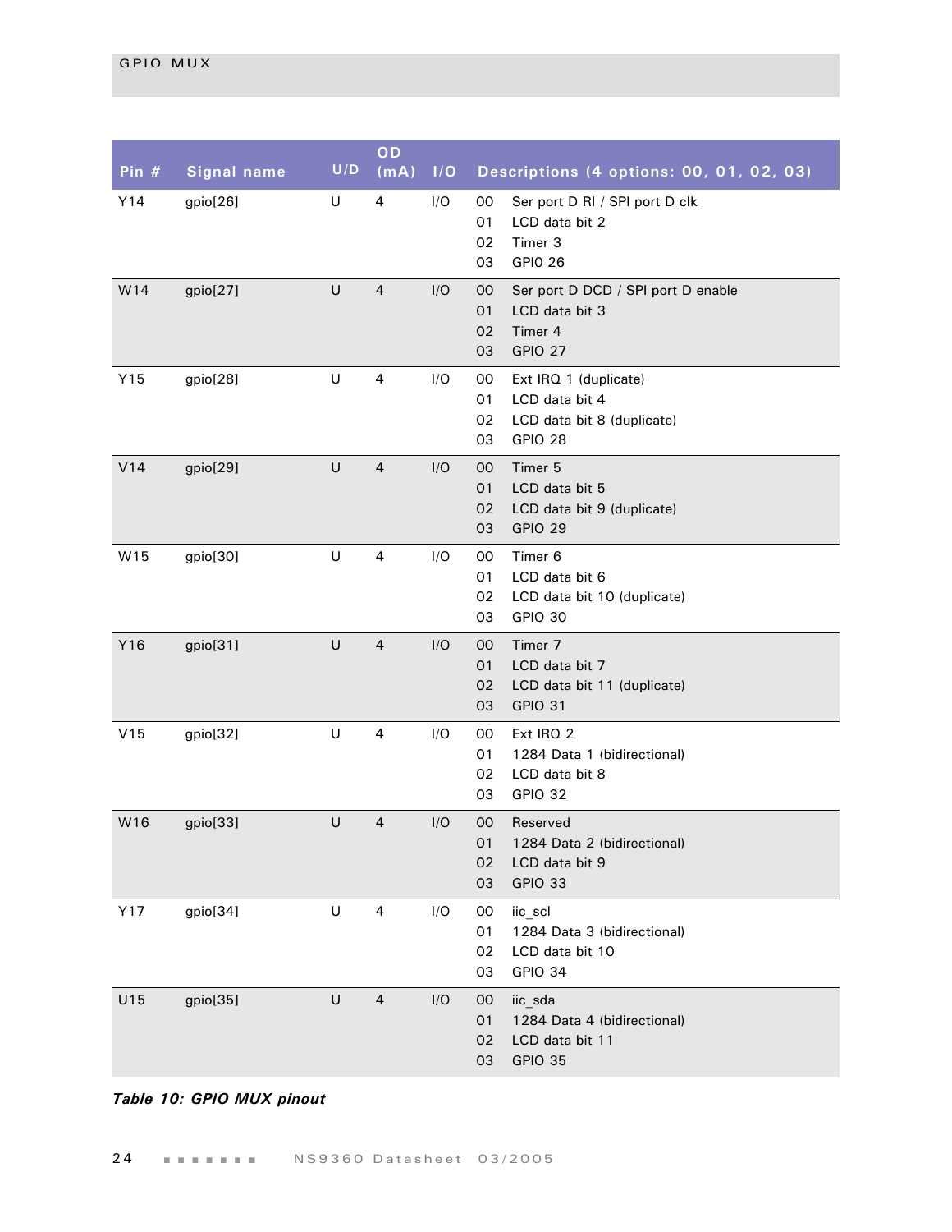| Pin # | Signal name | U/D | OD (mA) | I/O | Descriptions (4 options: 00, 01, 02, 03) |
|---|---|---|---|---|---|
| Y14 | gpio[26] | U | 4 | I/O | 00 Ser port D RI / SPI port D clk<br>01 LCD data bit 2<br>02 Timer 3<br>03 GPIO 26 |
| W14 | gpio[27] | U | 4 | I/O | 00 Ser port D DCD / SPI port D enable<br>01 LCD data bit 3<br>02 Timer 4<br>03 GPIO 27 |
| Y15 | gpio[28] | U | 4 | I/O | 00 Ext IRQ 1 (duplicate)<br>01 LCD data bit 4<br>02 LCD data bit 8 (duplicate)<br>03 GPIO 28 |
| V14 | gpio[29] | U | 4 | I/O | 00 Timer 5<br>01 LCD data bit 5<br>02 LCD data bit 9 (duplicate)<br>03 GPIO 29 |
| W15 | gpio[30] | U | 4 | I/O | 00 Timer 6<br>01 LCD data bit 6<br>02 LCD data bit 10 (duplicate)<br>03 GPIO 30 |
| Y16 | gpio[31] | U | 4 | I/O | 00 Timer 7<br>01 LCD data bit 7<br>02 LCD data bit 11 (duplicate)<br>03 GPIO 31 |
| V15 | gpio[32] | U | 4 | I/O | 00 Ext IRQ 2<br>01 1284 Data 1 (bidirectional)<br>02 LCD data bit 8<br>03 GPIO 32 |
| W16 | gpio[33] | U | 4 | I/O | 00 Reserved<br>01 1284 Data 2 (bidirectional)<br>02 LCD data bit 9<br>03 GPIO 33 |
| Y17 | gpio[34] | U | 4 | I/O | 00 iic_scl<br>01 1284 Data 3 (bidirectional)<br>02 LCD data bit 10<br>03 GPIO 34 |
| U15 | gpio[35] | U | 4 | I/O | 00 iic_sda<br>01 1284 Data 4 (bidirectional)<br>02 LCD data bit 11<br>03 GPIO 35 |

***Table 10: GPIO MUX pinout***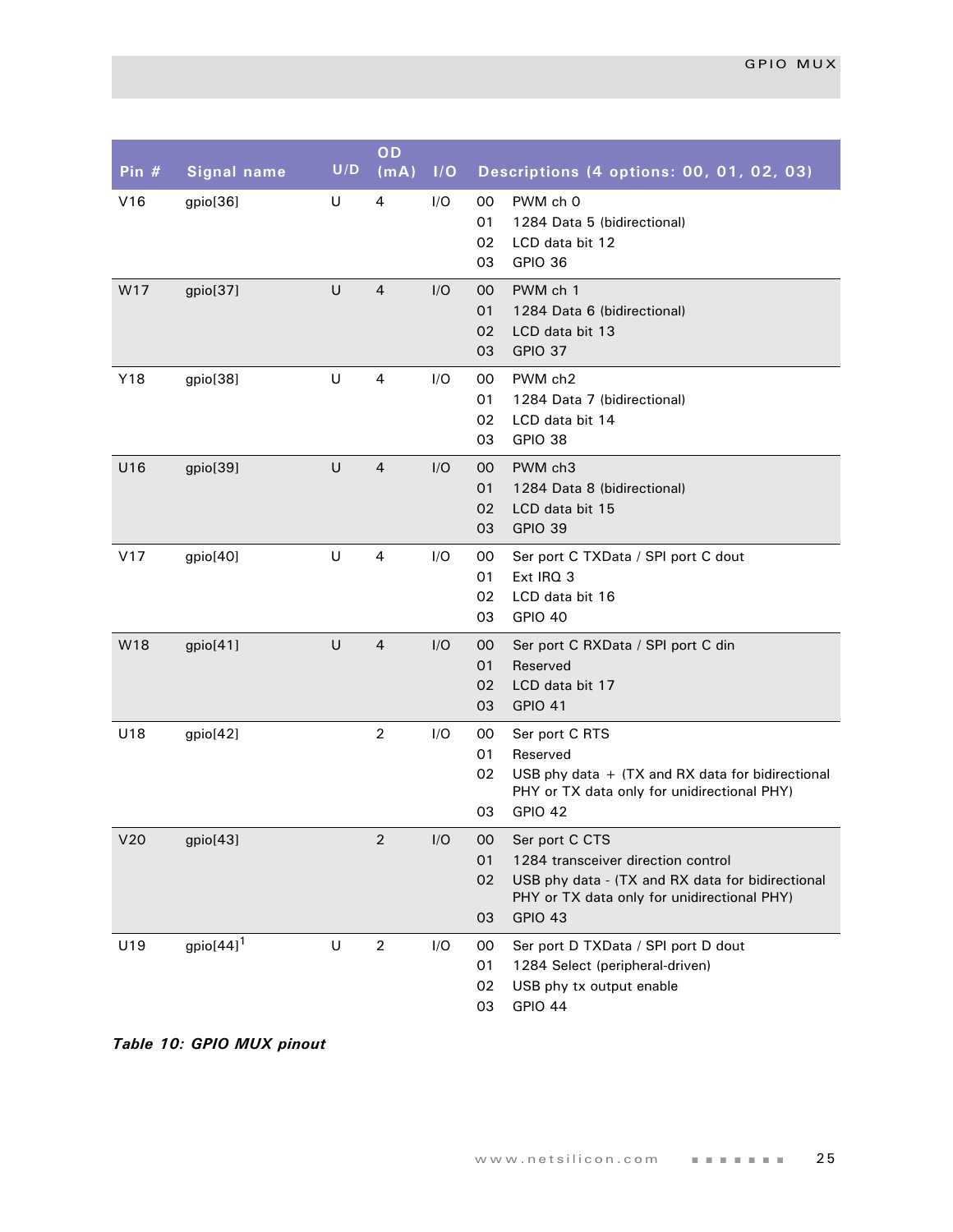| Pin # | Signal name | U/D | OD (mA) | I/O | Descriptions (4 options: 00, 01, 02, 03) |
|---|---|---|---|---|---|
| V16 | gpio[36] | U | 4 | I/O | 00 PWM ch 0<br>01 1284 Data 5 (bidirectional)<br>02 LCD data bit 12<br>03 GPIO 36 |
| W17 | gpio[37] | U | 4 | I/O | 00 PWM ch 1<br>01 1284 Data 6 (bidirectional)<br>02 LCD data bit 13<br>03 GPIO 37 |
| Y18 | gpio[38] | U | 4 | I/O | 00 PWM ch2<br>01 1284 Data 7 (bidirectional)<br>02 LCD data bit 14<br>03 GPIO 38 |
| U16 | gpio[39] | U | 4 | I/O | 00 PWM ch3<br>01 1284 Data 8 (bidirectional)<br>02 LCD data bit 15<br>03 GPIO 39 |
| V17 | gpio[40] | U | 4 | I/O | 00 Ser port C TXData / SPI port C dout<br>01 Ext IRQ 3<br>02 LCD data bit 16<br>03 GPIO 40 |
| W18 | gpio[41] | U | 4 | I/O | 00 Ser port C RXData / SPI port C din<br>01 Reserved<br>02 LCD data bit 17<br>03 GPIO 41 |
| U18 | gpio[42] | | 2 | I/O | 00 Ser port C RTS<br>01 Reserved<br>02 USB phy data + (TX and RX data for bidirectional PHY or TX data only for unidirectional PHY)<br>03 GPIO 42 |
| V20 | gpio[43] | | 2 | I/O | 00 Ser port C CTS<br>01 1284 transceiver direction control<br>02 USB phy data - (TX and RX data for bidirectional PHY or TX data only for unidirectional PHY)<br>03 GPIO 43 |
| U19 | gpio[44][1] | U | 2 | I/O | 00 Ser port D TXData / SPI port D dout<br>01 1284 Select (peripheral-driven)<br>02 USB phy tx output enable<br>03 GPIO 44 |

***Table 10: GPIO MUX pinout***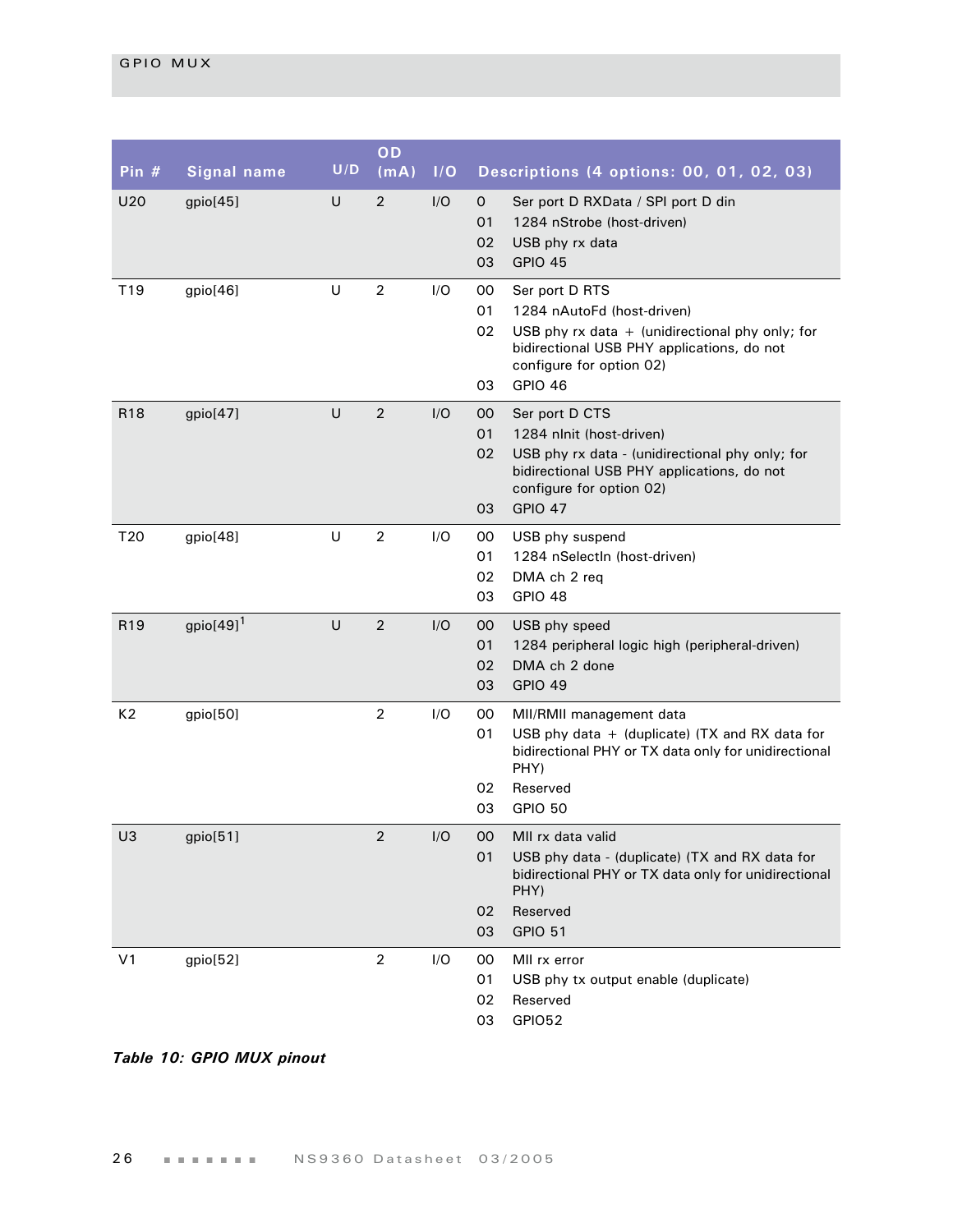| Pin # | Signal name | U/D | OD (mA) | I/O | Descriptions (4 options: 00, 01, 02, 03) |
|---|---|---|---|---|---|
| U20 | gpio[45] | U | 2 | I/O | 0 Ser port D RXData / SPI port D din<br>01 1284 nStrobe (host-driven)<br>02 USB phy rx data<br>03 GPIO 45 |
| T19 | gpio[46] | U | 2 | I/O | 00 Ser port D RTS<br>01 1284 nAutoFd (host-driven)<br>02 USB phy rx data + (unidirectional phy only; for bidirectional USB PHY applications, do not configure for option 02)<br>03 GPIO 46 |
| R18 | gpio[47] | U | 2 | I/O | 00 Ser port D CTS<br>01 1284 nInit (host-driven)<br>02 USB phy rx data - (unidirectional phy only; for bidirectional USB PHY applications, do not configure for option 02)<br>03 GPIO 47 |
| T20 | gpio[48] | U | 2 | I/O | 00 USB phy suspend<br>01 1284 nSelectIn (host-driven)<br>02 DMA ch 2 req<br>03 GPIO 48 |
| R19 | gpio[49][1] | U | 2 | I/O | 00 USB phy speed<br>01 1284 peripheral logic high (peripheral-driven)<br>02 DMA ch 2 done<br>03 GPIO 49 |
| K2 | gpio[50] | | 2 | I/O | 00 MII/RMII management data<br>01 USB phy data + (duplicate) (TX and RX data for bidirectional PHY or TX data only for unidirectional PHY)<br>02 Reserved<br>03 GPIO 50 |
| U3 | gpio[51] | | 2 | I/O | 00 MII rx data valid<br>01 USB phy data - (duplicate) (TX and RX data for bidirectional PHY or TX data only for unidirectional PHY)<br>02 Reserved<br>03 GPIO 51 |
| V1 | gpio[52] | | 2 | I/O | 00 MII rx error<br>01 USB phy tx output enable (duplicate)<br>02 Reserved<br>03 GPIO52 |

***Table 10: GPIO MUX pinout***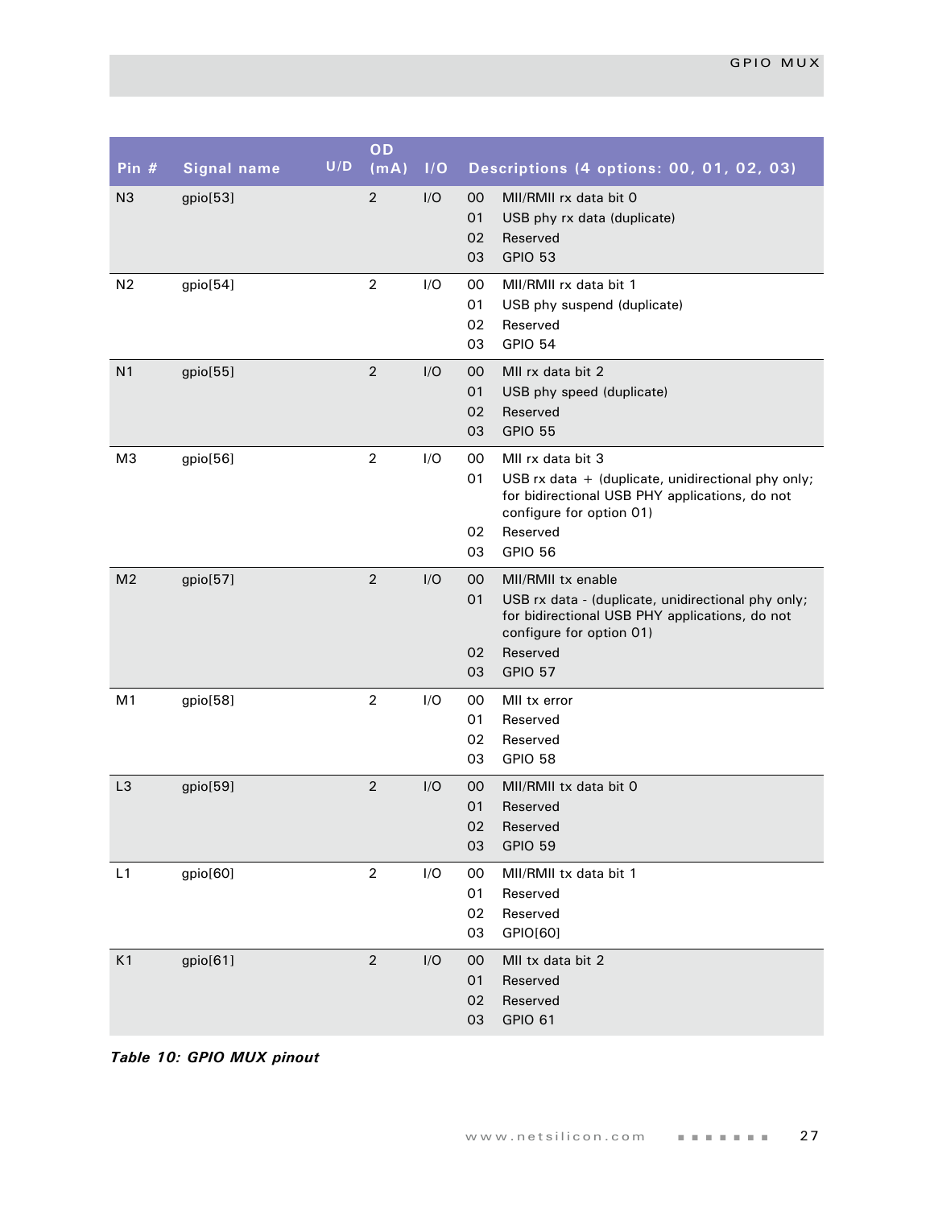| Pin # | Signal name | U/D | OD (mA) | I/O | Descriptions (4 options: 00, 01, 02, 03) |
|---|---|---|---|---|---|
| N3 | gpio[53] | | 2 | I/O | 00 MII/RMII rx data bit 0<br>01 USB phy rx data (duplicate)<br>02 Reserved<br>03 GPIO 53 |
| N2 | gpio[54] | | 2 | I/O | 00 MII/RMII rx data bit 1<br>01 USB phy suspend (duplicate)<br>02 Reserved<br>03 GPIO 54 |
| N1 | gpio[55] | | 2 | I/O | 00 MII rx data bit 2<br>01 USB phy speed (duplicate)<br>02 Reserved<br>03 GPIO 55 |
| M3 | gpio[56] | | 2 | I/O | 00 MII rx data bit 3<br>01 USB rx data + (duplicate, unidirectional phy only; for bidirectional USB PHY applications, do not configure for option 01)<br>02 Reserved<br>03 GPIO 56 |
| M2 | gpio[57] | | 2 | I/O | 00 MII/RMII tx enable<br>01 USB rx data - (duplicate, unidirectional phy only; for bidirectional USB PHY applications, do not configure for option 01)<br>02 Reserved<br>03 GPIO 57 |
| M1 | gpio[58] | | 2 | I/O | 00 MII tx error<br>01 Reserved<br>02 Reserved<br>03 GPIO 58 |
| L3 | gpio[59] | | 2 | I/O | 00 MII/RMII tx data bit 0<br>01 Reserved<br>02 Reserved<br>03 GPIO 59 |
| L1 | gpio[60] | | 2 | I/O | 00 MII/RMII tx data bit 1<br>01 Reserved<br>02 Reserved<br>03 GPIO[60] |
| K1 | gpio[61] | | 2 | I/O | 00 MII tx data bit 2<br>01 Reserved<br>02 Reserved<br>03 GPIO 61 |

*Table 10: GPIO MUX pinout*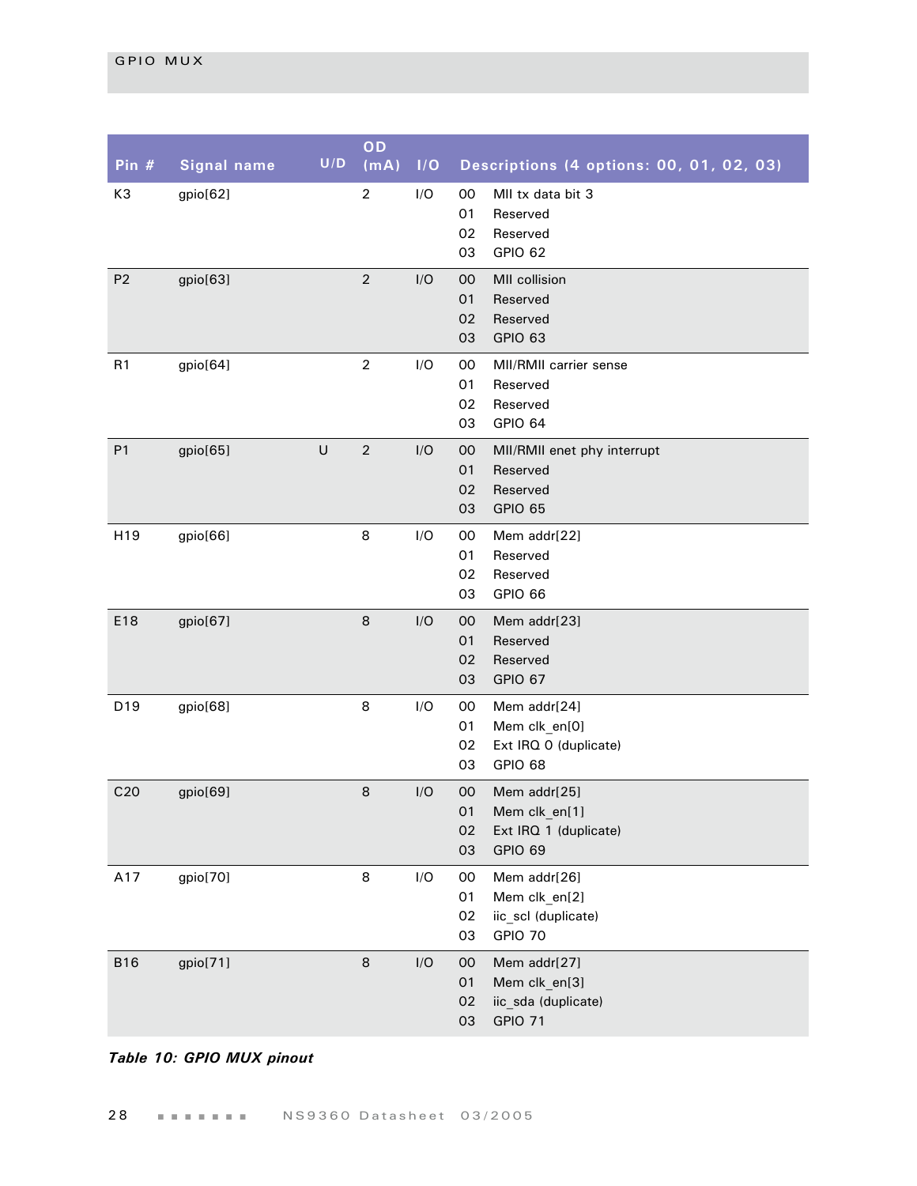| Pin # | Signal name | U/D | OD (mA) | I/O | Descriptions (4 options: 00, 01, 02, 03) |
|---|---|---|---|---|---|
| K3 | gpio[62] | | 2 | I/O | 00 MII tx data bit 3<br>01 Reserved<br>02 Reserved<br>03 GPIO 62 |
| P2 | gpio[63] | | 2 | I/O | 00 MII collision<br>01 Reserved<br>02 Reserved<br>03 GPIO 63 |
| R1 | gpio[64] | | 2 | I/O | 00 MII/RMII carrier sense<br>01 Reserved<br>02 Reserved<br>03 GPIO 64 |
| P1 | gpio[65] | U | 2 | I/O | 00 MII/RMII enet phy interrupt<br>01 Reserved<br>02 Reserved<br>03 GPIO 65 |
| H19 | gpio[66] | | 8 | I/O | 00 Mem addr[22]<br>01 Reserved<br>02 Reserved<br>03 GPIO 66 |
| E18 | gpio[67] | | 8 | I/O | 00 Mem addr[23]<br>01 Reserved<br>02 Reserved<br>03 GPIO 67 |
| D19 | gpio[68] | | 8 | I/O | 00 Mem addr[24]<br>01 Mem clk_en[0]<br>02 Ext IRQ 0 (duplicate)<br>03 GPIO 68 |
| C20 | gpio[69] | | 8 | I/O | 00 Mem addr[25]<br>01 Mem clk_en[1]<br>02 Ext IRQ 1 (duplicate)<br>03 GPIO 69 |
| A17 | gpio[70] | | 8 | I/O | 00 Mem addr[26]<br>01 Mem clk_en[2]<br>02 iic_scl (duplicate)<br>03 GPIO 70 |
| B16 | gpio[71] | | 8 | I/O | 00 Mem addr[27]<br>01 Mem clk_en[3]<br>02 iic_sda (duplicate)<br>03 GPIO 71 |

***Table 10: GPIO MUX pinout***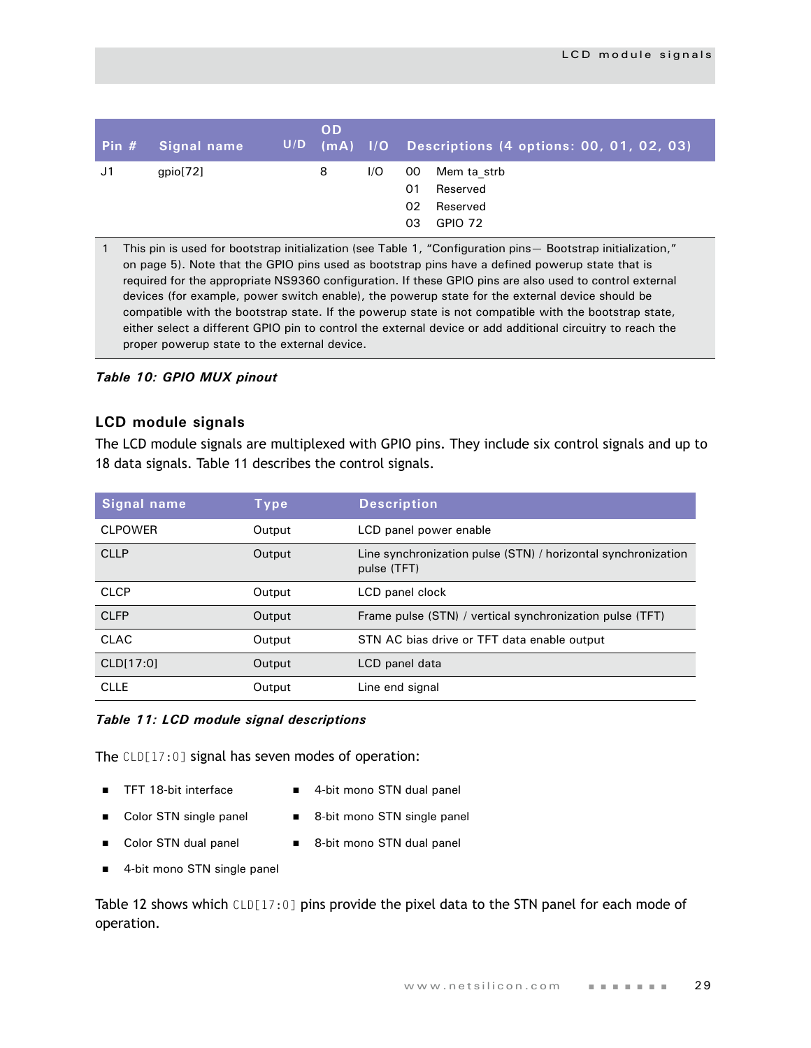| Pin # | Signal name | U/D | OD (mA) | I/O | Descriptions (4 options: 00, 01, 02, 03) |
|---|---|---|---|---|---|
| J1 | gpio[72] | | 8 | I/O | 00 Mem ta_strb<br>01 Reserved<br>02 Reserved<br>03 GPIO 72 |

1 This pin is used for bootstrap initialization (see Table 1, "Configuration pins— Bootstrap initialization," on page 5). Note that the GPIO pins used as bootstrap pins have a defined powerup state that is required for the appropriate NS9360 configuration. If these GPIO pins are also used to control external devices (for example, power switch enable), the powerup state for the external device should be compatible with the bootstrap state. If the powerup state is not compatible with the bootstrap state, either select a different GPIO pin to control the external device or add additional circuitry to reach the proper powerup state to the external device.

***Table 10: GPIO MUX pinout***

## LCD module signals

The LCD module signals are multiplexed with GPIO pins. They include six control signals and up to 18 data signals. Table 11 describes the control signals.

| Signal name | Type | Description |
|---|---|---|
| CLPOWER | Output | LCD panel power enable |
| CLLP | Output | Line synchronization pulse (STN) / horizontal synchronization pulse (TFT) |
| CLCP | Output | LCD panel clock |
| CLFP | Output | Frame pulse (STN) / vertical synchronization pulse (TFT) |
| CLAC | Output | STN AC bias drive or TFT data enable output |
| CLD[17:0] | Output | LCD panel data |
| CLLE | Output | Line end signal |

***Table 11: LCD module signal descriptions***

The `CLD[17:0]` signal has seven modes of operation:

- TFT 18-bit interface
- Color STN single panel
- Color STN dual panel
- 4-bit mono STN single panel
- 4-bit mono STN dual panel
- 8-bit mono STN single panel
- 8-bit mono STN dual panel

Table 12 shows which `CLD[17:0]` pins provide the pixel data to the STN panel for each mode of operation.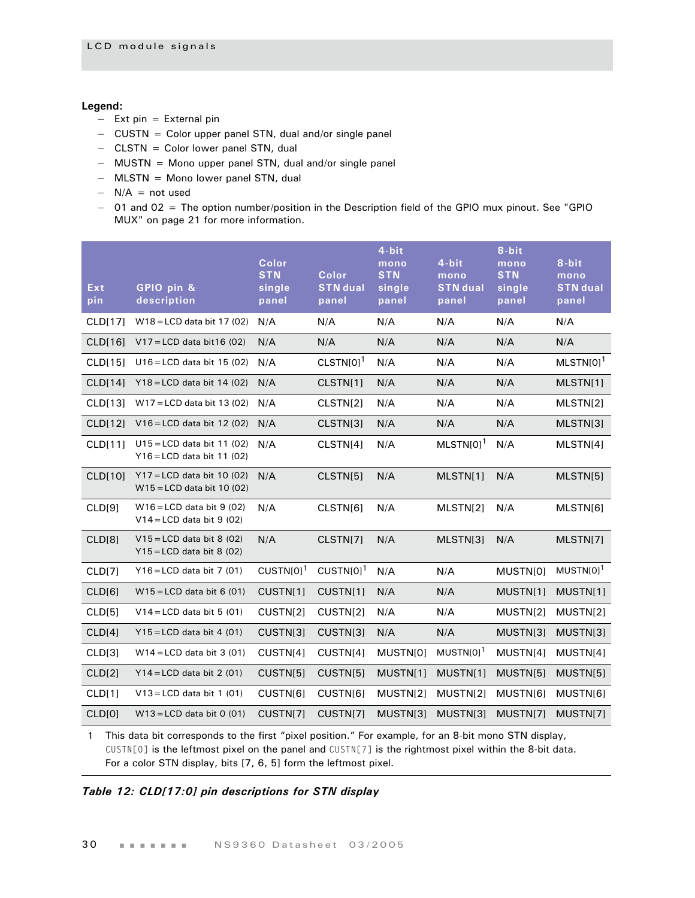**Legend:**

- Ext pin = External pin
- CUSTN = Color upper panel STN, dual and/or single panel
- CLSTN = Color lower panel STN, dual
- MUSTN = Mono upper panel STN, dual and/or single panel
- MLSTN = Mono lower panel STN, dual
- N/A = not used
- 01 and 02 = The option number/position in the Description field of the GPIO mux pinout. See "GPIO MUX" on page 21 for more information.

| Ext pin | GPIO pin & description | Color STN single panel | Color STN dual panel | 4-bit mono STN single panel | 4-bit mono STN dual panel | 8-bit mono STN single panel | 8-bit mono STN dual panel |
|---|---|---|---|---|---|---|---|
| CLD[17] | W18 = LCD data bit 17 (02) | N/A | N/A | N/A | N/A | N/A | N/A |
| CLD[16] | V17 = LCD data bit16 (02) | N/A | N/A | N/A | N/A | N/A | N/A |
| CLD[15] | U16 = LCD data bit 15 (02) | N/A | CLSTN[0][1] | N/A | N/A | N/A | MLSTN[0][1] |
| CLD[14] | Y18 = LCD data bit 14 (02) | N/A | CLSTN[1] | N/A | N/A | N/A | MLSTN[1] |
| CLD[13] | W17 = LCD data bit 13 (02) | N/A | CLSTN[2] | N/A | N/A | N/A | MLSTN[2] |
| CLD[12] | V16 = LCD data bit 12 (02) | N/A | CLSTN[3] | N/A | N/A | N/A | MLSTN[3] |
| CLD[11] | U15 = LCD data bit 11 (02)<br>Y16 = LCD data bit 11 (02) | N/A | CLSTN[4] | N/A | MLSTN[0][1] | N/A | MLSTN[4] |
| CLD[10] | Y17 = LCD data bit 10 (02)<br>W15 = LCD data bit 10 (02) | N/A | CLSTN[5] | N/A | MLSTN[1] | N/A | MLSTN[5] |
| CLD[9] | W16 = LCD data bit 9 (02)<br>V14 = LCD data bit 9 (02) | N/A | CLSTN[6] | N/A | MLSTN[2] | N/A | MLSTN[6] |
| CLD[8] | V15 = LCD data bit 8 (02)<br>Y15 = LCD data bit 8 (02) | N/A | CLSTN[7] | N/A | MLSTN[3] | N/A | MLSTN[7] |
| CLD[7] | Y16 = LCD data bit 7 (01) | CUSTN[0][1] | CUSTN[0][1] | N/A | N/A | MUSTN[0] | MUSTN[0][1] |
| CLD[6] | W15 = LCD data bit 6 (01) | CUSTN[1] | CUSTN[1] | N/A | N/A | MUSTN[1] | MUSTN[1] |
| CLD[5] | V14 = LCD data bit 5 (01) | CUSTN[2] | CUSTN[2] | N/A | N/A | MUSTN[2] | MUSTN[2] |
| CLD[4] | Y15 = LCD data bit 4 (01) | CUSTN[3] | CUSTN[3] | N/A | N/A | MUSTN[3] | MUSTN[3] |
| CLD[3] | W14 = LCD data bit 3 (01) | CUSTN[4] | CUSTN[4] | MUSTN[0] | MUSTN[0][1] | MUSTN[4] | MUSTN[4] |
| CLD[2] | Y14 = LCD data bit 2 (01) | CUSTN[5] | CUSTN[5] | MUSTN[1] | MUSTN[1] | MUSTN[5] | MUSTN[5] |
| CLD[1] | V13 = LCD data bit 1 (01) | CUSTN[6] | CUSTN[6] | MUSTN[2] | MUSTN[2] | MUSTN[6] | MUSTN[6] |
| CLD[0] | W13 = LCD data bit 0 (01) | CUSTN[7] | CUSTN[7] | MUSTN[3] | MUSTN[3] | MUSTN[7] | MUSTN[7] |

1 This data bit corresponds to the first "pixel position." For example, for an 8-bit mono STN display, `CUSTN[0]` is the leftmost pixel on the panel and `CUSTN[7]` is the rightmost pixel within the 8-bit data. For a color STN display, bits [7, 6, 5] form the leftmost pixel.

***Table 12: CLD[17:0] pin descriptions for STN display***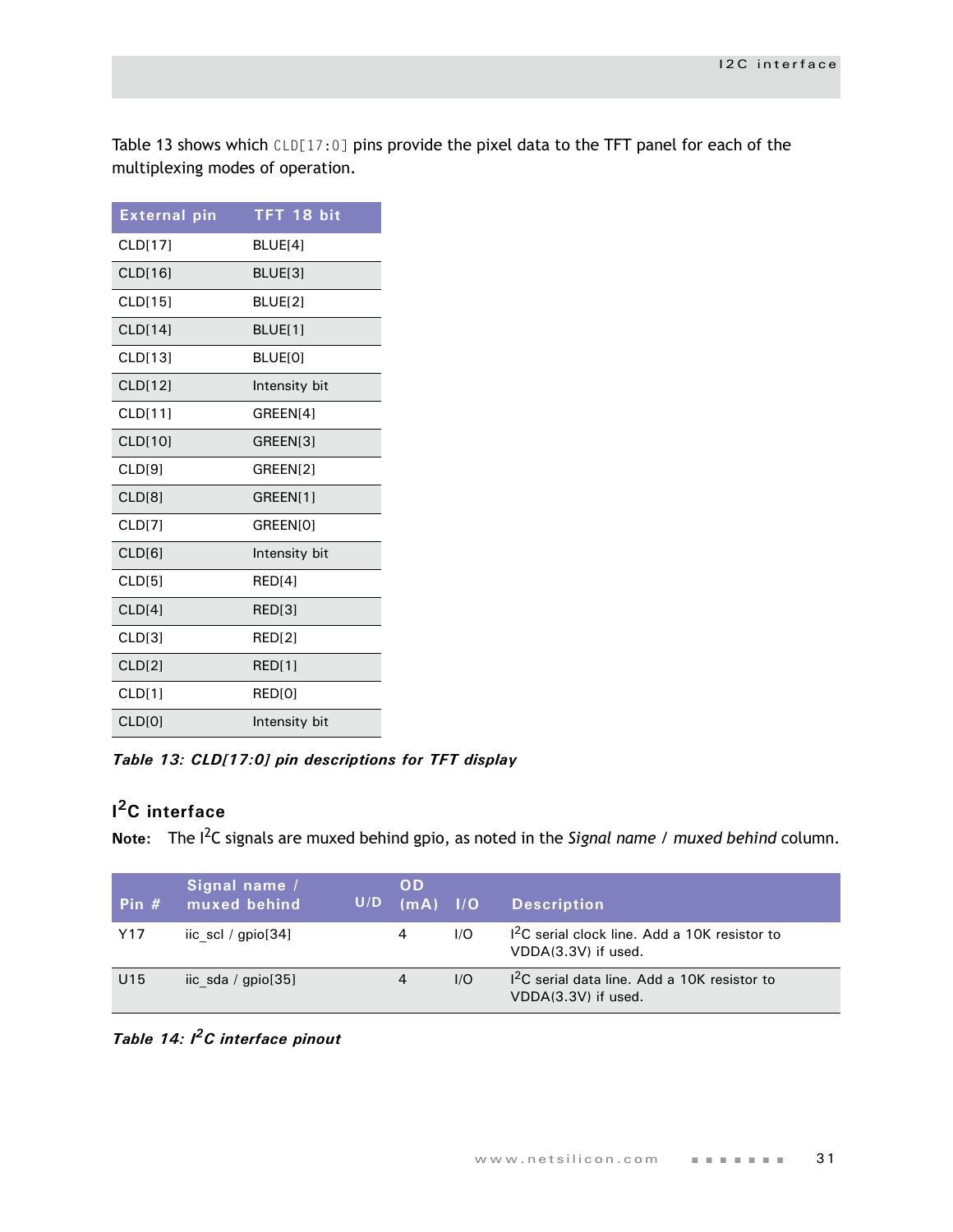Table 13 shows which `CLD[17:0]` pins provide the pixel data to the TFT panel for each of the multiplexing modes of operation.

| External pin | TFT 18 bit |
|---|---|
| CLD[17] | BLUE[4] |
| CLD[16] | BLUE[3] |
| CLD[15] | BLUE[2] |
| CLD[14] | BLUE[1] |
| CLD[13] | BLUE[0] |
| CLD[12] | Intensity bit |
| CLD[11] | GREEN[4] |
| CLD[10] | GREEN[3] |
| CLD[9] | GREEN[2] |
| CLD[8] | GREEN[1] |
| CLD[7] | GREEN[0] |
| CLD[6] | Intensity bit |
| CLD[5] | RED[4] |
| CLD[4] | RED[3] |
| CLD[3] | RED[2] |
| CLD[2] | RED[1] |
| CLD[1] | RED[0] |
| CLD[0] | Intensity bit |

***Table 13: CLD[17:0] pin descriptions for TFT display***

## I$^2$C interface

**Note:** The I$^2$C signals are muxed behind gpio, as noted in the *Signal name / muxed behind* column.

| Pin # | Signal name / muxed behind | U/D | OD (mA) | I/O | Description |
|---|---|---|---|---|---|
| Y17 | iic_scl / gpio[34] | | 4 | I/O | I$^2$C serial clock line. Add a 10K resistor to VDDA(3.3V) if used. |
| U15 | iic_sda / gpio[35] | | 4 | I/O | I$^2$C serial data line. Add a 10K resistor to VDDA(3.3V) if used. |

***Table 14: I$^2$C interface pinout***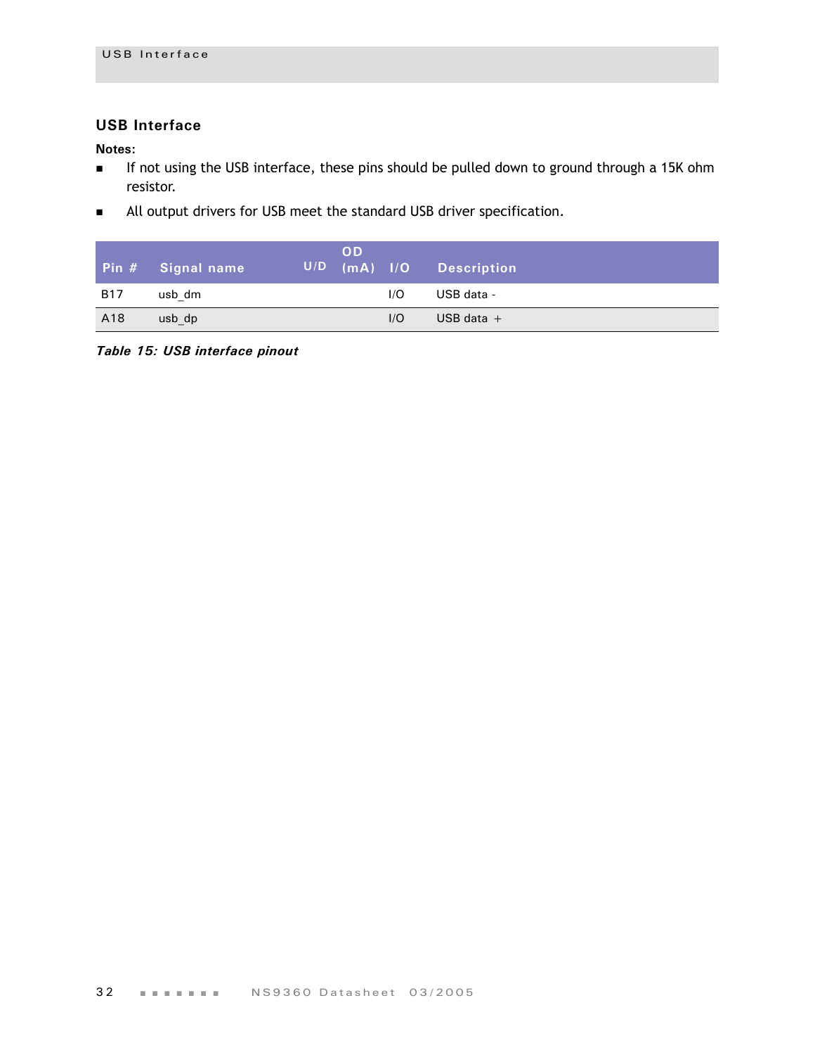## USB Interface

**Notes:**

- If not using the USB interface, these pins should be pulled down to ground through a 15K ohm resistor.
- All output drivers for USB meet the standard USB driver specification.

| Pin # | Signal name | U/D | OD (mA) | I/O | Description |
|---|---|---|---|---|---|
| B17 | usb_dm | | | I/O | USB data - |
| A18 | usb_dp | | | I/O | USB data + |

*Table 15: USB interface pinout*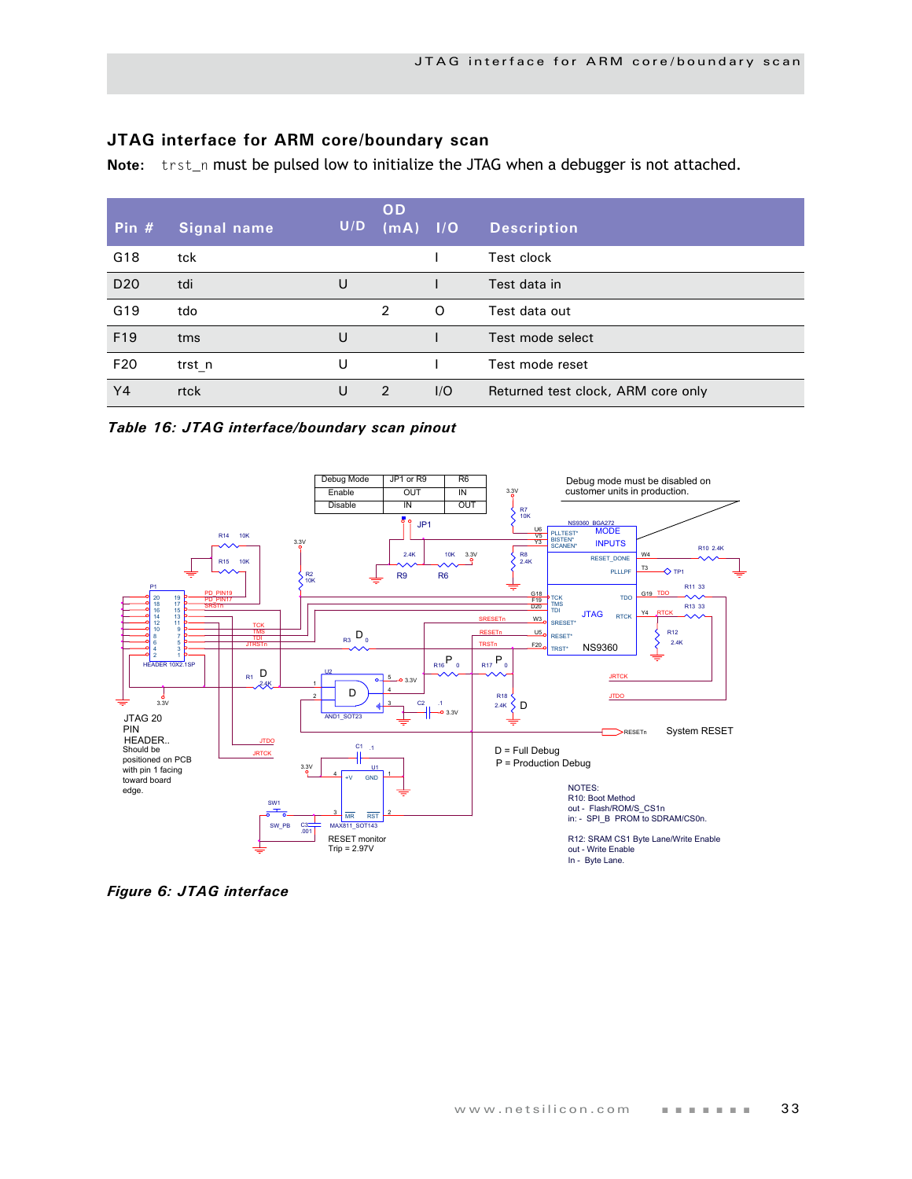## JTAG interface for ARM core/boundary scan

**Note:** `trst_n` must be pulsed low to initialize the JTAG when a debugger is not attached.

| Pin # | Signal name | U/D | OD (mA) | I/O | Description |
|---|---|---|---|---|---|
| G18 | tck | | | I | Test clock |
| D20 | tdi | U | | I | Test data in |
| G19 | tdo | | 2 | O | Test data out |
| F19 | tms | U | | I | Test mode select |
| F20 | trst_n | U | | I | Test mode reset |
| Y4 | rtck | U | 2 | I/O | Returned test clock, ARM core only |

*Table 16: JTAG interface/boundary scan pinout*

| Debug Mode | JP1 or R9 | R6 |
|---|---|---|
| Enable | OUT | IN |
| Disable | IN | OUT |

Debug mode must be disabled on customer units in production.

JTAG 20 PIN HEADER.. Should be positioned on PCB with pin 1 facing toward board edge.

D = Full Debug
P = Production Debug

RESET monitor
Trip = 2.97V

System RESET

NOTES:
R10: Boot Method
out - Flash/ROM/S_CS1n
in: - SPI_B PROM to SDRAM/CS0n.

R12: SRAM CS1 Byte Lane/Write Enable
out - Write Enable
In - Byte Lane.

*Figure 6: JTAG interface*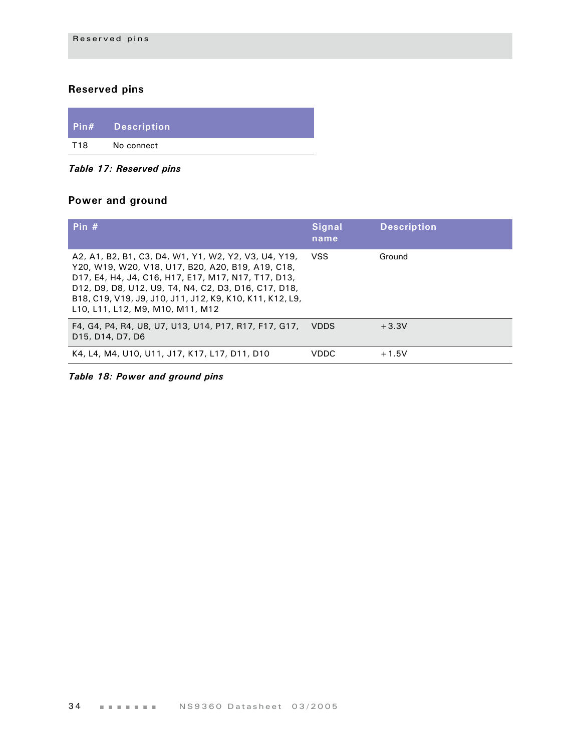## Reserved pins

| Pin# | Description |
|---|---|
| T18 | No connect |

*Table 17: Reserved pins*

## Power and ground

| Pin # | Signal name | Description |
|---|---|---|
| A2, A1, B2, B1, C3, D4, W1, Y1, W2, Y2, V3, U4, Y19, Y20, W19, W20, V18, U17, B20, A20, B19, A19, C18, D17, E4, H4, J4, C16, H17, E17, M17, N17, T17, D13, D12, D9, D8, U12, U9, T4, N4, C2, D3, D16, C17, D18, B18, C19, V19, J9, J10, J11, J12, K9, K10, K11, K12, L9, L10, L11, L12, M9, M10, M11, M12 | VSS | Ground |
| F4, G4, P4, R4, U8, U7, U13, U14, P17, R17, F17, G17, D15, D14, D7, D6 | VDDS | +3.3V |
| K4, L4, M4, U10, U11, J17, K17, L17, D11, D10 | VDDC | +1.5V |

*Table 18: Power and ground pins*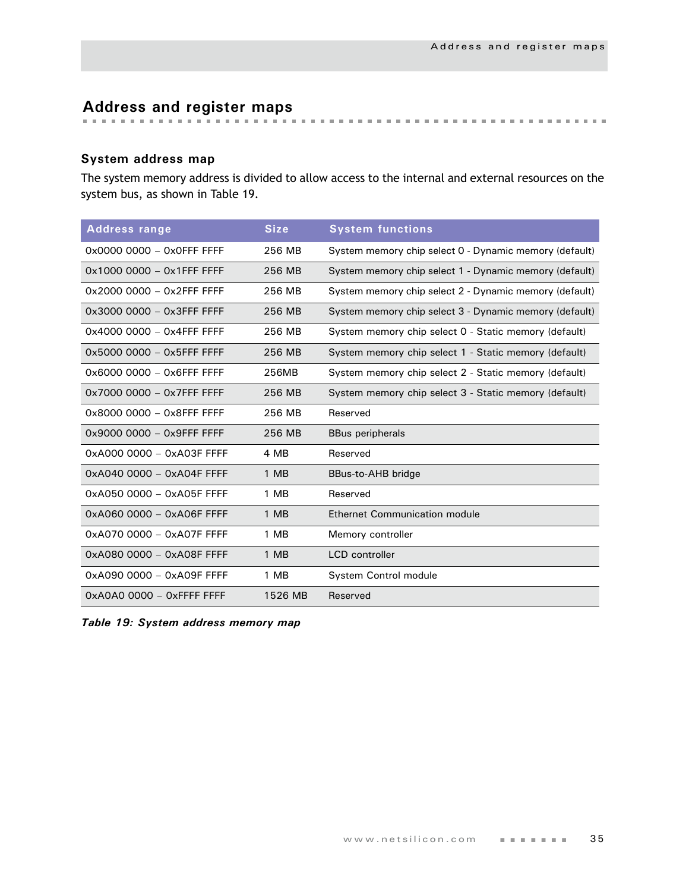# Address and register maps

## System address map

The system memory address is divided to allow access to the internal and external resources on the system bus, as shown in Table 19.

| Address range | Size | System functions |
|---|---|---|
| 0x0000 0000 – 0x0FFF FFFF | 256 MB | System memory chip select 0 - Dynamic memory (default) |
| 0x1000 0000 – 0x1FFF FFFF | 256 MB | System memory chip select 1 - Dynamic memory (default) |
| 0x2000 0000 – 0x2FFF FFFF | 256 MB | System memory chip select 2 - Dynamic memory (default) |
| 0x3000 0000 – 0x3FFF FFFF | 256 MB | System memory chip select 3 - Dynamic memory (default) |
| 0x4000 0000 – 0x4FFF FFFF | 256 MB | System memory chip select 0 - Static memory (default) |
| 0x5000 0000 – 0x5FFF FFFF | 256 MB | System memory chip select 1 - Static memory (default) |
| 0x6000 0000 – 0x6FFF FFFF | 256MB | System memory chip select 2 - Static memory (default) |
| 0x7000 0000 – 0x7FFF FFFF | 256 MB | System memory chip select 3 - Static memory (default) |
| 0x8000 0000 – 0x8FFF FFFF | 256 MB | Reserved |
| 0x9000 0000 – 0x9FFF FFFF | 256 MB | BBus peripherals |
| 0xA000 0000 – 0xA03F FFFF | 4 MB | Reserved |
| 0xA040 0000 – 0xA04F FFFF | 1 MB | BBus-to-AHB bridge |
| 0xA050 0000 – 0xA05F FFFF | 1 MB | Reserved |
| 0xA060 0000 – 0xA06F FFFF | 1 MB | Ethernet Communication module |
| 0xA070 0000 – 0xA07F FFFF | 1 MB | Memory controller |
| 0xA080 0000 – 0xA08F FFFF | 1 MB | LCD controller |
| 0xA090 0000 – 0xA09F FFFF | 1 MB | System Control module |
| 0xA0A0 0000 – 0xFFFF FFFF | 1526 MB | Reserved |

***Table 19: System address memory map***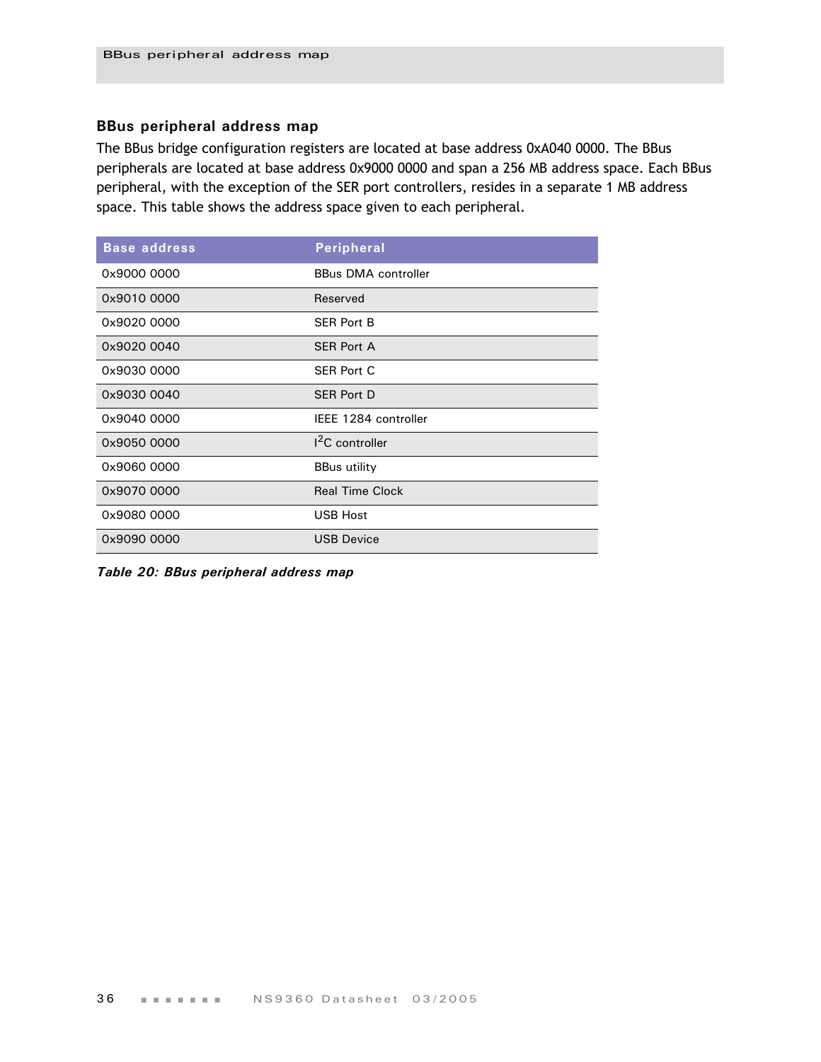## BBus peripheral address map

The BBus bridge configuration registers are located at base address 0xA040 0000. The BBus peripherals are located at base address 0x9000 0000 and span a 256 MB address space. Each BBus peripheral, with the exception of the SER port controllers, resides in a separate 1 MB address space. This table shows the address space given to each peripheral.

| Base address | Peripheral |
|---|---|
| 0x9000 0000 | BBus DMA controller |
| 0x9010 0000 | Reserved |
| 0x9020 0000 | SER Port B |
| 0x9020 0040 | SER Port A |
| 0x9030 0000 | SER Port C |
| 0x9030 0040 | SER Port D |
| 0x9040 0000 | IEEE 1284 controller |
| 0x9050 0000 | $I^2C$ controller |
| 0x9060 0000 | BBus utility |
| 0x9070 0000 | Real Time Clock |
| 0x9080 0000 | USB Host |
| 0x9090 0000 | USB Device |

***Table 20: BBus peripheral address map***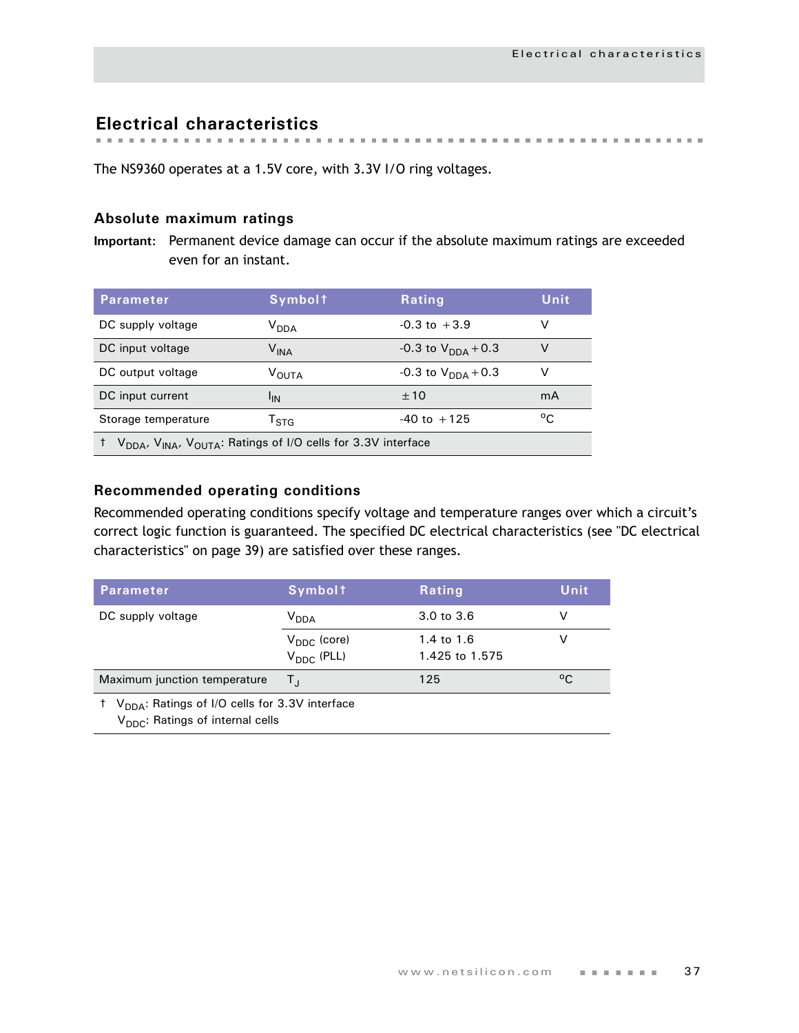## Electrical characteristics

The NS9360 operates at a 1.5V core, with 3.3V I/O ring voltages.

### Absolute maximum ratings

**Important:** Permanent device damage can occur if the absolute maximum ratings are exceeded even for an instant.

| Parameter | Symbol† | Rating | Unit |
|---|---|---|---|
| DC supply voltage | $V_{DDA}$ | -0.3 to +3.9 | V |
| DC input voltage | $V_{INA}$ | -0.3 to $V_{DDA}$+0.3 | V |
| DC output voltage | $V_{OUTA}$ | -0.3 to $V_{DDA}$+0.3 | V |
| DC input current | $I_{IN}$ | ±10 | mA |
| Storage temperature | $T_{STG}$ | -40 to +125 | °C |

† $V_{DDA}$, $V_{INA}$, $V_{OUTA}$: Ratings of I/O cells for 3.3V interface

### Recommended operating conditions

Recommended operating conditions specify voltage and temperature ranges over which a circuit's correct logic function is guaranteed. The specified DC electrical characteristics (see "DC electrical characteristics" on page 39) are satisfied over these ranges.

| Parameter | Symbol† | Rating | Unit |
|---|---|---|---|
| DC supply voltage | $V_{DDA}$ | 3.0 to 3.6 | V |
| | $V_{DDC}$ (core)<br>$V_{DDC}$ (PLL) | 1.4 to 1.6<br>1.425 to 1.575 | V |
| Maximum junction temperature | $T_J$ | 125 | °C |

† $V_{DDA}$: Ratings of I/O cells for 3.3V interface
$V_{DDC}$: Ratings of internal cells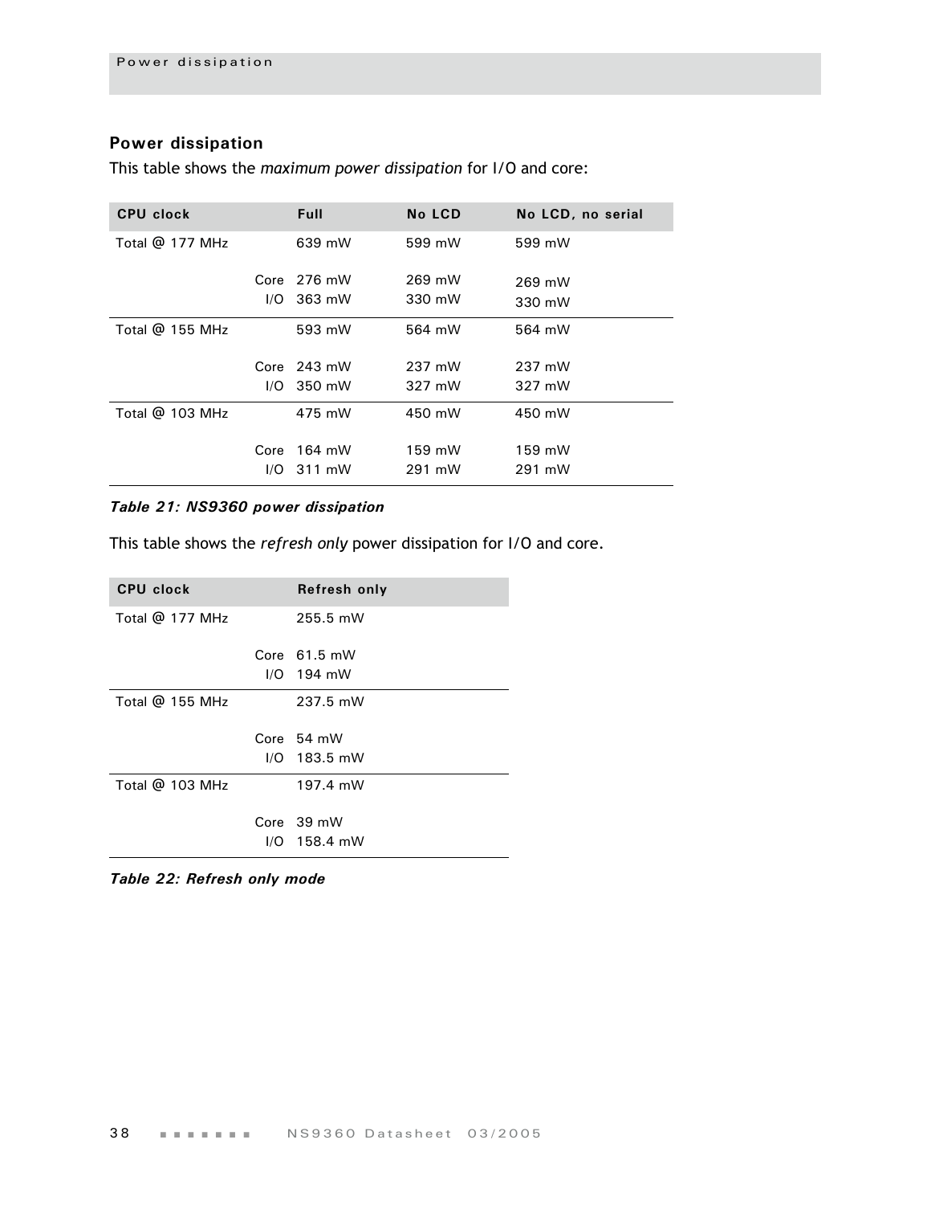## Power dissipation

This table shows the *maximum power dissipation* for I/O and core:

| CPU clock | | Full | No LCD | No LCD, no serial |
|---|---|---|---|---|
| Total @ 177 MHz | | 639 mW | 599 mW | 599 mW |
| | Core | 276 mW | 269 mW | 269 mW |
| | I/O | 363 mW | 330 mW | 330 mW |
| Total @ 155 MHz | | 593 mW | 564 mW | 564 mW |
| | Core | 243 mW | 237 mW | 237 mW |
| | I/O | 350 mW | 327 mW | 327 mW |
| Total @ 103 MHz | | 475 mW | 450 mW | 450 mW |
| | Core | 164 mW | 159 mW | 159 mW |
| | I/O | 311 mW | 291 mW | 291 mW |

***Table 21: NS9360 power dissipation***

This table shows the *refresh only* power dissipation for I/O and core.

| CPU clock | | Refresh only |
|---|---|---|
| Total @ 177 MHz | | 255.5 mW |
| | Core | 61.5 mW |
| | I/O | 194 mW |
| Total @ 155 MHz | | 237.5 mW |
| | Core | 54 mW |
| | I/O | 183.5 mW |
| Total @ 103 MHz | | 197.4 mW |
| | Core | 39 mW |
| | I/O | 158.4 mW |

***Table 22: Refresh only mode***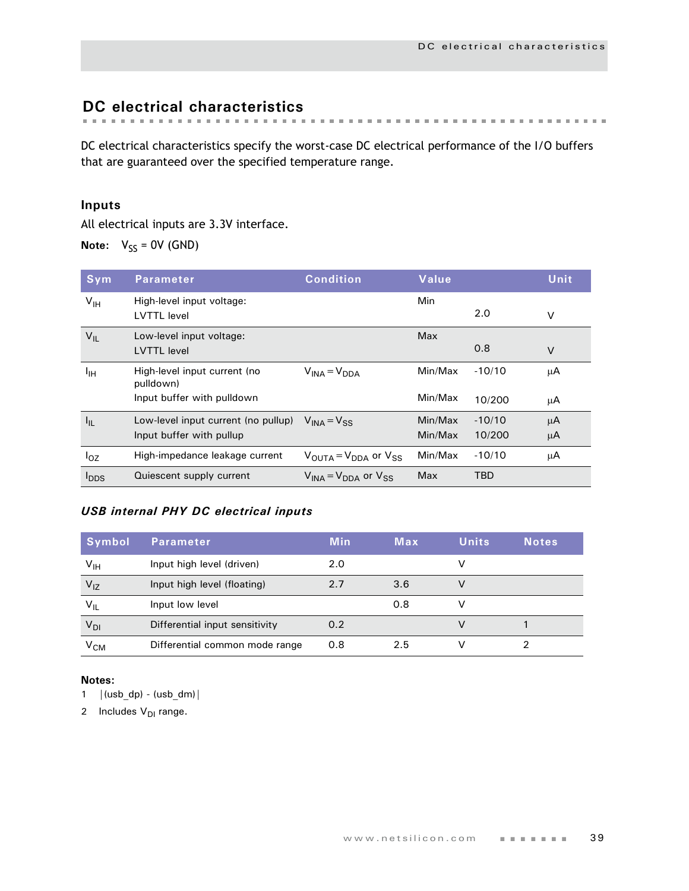## DC electrical characteristics

DC electrical characteristics specify the worst-case DC electrical performance of the I/O buffers that are guaranteed over the specified temperature range.

### Inputs

All electrical inputs are 3.3V interface.

**Note:** $V_{SS}$ = 0V (GND)

| Sym | Parameter | Condition | Value | | Unit |
|---|---|---|---|---|---|
| $V_{IH}$ | High-level input voltage: LVTTL level | | Min | 2.0 | V |
| $V_{IL}$ | Low-level input voltage: LVTTL level | | Max | 0.8 | V |
| $I_{IH}$ | High-level input current (no pulldown) | $V_{INA} = V_{DDA}$ | Min/Max | -10/10 | µA |
| | Input buffer with pulldown | | Min/Max | 10/200 | µA |
| $I_{IL}$ | Low-level input current (no pullup) | $V_{INA} = V_{SS}$ | Min/Max | -10/10 | µA |
| | Input buffer with pullup | | Min/Max | 10/200 | µA |
| $I_{OZ}$ | High-impedance leakage current | $V_{OUTA} = V_{DDA}$ or $V_{SS}$ | Min/Max | -10/10 | µA |
| $I_{DDS}$ | Quiescent supply current | $V_{INA} = V_{DDA}$ or $V_{SS}$ | Max | TBD | |

#### *USB internal PHY DC electrical inputs*

| Symbol | Parameter | Min | Max | Units | Notes |
|---|---|---|---|---|---|
| $V_{IH}$ | Input high level (driven) | 2.0 | | V | |
| $V_{IZ}$ | Input high level (floating) | 2.7 | 3.6 | V | |
| $V_{IL}$ | Input low level | | 0.8 | V | |
| $V_{DI}$ | Differential input sensitivity | 0.2 | | V | 1 |
| $V_{CM}$ | Differential common mode range | 0.8 | 2.5 | V | 2 |

**Notes:**

1. |(usb_dp) - (usb_dm)|
2. Includes $V_{DI}$ range.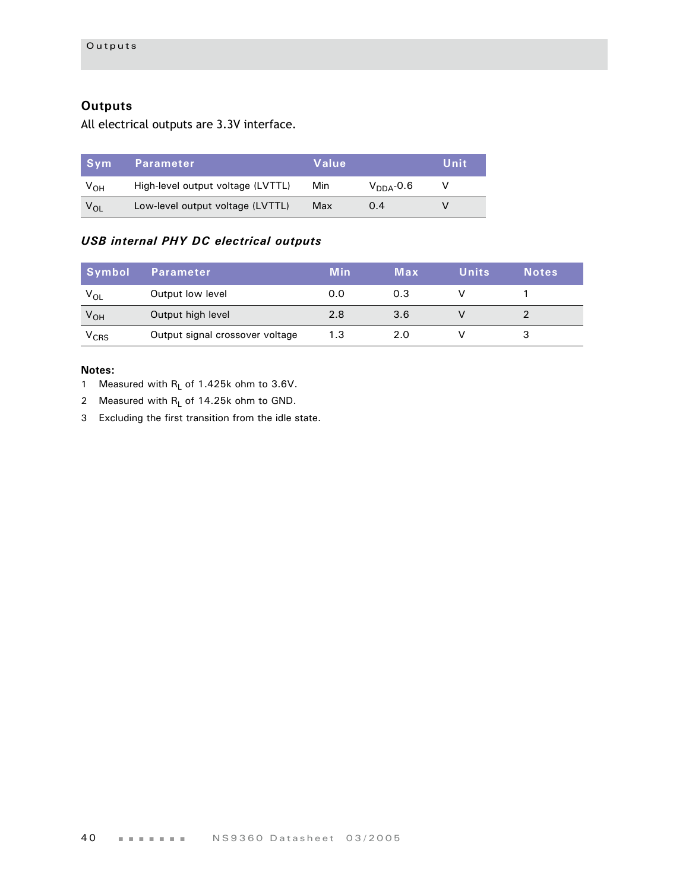## Outputs

All electrical outputs are 3.3V interface.

| Sym | Parameter | Value | | Unit |
|---|---|---|---|---|
| $V_{OH}$ | High-level output voltage (LVTTL) | Min | $V_{DDA}$-0.6 | V |
| $V_{OL}$ | Low-level output voltage (LVTTL) | Max | 0.4 | V |

### *USB internal PHY DC electrical outputs*

| Symbol | Parameter | Min | Max | Units | Notes |
|---|---|---|---|---|---|
| $V_{OL}$ | Output low level | 0.0 | 0.3 | V | 1 |
| $V_{OH}$ | Output high level | 2.8 | 3.6 | V | 2 |
| $V_{CRS}$ | Output signal crossover voltage | 1.3 | 2.0 | V | 3 |

**Notes:**

1. Measured with $R_L$ of 1.425k ohm to 3.6V.
2. Measured with $R_L$ of 14.25k ohm to GND.
3. Excluding the first transition from the idle state.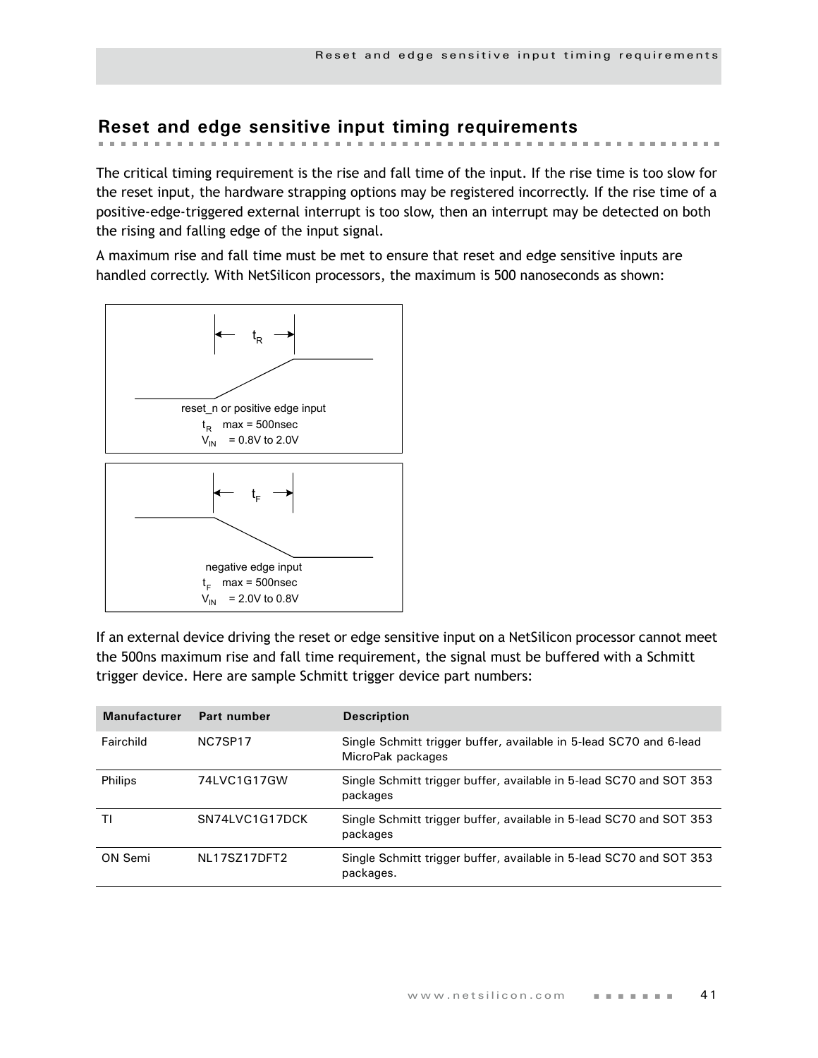## Reset and edge sensitive input timing requirements

The critical timing requirement is the rise and fall time of the input. If the rise time is too slow for the reset input, the hardware strapping options may be registered incorrectly. If the rise time of a positive-edge-triggered external interrupt is too slow, then an interrupt may be detected on both the rising and falling edge of the input signal.

A maximum rise and fall time must be met to ensure that reset and edge sensitive inputs are handled correctly. With NetSilicon processors, the maximum is 500 nanoseconds as shown:

reset_n or positive edge input
$t_R$ max = 500nsec
$V_{IN}$ = 0.8V to 2.0V

negative edge input
$t_F$ max = 500nsec
$V_{IN}$ = 2.0V to 0.8V

If an external device driving the reset or edge sensitive input on a NetSilicon processor cannot meet the 500ns maximum rise and fall time requirement, the signal must be buffered with a Schmitt trigger device. Here are sample Schmitt trigger device part numbers:

| Manufacturer | Part number | Description |
|---|---|---|
| Fairchild | NC7SP17 | Single Schmitt trigger buffer, available in 5-lead SC70 and 6-lead MicroPak packages |
| Philips | 74LVC1G17GW | Single Schmitt trigger buffer, available in 5-lead SC70 and SOT 353 packages |
| TI | SN74LVC1G17DCK | Single Schmitt trigger buffer, available in 5-lead SC70 and SOT 353 packages |
| ON Semi | NL17SZ17DFT2 | Single Schmitt trigger buffer, available in 5-lead SC70 and SOT 353 packages. |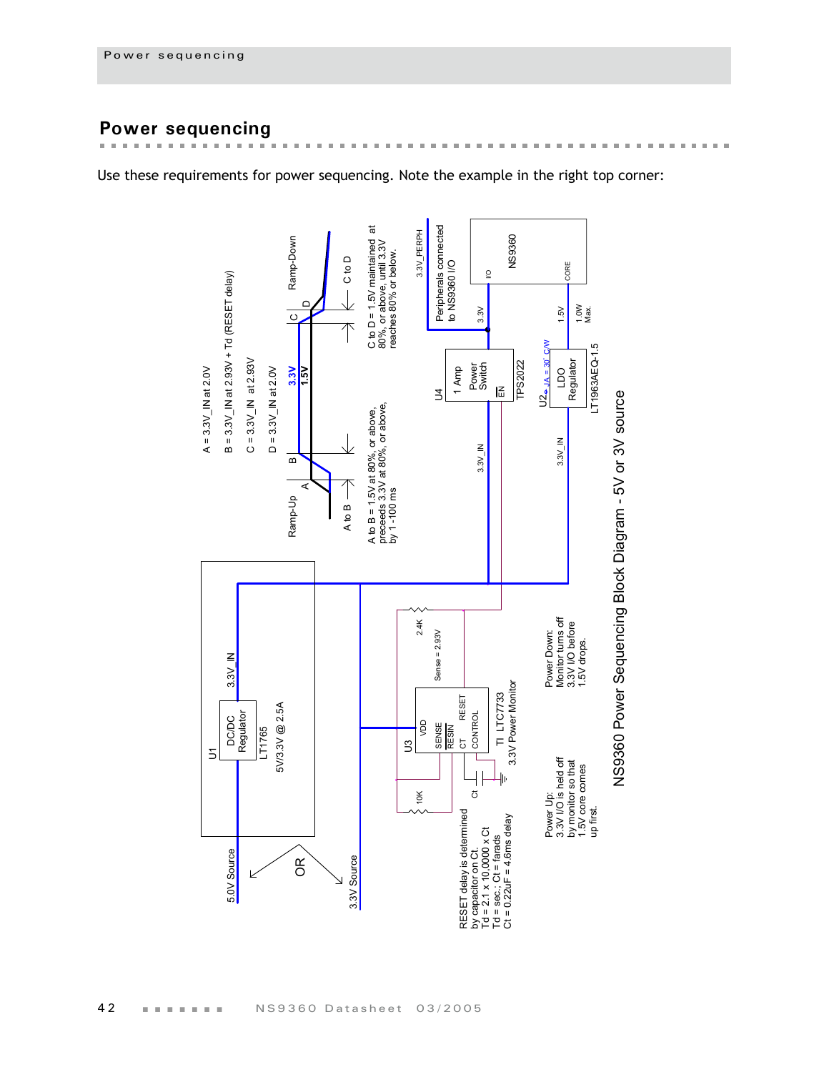## Power sequencing

Use these requirements for power sequencing. Note the example in the right top corner:

A = 3.3V_IN at 2.0V

B = 3.3V_IN at 2.93V + Td (RESET delay)

C = 3.3V_IN at 2.93V

D = 3.3V_IN at 2.0V

Ramp-Up

Ramp-Down

3.3V

1.5V

A to B

C to D

A to B = 1.5V at 80%, or above, preceeds 3.3V at 80%, or above, by 1 - 100 ms

C to D = 1.5V maintained at 80%, or above, until 3.3V reaches 80% or below.

3.3V_PERPH

Peripherals connected to NS9360 I/O

NS9360

I/O

CORE

3.3V

1.5V

1.0W Max.

U4 1 Amp Power Switch EN TPS2022

U2 LDO Regulator LT1963AEQ-1.5

θJA = 30° C/W

3.3V_IN

U1 DC/DC Regulator LT1765 5V/3.3V @ 2.5A

3.3V_IN

5.0V Source

OR

3.3V Source

U3 VDD SENSE RESIN CT CONTROL RESET

TI LTC7733 3.3V Power Monitor

Sense = 2.93V

2.4K

10K

Ct

RESET delay is determined by capacitor on Ct.
Td = 2.1 x 10,0000 x Ct
Td = sec.; Ct = farads
Ct = 0.22uF = 4.6ms delay

Power Up:
3.3V I/O is held off by monitor so that 1.5V core comes up first.

Power Down:
Monitor turns off 3.3V I/O before 1.5V drops.

NS9360 Power Sequencing Block Diagram - 5V or 3V source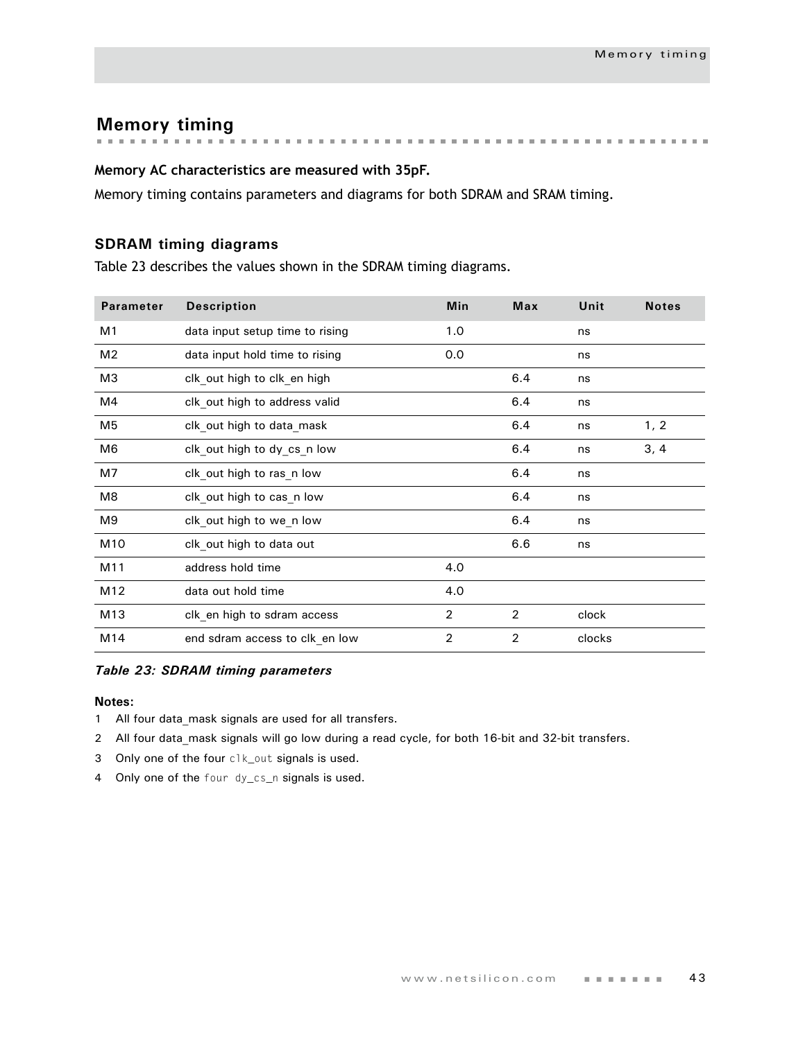## Memory timing

**Memory AC characteristics are measured with 35pF.**

Memory timing contains parameters and diagrams for both SDRAM and SRAM timing.

### SDRAM timing diagrams

Table 23 describes the values shown in the SDRAM timing diagrams.

| Parameter | Description | Min | Max | Unit | Notes |
|---|---|---|---|---|---|
| M1 | data input setup time to rising | 1.0 | | ns | |
| M2 | data input hold time to rising | 0.0 | | ns | |
| M3 | clk_out high to clk_en high | | 6.4 | ns | |
| M4 | clk_out high to address valid | | 6.4 | ns | |
| M5 | clk_out high to data_mask | | 6.4 | ns | 1, 2 |
| M6 | clk_out high to dy_cs_n low | | 6.4 | ns | 3, 4 |
| M7 | clk_out high to ras_n low | | 6.4 | ns | |
| M8 | clk_out high to cas_n low | | 6.4 | ns | |
| M9 | clk_out high to we_n low | | 6.4 | ns | |
| M10 | clk_out high to data out | | 6.6 | ns | |
| M11 | address hold time | 4.0 | | | |
| M12 | data out hold time | 4.0 | | | |
| M13 | clk_en high to sdram access | 2 | 2 | clock | |
| M14 | end sdram access to clk_en low | 2 | 2 | clocks | |

*Table 23: SDRAM timing parameters*

**Notes:**

1 All four data_mask signals are used for all transfers.

2 All four data_mask signals will go low during a read cycle, for both 16-bit and 32-bit transfers.

3 Only one of the four `clk_out` signals is used.

4 Only one of the `four dy_cs_n` signals is used.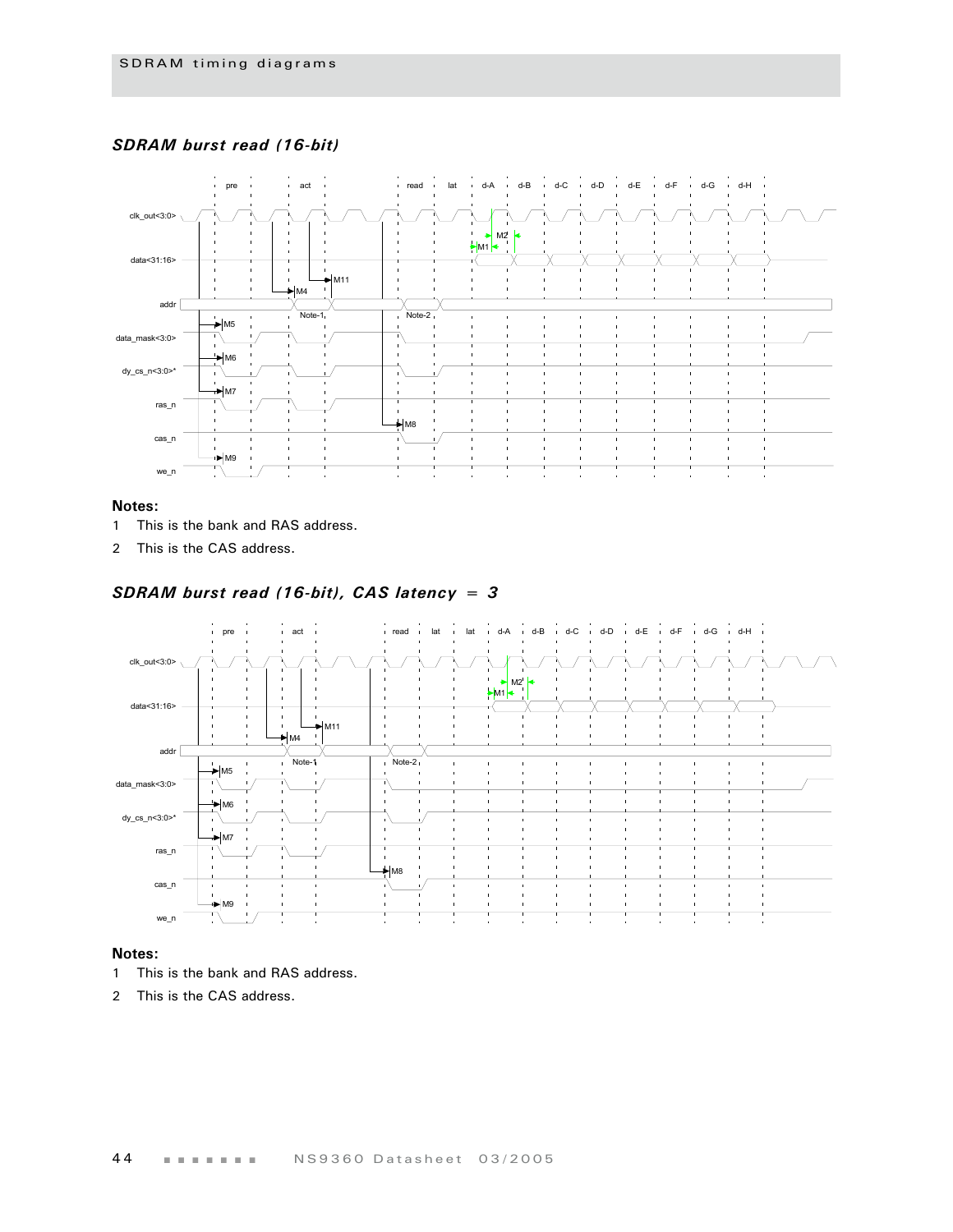### *SDRAM burst read (16-bit)*

**Notes:**

1. This is the bank and RAS address.
2. This is the CAS address.

### *SDRAM burst read (16-bit), CAS latency = 3*

**Notes:**

1. This is the bank and RAS address.
2. This is the CAS address.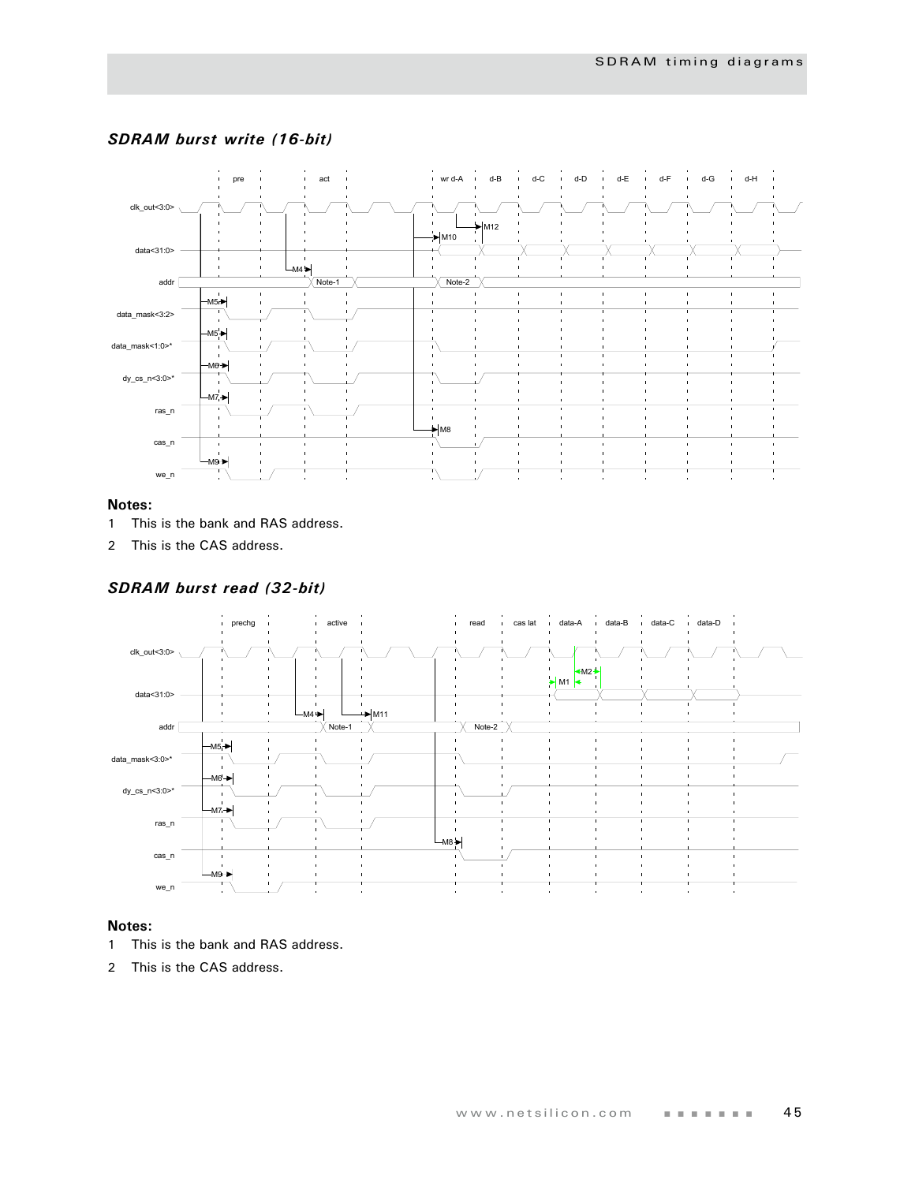### *SDRAM burst write (16-bit)*

**Notes:**

1 This is the bank and RAS address.

2 This is the CAS address.

### *SDRAM burst read (32-bit)*

**Notes:**

1 This is the bank and RAS address.

2 This is the CAS address.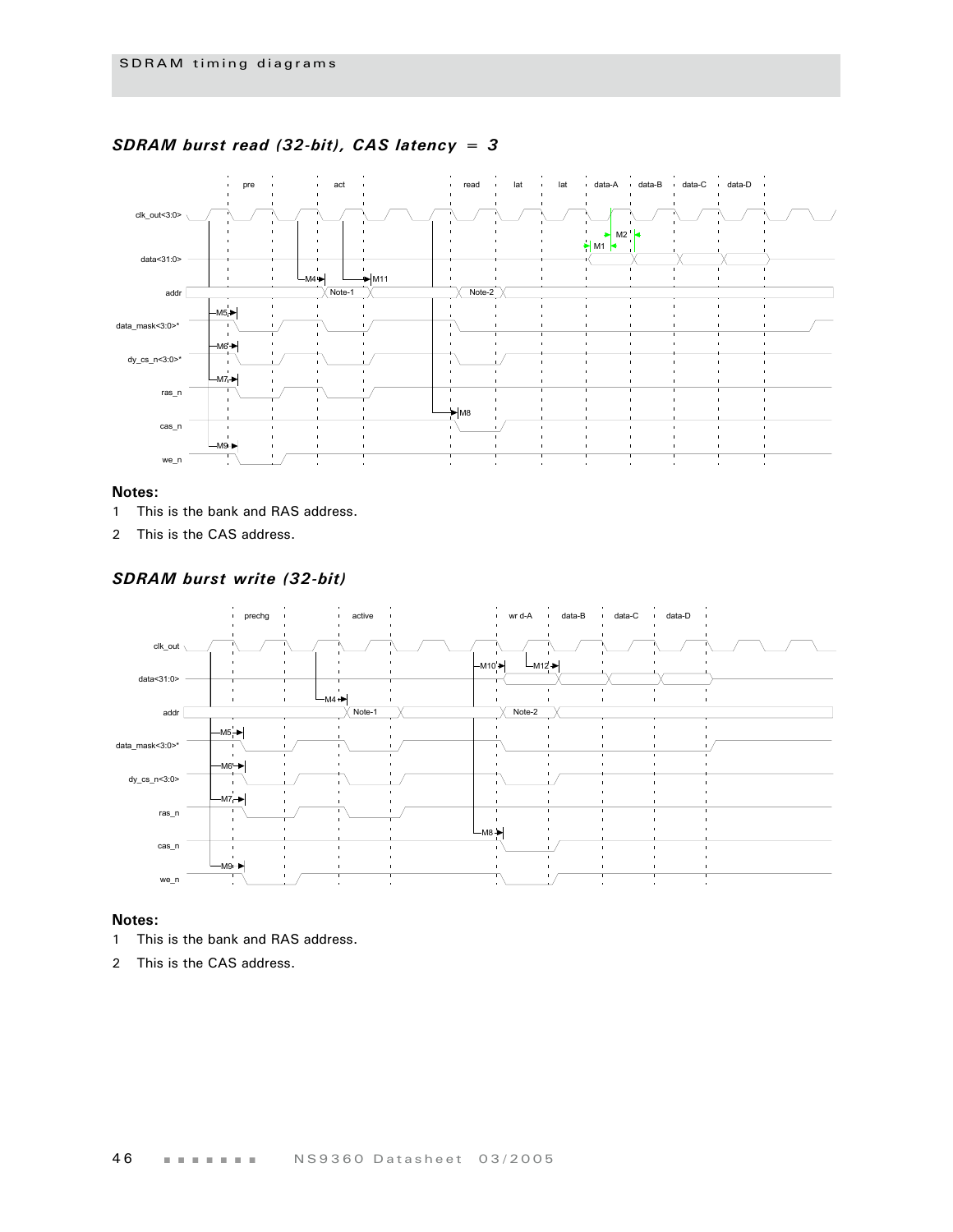### *SDRAM burst read (32-bit), CAS latency = 3*

**Notes:**

1 This is the bank and RAS address.

2 This is the CAS address.

### *SDRAM burst write (32-bit)*

**Notes:**

1 This is the bank and RAS address.

2 This is the CAS address.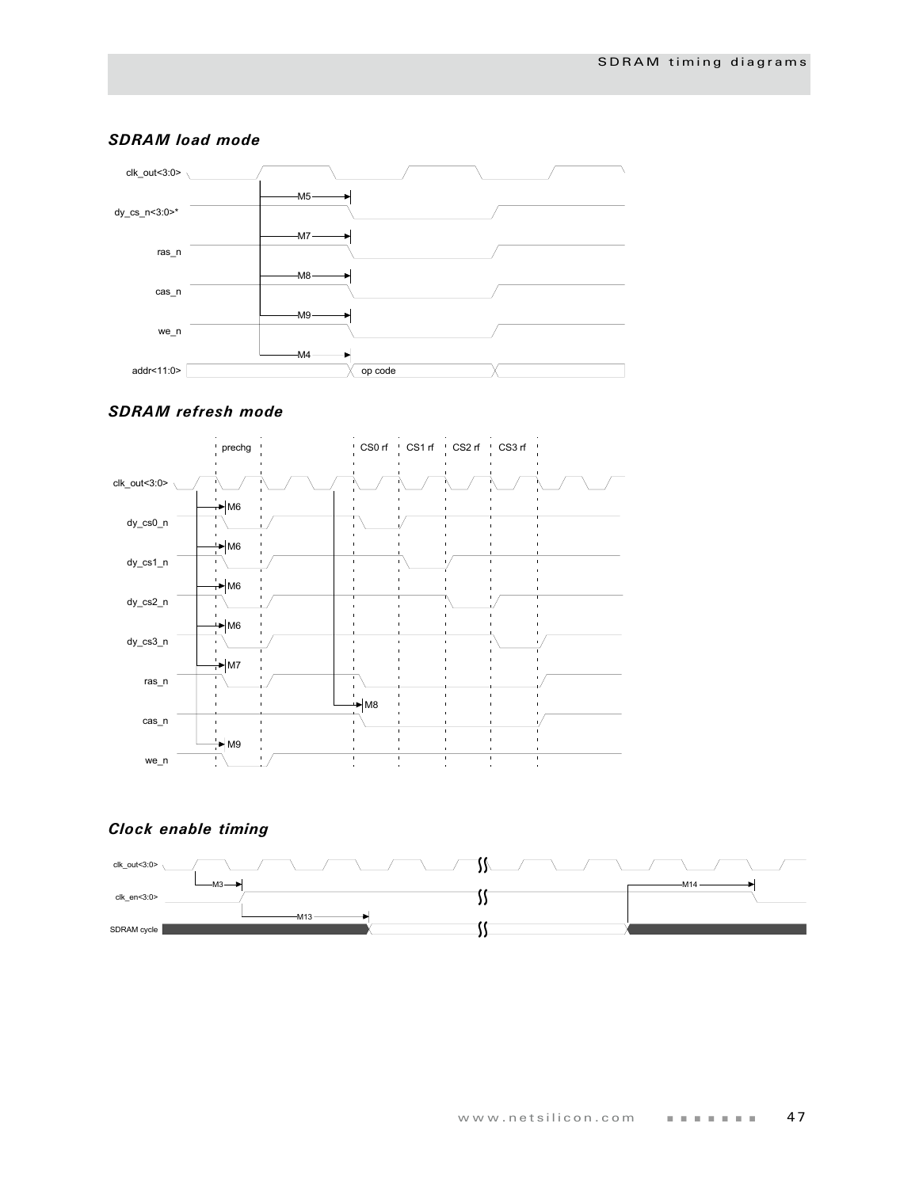### SDRAM load mode

clk_out<3:0>

dy_cs_n<3:0>*

ras_n

cas_n

we_n

addr<11:0>

M5

M7

M8

M9

M4

op code

### SDRAM refresh mode

prechg

CS0 rf

CS1 rf

CS2 rf

CS3 rf

clk_out<3:0>

dy_cs0_n

dy_cs1_n

dy_cs2_n

dy_cs3_n

ras_n

cas_n

we_n

M6

M6

M6

M6

M7

M8

M9

### Clock enable timing

clk_out<3:0>

clk_en<3:0>

SDRAM cycle

M3

M13

M14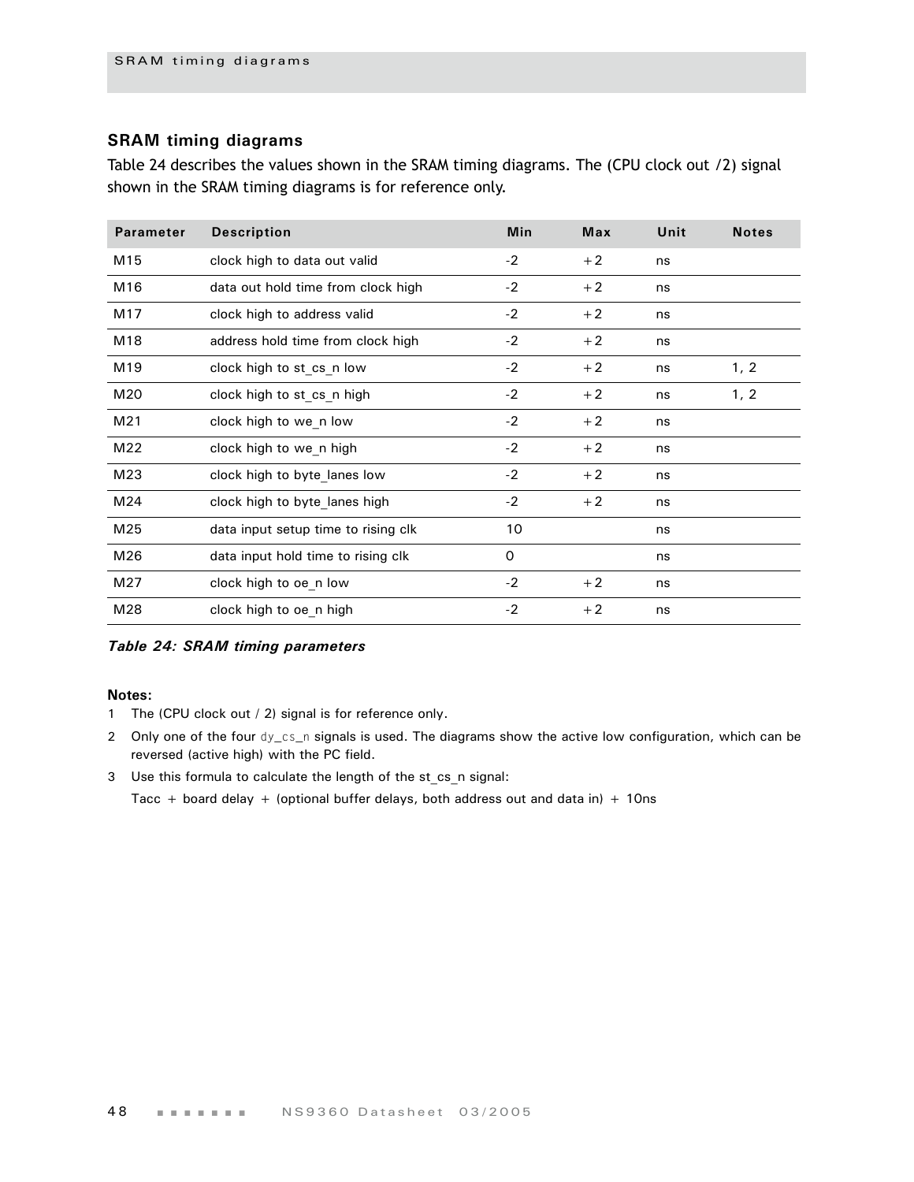## SRAM timing diagrams

Table 24 describes the values shown in the SRAM timing diagrams. The (CPU clock out /2) signal shown in the SRAM timing diagrams is for reference only.

| Parameter | Description | Min | Max | Unit | Notes |
|---|---|---|---|---|---|
| M15 | clock high to data out valid | -2 | +2 | ns | |
| M16 | data out hold time from clock high | -2 | +2 | ns | |
| M17 | clock high to address valid | -2 | +2 | ns | |
| M18 | address hold time from clock high | -2 | +2 | ns | |
| M19 | clock high to st_cs_n low | -2 | +2 | ns | 1, 2 |
| M20 | clock high to st_cs_n high | -2 | +2 | ns | 1, 2 |
| M21 | clock high to we_n low | -2 | +2 | ns | |
| M22 | clock high to we_n high | -2 | +2 | ns | |
| M23 | clock high to byte_lanes low | -2 | +2 | ns | |
| M24 | clock high to byte_lanes high | -2 | +2 | ns | |
| M25 | data input setup time to rising clk | 10 | | ns | |
| M26 | data input hold time to rising clk | 0 | | ns | |
| M27 | clock high to oe_n low | -2 | +2 | ns | |
| M28 | clock high to oe_n high | -2 | +2 | ns | |

*Table 24: SRAM timing parameters*

**Notes:**

1. The (CPU clock out / 2) signal is for reference only.
2. Only one of the four dy_cs_n signals is used. The diagrams show the active low configuration, which can be reversed (active high) with the PC field.
3. Use this formula to calculate the length of the st_cs_n signal:

   Tacc + board delay + (optional buffer delays, both address out and data in) + 10ns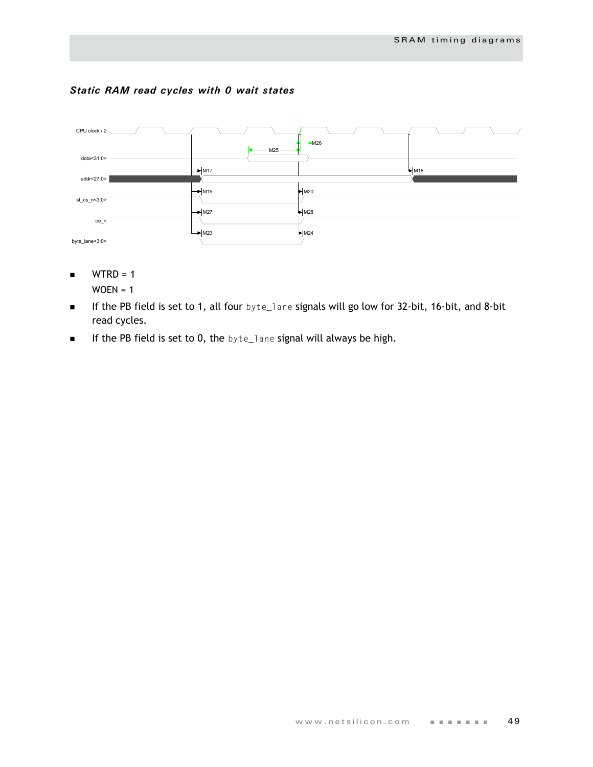### *Static RAM read cycles with 0 wait states*

- WTRD = 1
  WOEN = 1
- If the PB field is set to 1, all four byte_lane signals will go low for 32-bit, 16-bit, and 8-bit read cycles.
- If the PB field is set to 0, the byte_lane signal will always be high.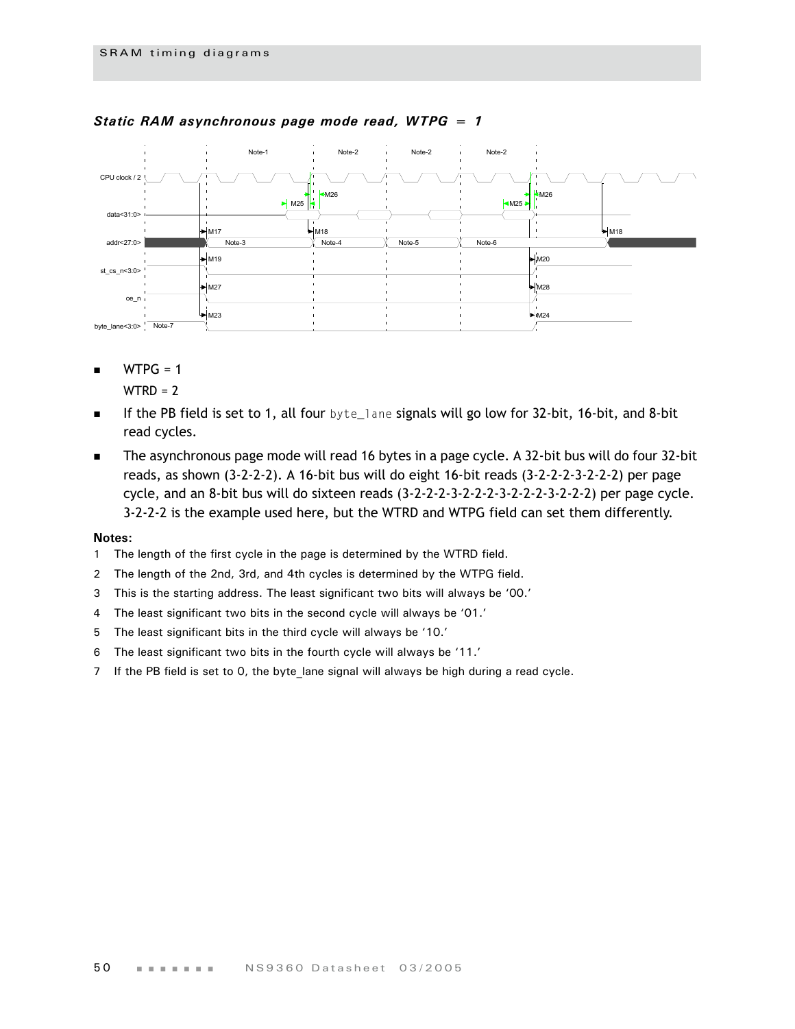### *Static RAM asynchronous page mode read, WTPG = 1*

- WTPG = 1
  WTRD = 2
- If the PB field is set to 1, all four `byte_lane` signals will go low for 32-bit, 16-bit, and 8-bit read cycles.
- The asynchronous page mode will read 16 bytes in a page cycle. A 32-bit bus will do four 32-bit reads, as shown (3-2-2-2). A 16-bit bus will do eight 16-bit reads (3-2-2-2-3-2-2-2) per page cycle, and an 8-bit bus will do sixteen reads (3-2-2-2-3-2-2-2-3-2-2-2-3-2-2-2) per page cycle. 3-2-2-2 is the example used here, but the WTRD and WTPG field can set them differently.

**Notes:**

1. The length of the first cycle in the page is determined by the WTRD field.
2. The length of the 2nd, 3rd, and 4th cycles is determined by the WTPG field.
3. This is the starting address. The least significant two bits will always be '00.'
4. The least significant two bits in the second cycle will always be '01.'
5. The least significant bits in the third cycle will always be '10.'
6. The least significant two bits in the fourth cycle will always be '11.'
7. If the PB field is set to 0, the byte_lane signal will always be high during a read cycle.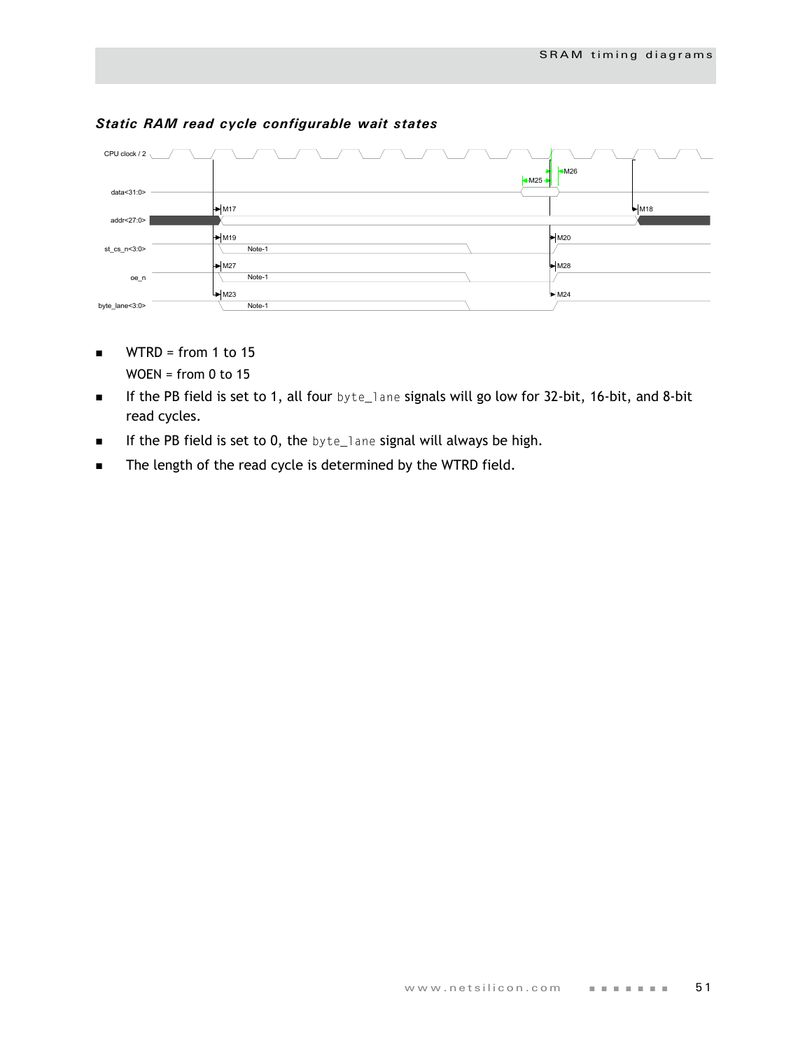### *Static RAM read cycle configurable wait states*

- WTRD = from 1 to 15

  WOEN = from 0 to 15

- If the PB field is set to 1, all four `byte_lane` signals will go low for 32-bit, 16-bit, and 8-bit read cycles.
- If the PB field is set to 0, the `byte_lane` signal will always be high.
- The length of the read cycle is determined by the WTRD field.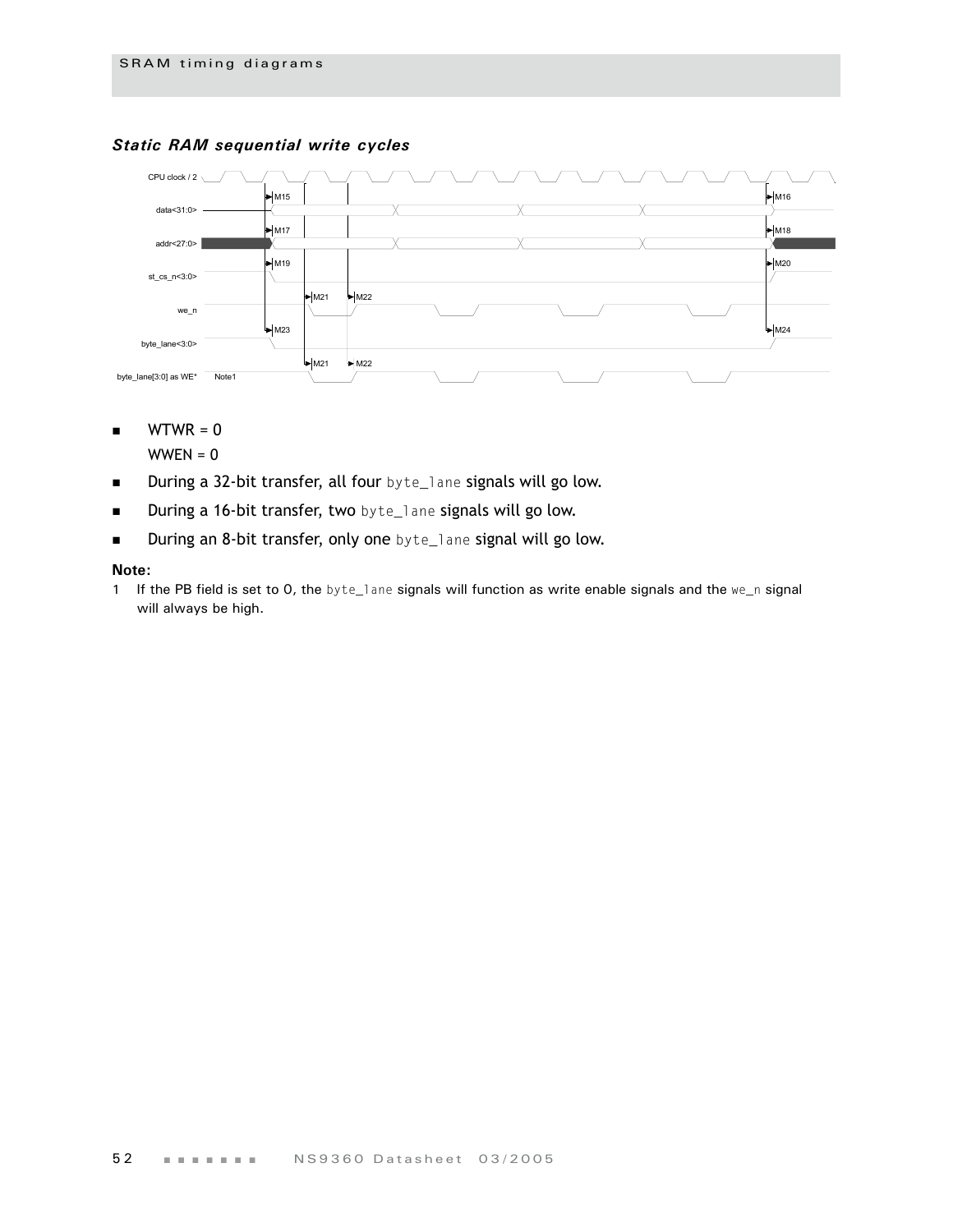### *Static RAM sequential write cycles*

CPU clock / 2

data<31:0>

addr<27:0>

st_cs_n<3:0>

we_n

byte_lane<3:0>

byte_lane[3:0] as WE* Note1

M15 M16 M17 M18 M19 M20 M21 M22 M23 M24 M21 M22

- WTWR = 0

  WWEN = 0
- During a 32-bit transfer, all four byte_lane signals will go low.
- During a 16-bit transfer, two byte_lane signals will go low.
- During an 8-bit transfer, only one byte_lane signal will go low.

**Note:**

1 If the PB field is set to 0, the byte_lane signals will function as write enable signals and the we_n signal will always be high.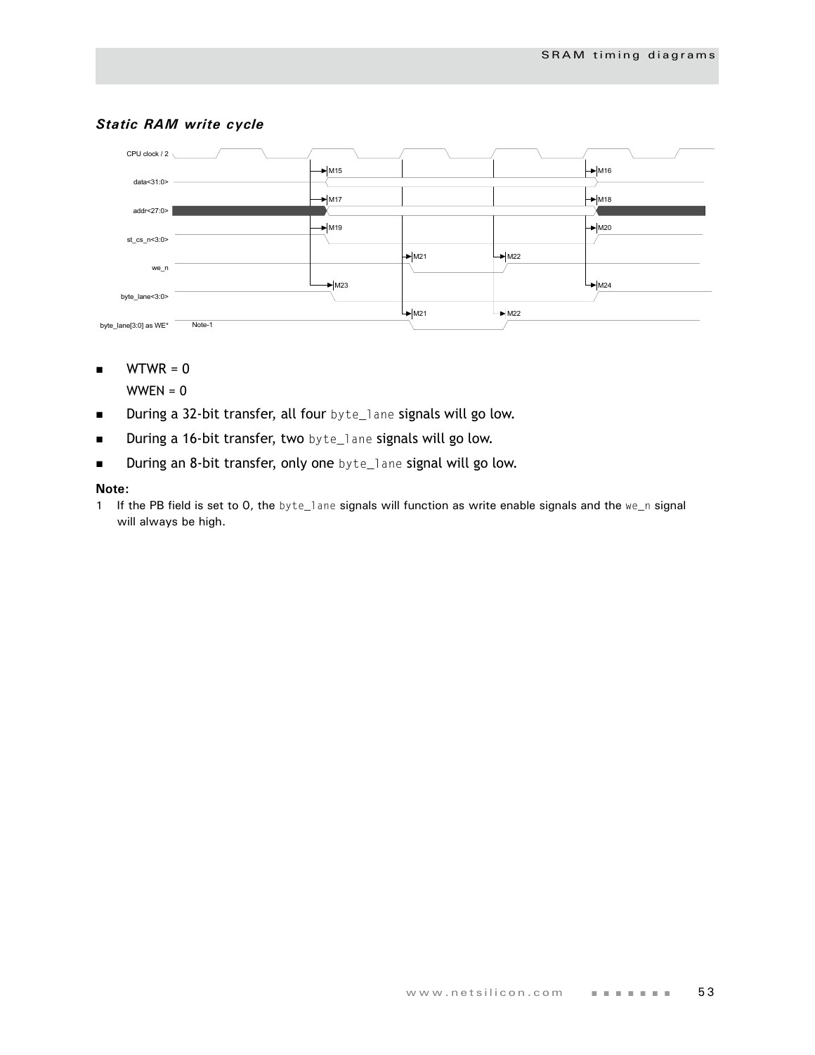### *Static RAM write cycle*

CPU clock / 2

data<31:0>

addr<27:0>

st_cs_n<3:0>

we_n

byte_lane<3:0>

byte_lane[3:0] as WE*

Note-1

M15 M16 M17 M18 M19 M20 M21 M22 M23 M24 M21 M22

- WTWR = 0

  WWEN = 0

- During a 32-bit transfer, all four `byte_lane` signals will go low.
- During a 16-bit transfer, two `byte_lane` signals will go low.
- During an 8-bit transfer, only one `byte_lane` signal will go low.

**Note:**

1 If the PB field is set to 0, the `byte_lane` signals will function as write enable signals and the `we_n` signal will always be high.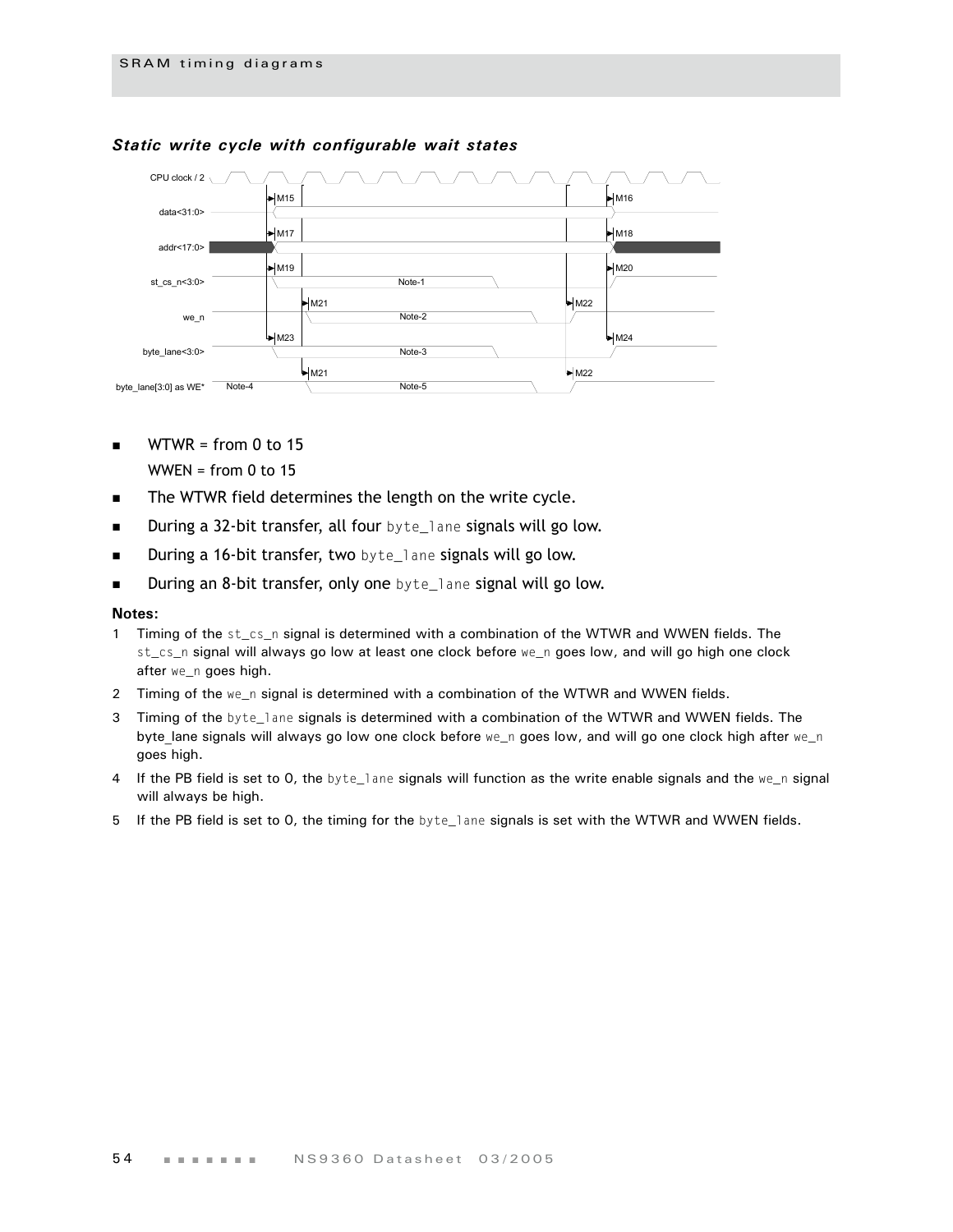### *Static write cycle with configurable wait states*

CPU clock / 2

data<31:0> M15 M16

addr<17:0> M17 M18

st_cs_n<3:0> M19 Note-1 M20

we_n M21 Note-2 M22

byte_lane<3:0> M23 Note-3 M24

byte_lane[3:0] as WE* Note-4 M21 Note-5 M22

- WTWR = from 0 to 15
  WWEN = from 0 to 15
- The WTWR field determines the length on the write cycle.
- During a 32-bit transfer, all four `byte_lane` signals will go low.
- During a 16-bit transfer, two `byte_lane` signals will go low.
- During an 8-bit transfer, only one `byte_lane` signal will go low.

**Notes:**

1. Timing of the `st_cs_n` signal is determined with a combination of the WTWR and WWEN fields. The `st_cs_n` signal will always go low at least one clock before `we_n` goes low, and will go high one clock after `we_n` goes high.
2. Timing of the `we_n` signal is determined with a combination of the WTWR and WWEN fields.
3. Timing of the `byte_lane` signals is determined with a combination of the WTWR and WWEN fields. The byte_lane signals will always go low one clock before `we_n` goes low, and will go one clock high after `we_n` goes high.
4. If the PB field is set to 0, the `byte_lane` signals will function as the write enable signals and the `we_n` signal will always be high.
5. If the PB field is set to 0, the timing for the `byte_lane` signals is set with the WTWR and WWEN fields.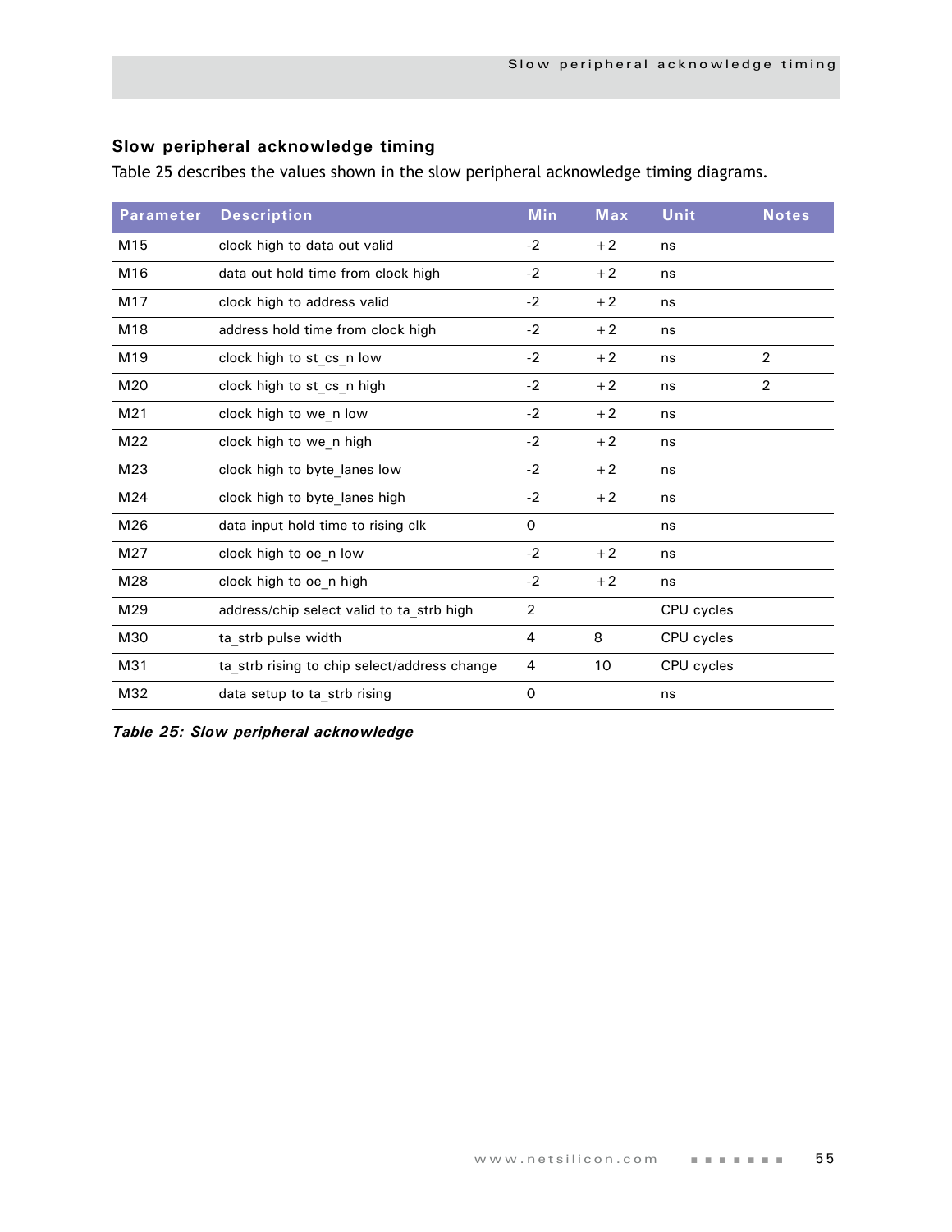## Slow peripheral acknowledge timing

Table 25 describes the values shown in the slow peripheral acknowledge timing diagrams.

| Parameter | Description | Min | Max | Unit | Notes |
|---|---|---|---|---|---|
| M15 | clock high to data out valid | -2 | +2 | ns | |
| M16 | data out hold time from clock high | -2 | +2 | ns | |
| M17 | clock high to address valid | -2 | +2 | ns | |
| M18 | address hold time from clock high | -2 | +2 | ns | |
| M19 | clock high to st_cs_n low | -2 | +2 | ns | 2 |
| M20 | clock high to st_cs_n high | -2 | +2 | ns | 2 |
| M21 | clock high to we_n low | -2 | +2 | ns | |
| M22 | clock high to we_n high | -2 | +2 | ns | |
| M23 | clock high to byte_lanes low | -2 | +2 | ns | |
| M24 | clock high to byte_lanes high | -2 | +2 | ns | |
| M26 | data input hold time to rising clk | 0 | | ns | |
| M27 | clock high to oe_n low | -2 | +2 | ns | |
| M28 | clock high to oe_n high | -2 | +2 | ns | |
| M29 | address/chip select valid to ta_strb high | 2 | | CPU cycles | |
| M30 | ta_strb pulse width | 4 | 8 | CPU cycles | |
| M31 | ta_strb rising to chip select/address change | 4 | 10 | CPU cycles | |
| M32 | data setup to ta_strb rising | 0 | | ns | |

***Table 25: Slow peripheral acknowledge***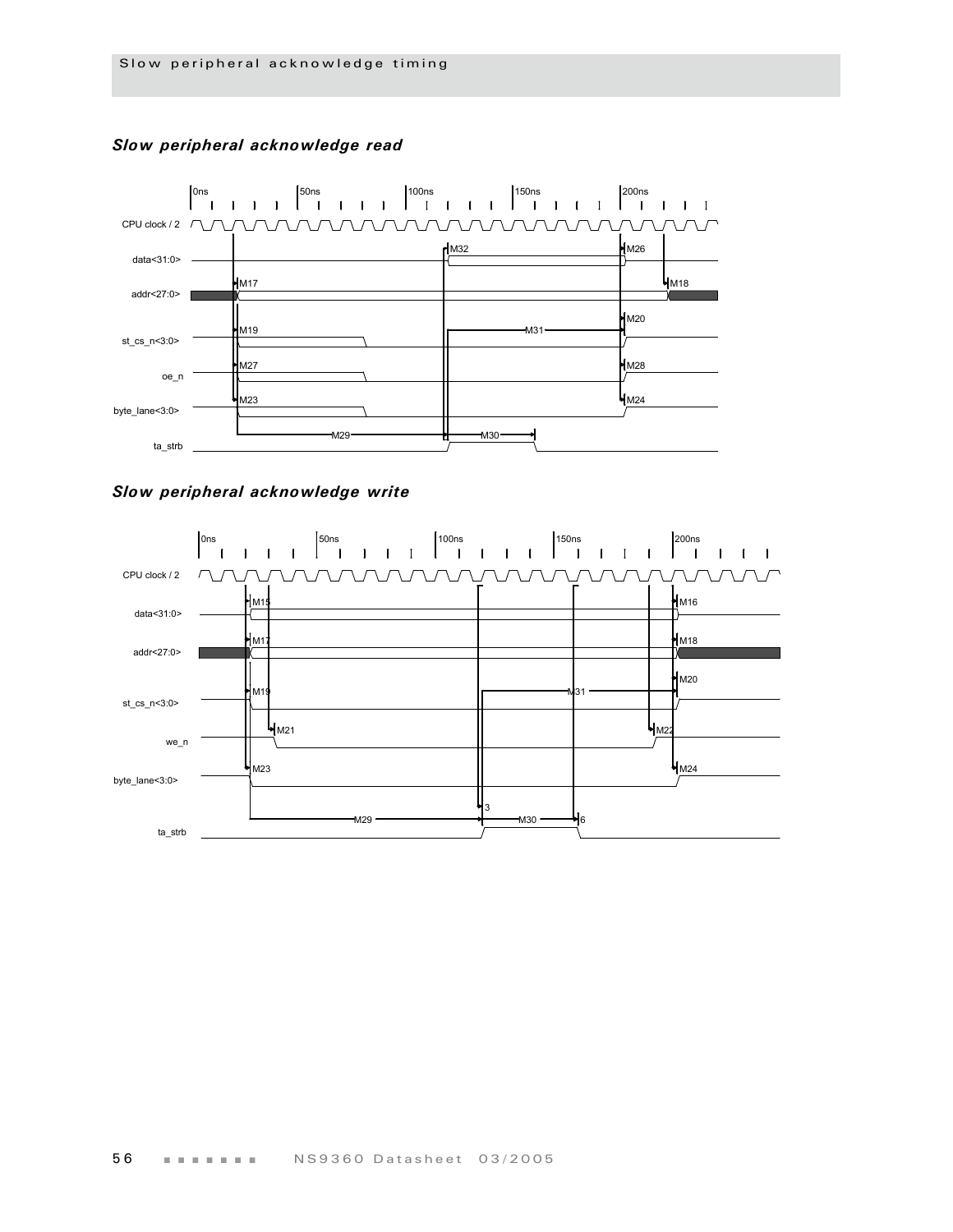## Slow peripheral acknowledge timing

### *Slow peripheral acknowledge read*

0ns 50ns 100ns 150ns 200ns

CPU clock / 2

data<31:0> M32 M26

addr<27:0> M17 M18

st_cs_n<3:0> M19 M31 M20

oe_n M27 M28

byte_lane<3:0> M23 M24

ta_strb M29 M30

### *Slow peripheral acknowledge write*

0ns 50ns 100ns 150ns 200ns

CPU clock / 2

data<31:0> M15 M16

addr<27:0> M17 M18

st_cs_n<3:0> M19 M31 M20

we_n M21 M22

byte_lane<3:0> M23 M24

ta_strb M29 3 M30 6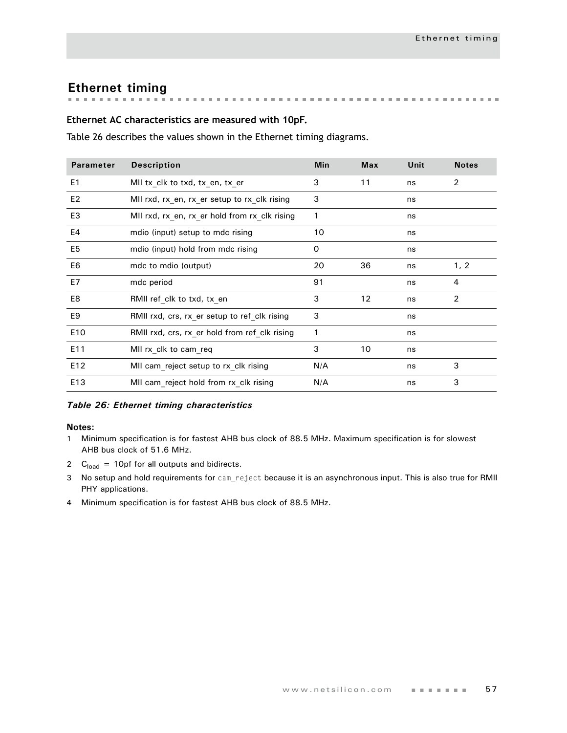# Ethernet timing

**Ethernet AC characteristics are measured with 10pF.**

Table 26 describes the values shown in the Ethernet timing diagrams.

| Parameter | Description | Min | Max | Unit | Notes |
|---|---|---|---|---|---|
| E1 | MII tx_clk to txd, tx_en, tx_er | 3 | 11 | ns | 2 |
| E2 | MII rxd, rx_en, rx_er setup to rx_clk rising | 3 | | ns | |
| E3 | MII rxd, rx_en, rx_er hold from rx_clk rising | 1 | | ns | |
| E4 | mdio (input) setup to mdc rising | 10 | | ns | |
| E5 | mdio (input) hold from mdc rising | 0 | | ns | |
| E6 | mdc to mdio (output) | 20 | 36 | ns | 1, 2 |
| E7 | mdc period | 91 | | ns | 4 |
| E8 | RMII ref_clk to txd, tx_en | 3 | 12 | ns | 2 |
| E9 | RMII rxd, crs, rx_er setup to ref_clk rising | 3 | | ns | |
| E10 | RMII rxd, crs, rx_er hold from ref_clk rising | 1 | | ns | |
| E11 | MII rx_clk to cam_req | 3 | 10 | ns | |
| E12 | MII cam_reject setup to rx_clk rising | N/A | | ns | 3 |
| E13 | MII cam_reject hold from rx_clk rising | N/A | | ns | 3 |

***Table 26: Ethernet timing characteristics***

**Notes:**

1. Minimum specification is for fastest AHB bus clock of 88.5 MHz. Maximum specification is for slowest AHB bus clock of 51.6 MHz.
2. $C_{load}$ = 10pf for all outputs and bidirects.
3. No setup and hold requirements for `cam_reject` because it is an asynchronous input. This is also true for RMII PHY applications.
4. Minimum specification is for fastest AHB bus clock of 88.5 MHz.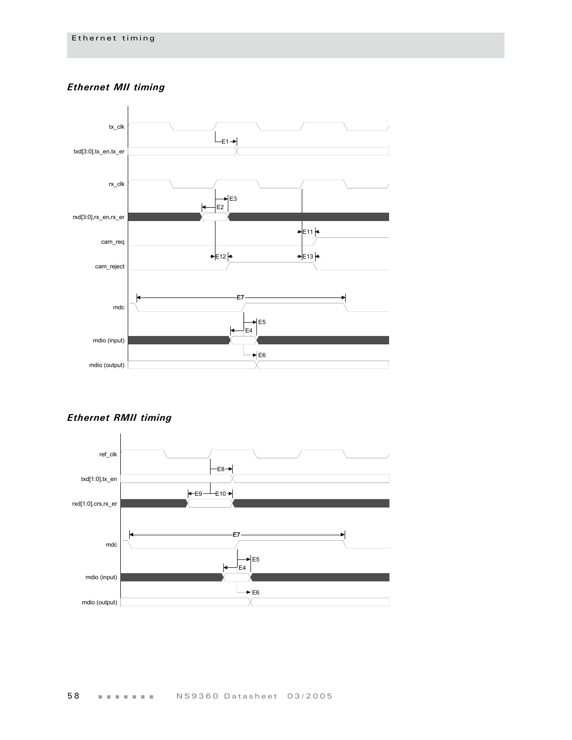### *Ethernet MII timing*

tx_clk

E1

txd[3:0],tx_en,tx_er

rx_clk

E3

E2

rxd[3:0],rx_en,rx_er

E11

cam_req

E12

E13

cam_reject

E7

mdc

E5

E4

mdio (input)

E6

mdio (output)

### *Ethernet RMII timing*

ref_clk

E8

txd[1:0],tx_en

E9

E10

rxd[1:0],crs,rx_er

E7

mdc

E5

E4

mdio (input)

E6

mdio (output)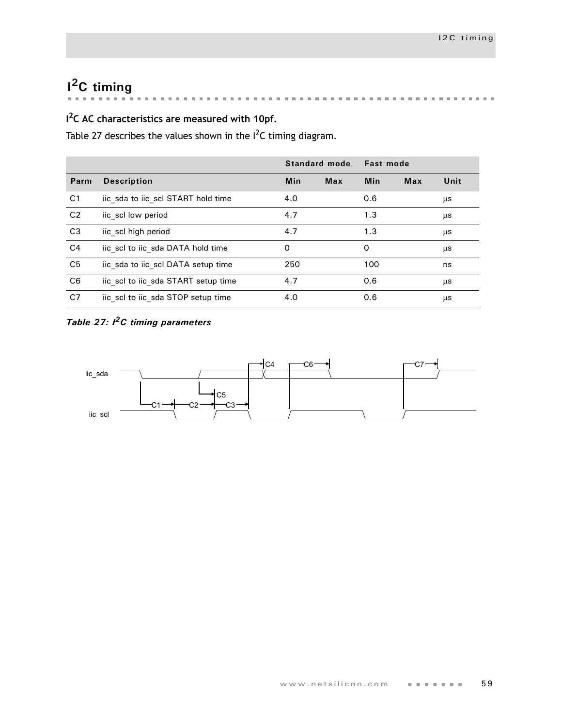## $I^2C$ timing

**$I^2C$ AC characteristics are measured with 10pf.**

Table 27 describes the values shown in the $I^2C$ timing diagram.

| | | Standard mode | | Fast mode | | |
|---|---|---|---|---|---|---|
| **Parm** | **Description** | **Min** | **Max** | **Min** | **Max** | **Unit** |
| C1 | iic_sda to iic_scl START hold time | 4.0 | | 0.6 | | µs |
| C2 | iic_scl low period | 4.7 | | 1.3 | | µs |
| C3 | iic_scl high period | 4.7 | | 1.3 | | µs |
| C4 | iic_scl to iic_sda DATA hold time | 0 | | 0 | | µs |
| C5 | iic_sda to iic_scl DATA setup time | 250 | | 100 | | ns |
| C6 | iic_scl to iic_sda START setup time | 4.7 | | 0.6 | | µs |
| C7 | iic_scl to iic_sda STOP setup time | 4.0 | | 0.6 | | µs |

*Table 27: $I^2C$ timing parameters*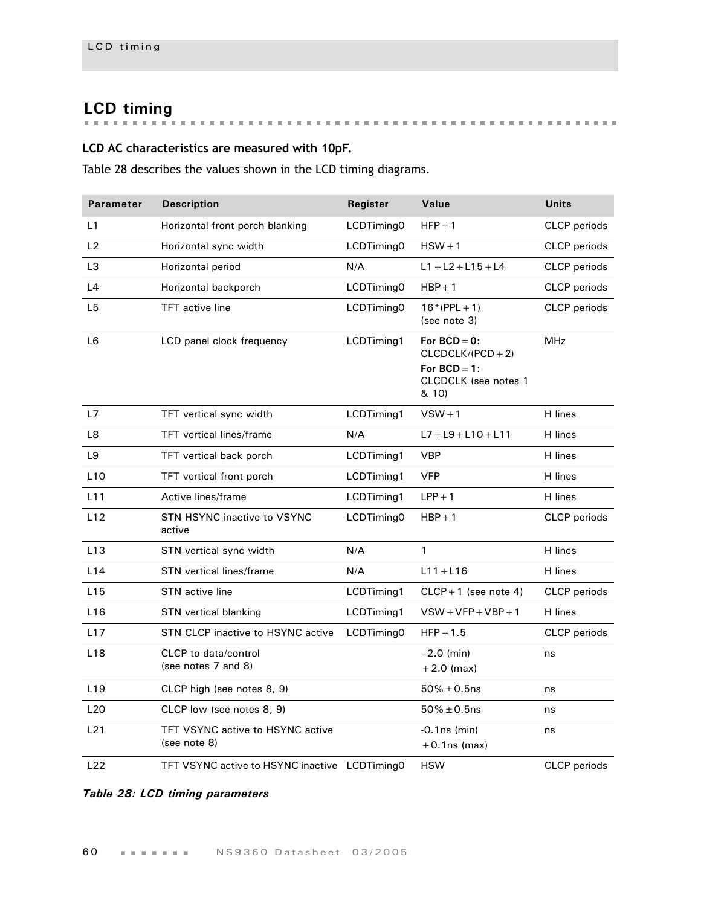## LCD timing

**LCD AC characteristics are measured with 10pF.**

Table 28 describes the values shown in the LCD timing diagrams.

| Parameter | Description | Register | Value | Units |
|---|---|---|---|---|
| L1 | Horizontal front porch blanking | LCDTiming0 | HFP + 1 | CLCP periods |
| L2 | Horizontal sync width | LCDTiming0 | HSW + 1 | CLCP periods |
| L3 | Horizontal period | N/A | L1 + L2 + L15 + L4 | CLCP periods |
| L4 | Horizontal backporch | LCDTiming0 | HBP + 1 | CLCP periods |
| L5 | TFT active line | LCDTiming0 | 16*(PPL + 1) (see note 3) | CLCP periods |
| L6 | LCD panel clock frequency | LCDTiming1 | **For BCD = 0:** CLCDCLK/(PCD + 2) **For BCD = 1:** CLCDCLK (see notes 1 & 10) | MHz |
| L7 | TFT vertical sync width | LCDTiming1 | VSW + 1 | H lines |
| L8 | TFT vertical lines/frame | N/A | L7 + L9 + L10 + L11 | H lines |
| L9 | TFT vertical back porch | LCDTiming1 | VBP | H lines |
| L10 | TFT vertical front porch | LCDTiming1 | VFP | H lines |
| L11 | Active lines/frame | LCDTiming1 | LPP + 1 | H lines |
| L12 | STN HSYNC inactive to VSYNC active | LCDTiming0 | HBP + 1 | CLCP periods |
| L13 | STN vertical sync width | N/A | 1 | H lines |
| L14 | STN vertical lines/frame | N/A | L11 + L16 | H lines |
| L15 | STN active line | LCDTiming1 | CLCP + 1 (see note 4) | CLCP periods |
| L16 | STN vertical blanking | LCDTiming1 | VSW + VFP + VBP + 1 | H lines |
| L17 | STN CLCP inactive to HSYNC active | LCDTiming0 | HFP + 1.5 | CLCP periods |
| L18 | CLCP to data/control (see notes 7 and 8) | | −2.0 (min) +2.0 (max) | ns |
| L19 | CLCP high (see notes 8, 9) | | 50% ± 0.5ns | ns |
| L20 | CLCP low (see notes 8, 9) | | 50% ± 0.5ns | ns |
| L21 | TFT VSYNC active to HSYNC active (see note 8) | | -0.1ns (min) +0.1ns (max) | ns |
| L22 | TFT VSYNC active to HSYNC inactive | LCDTiming0 | HSW | CLCP periods |

*Table 28: LCD timing parameters*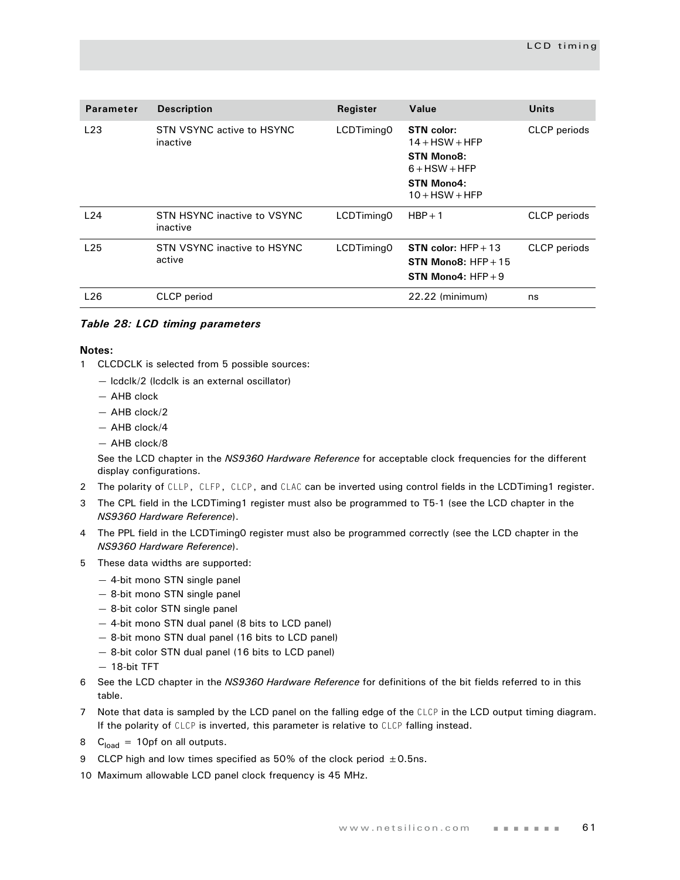| Parameter | Description | Register | Value | Units |
|---|---|---|---|---|
| L23 | STN VSYNC active to HSYNC inactive | LCDTiming0 | **STN color:** 14 + HSW + HFP<br>**STN Mono8:** 6 + HSW + HFP<br>**STN Mono4:** 10 + HSW + HFP | CLCP periods |
| L24 | STN HSYNC inactive to VSYNC inactive | LCDTiming0 | HBP + 1 | CLCP periods |
| L25 | STN VSYNC inactive to HSYNC active | LCDTiming0 | **STN color:** HFP + 13<br>**STN Mono8:** HFP + 15<br>**STN Mono4:** HFP + 9 | CLCP periods |
| L26 | CLCP period | | 22.22 (minimum) | ns |

*Table 28: LCD timing parameters*

**Notes:**

1 CLCDCLK is selected from 5 possible sources:
   - lcdclk/2 (lcdclk is an external oscillator)
   - AHB clock
   - AHB clock/2
   - AHB clock/4
   - AHB clock/8

   See the LCD chapter in the *NS9360 Hardware Reference* for acceptable clock frequencies for the different display configurations.

2 The polarity of CLLP, CLFP, CLCP, and CLAC can be inverted using control fields in the LCDTiming1 register.

3 The CPL field in the LCDTiming1 register must also be programmed to T5-1 (see the LCD chapter in the *NS9360 Hardware Reference*).

4 The PPL field in the LCDTiming0 register must also be programmed correctly (see the LCD chapter in the *NS9360 Hardware Reference*).

5 These data widths are supported:
   - 4-bit mono STN single panel
   - 8-bit mono STN single panel
   - 8-bit color STN single panel
   - 4-bit mono STN dual panel (8 bits to LCD panel)
   - 8-bit mono STN dual panel (16 bits to LCD panel)
   - 8-bit color STN dual panel (16 bits to LCD panel)
   - 18-bit TFT

6 See the LCD chapter in the *NS9360 Hardware Reference* for definitions of the bit fields referred to in this table.

7 Note that data is sampled by the LCD panel on the falling edge of the CLCP in the LCD output timing diagram. If the polarity of CLCP is inverted, this parameter is relative to CLCP falling instead.

8 $C_{load}$ = 10pf on all outputs.

9 CLCP high and low times specified as 50% of the clock period ±0.5ns.

10 Maximum allowable LCD panel clock frequency is 45 MHz.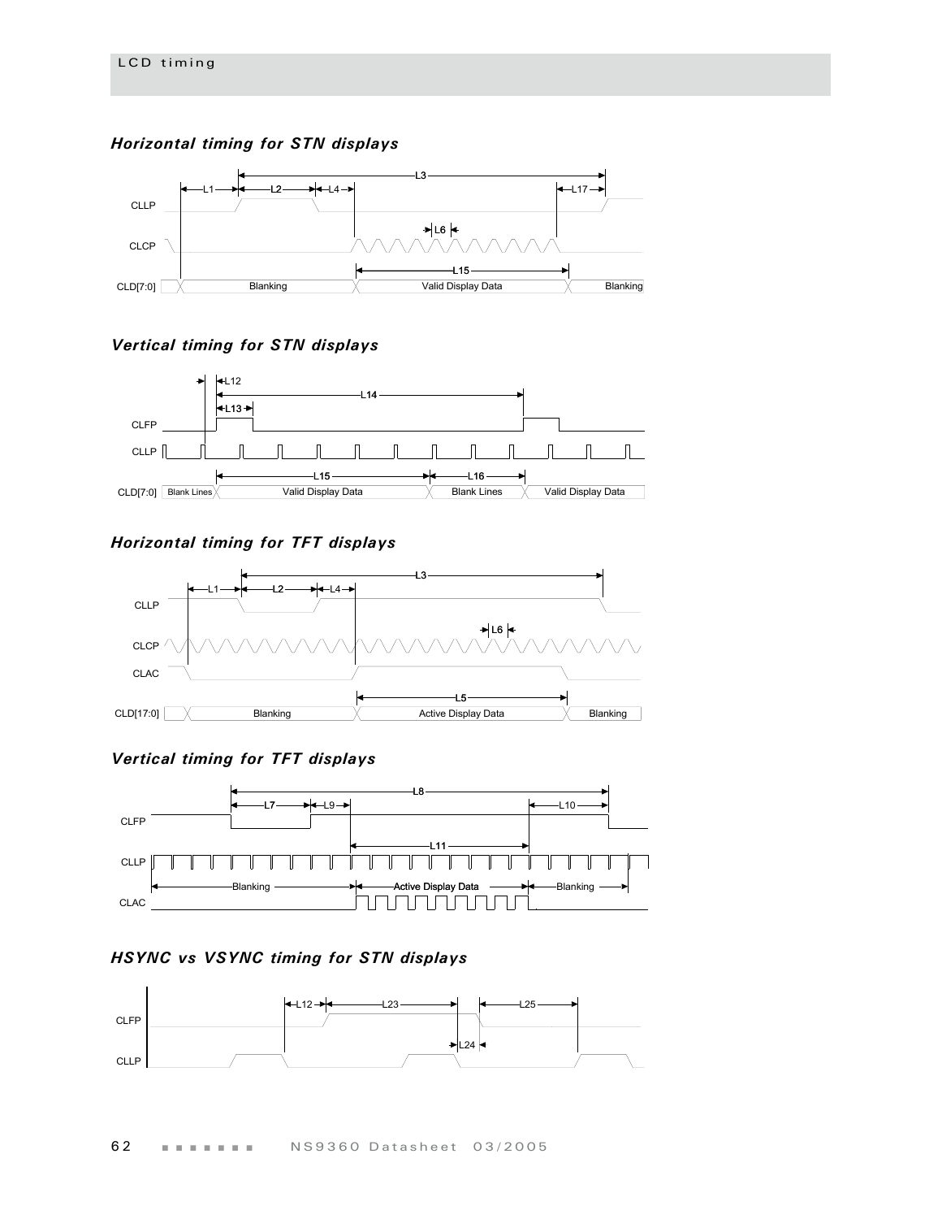### Horizontal timing for STN displays

### Vertical timing for STN displays

### Horizontal timing for TFT displays

### Vertical timing for TFT displays

### HSYNC vs VSYNC timing for STN displays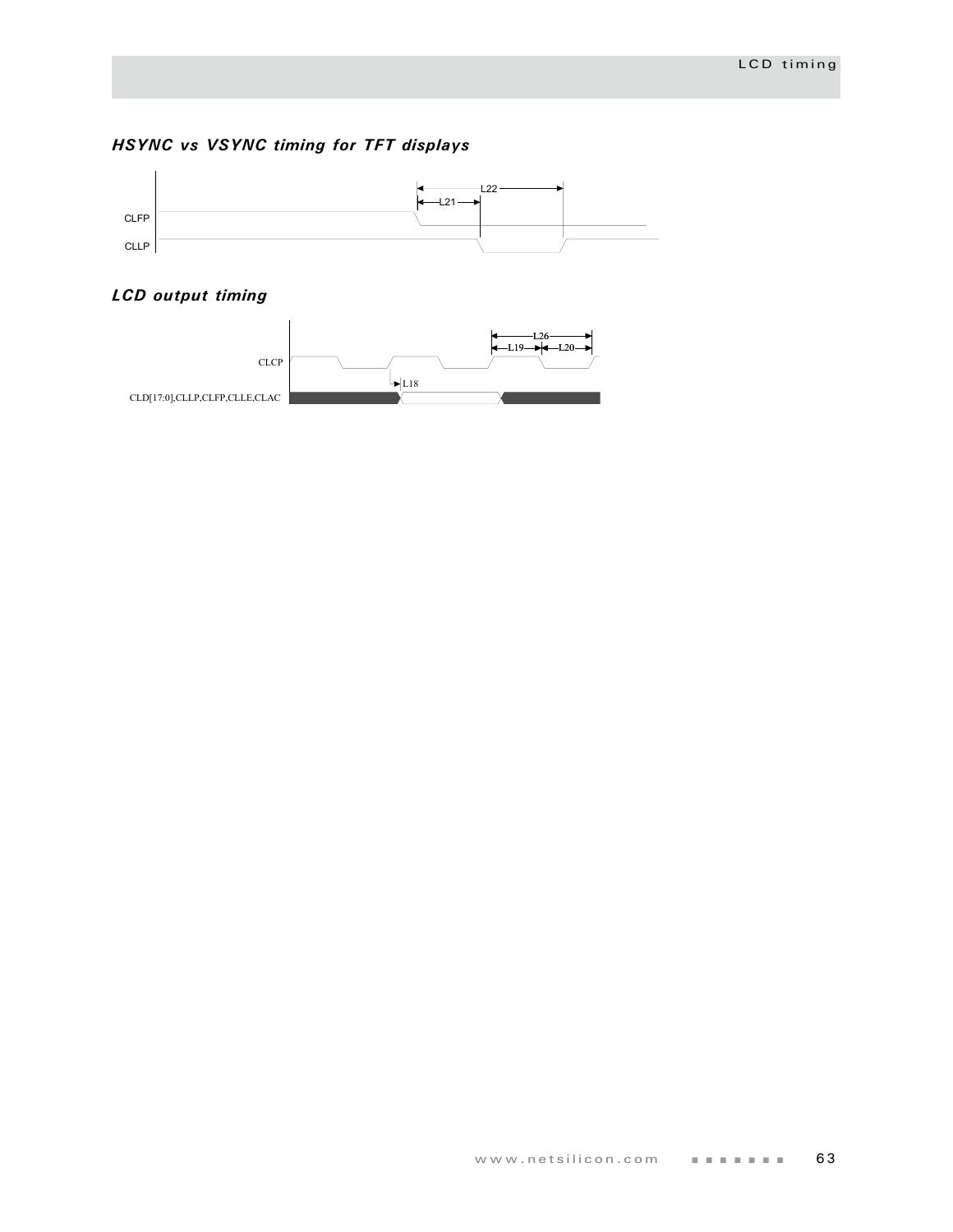### *HSYNC vs VSYNC timing for TFT displays*

### *LCD output timing*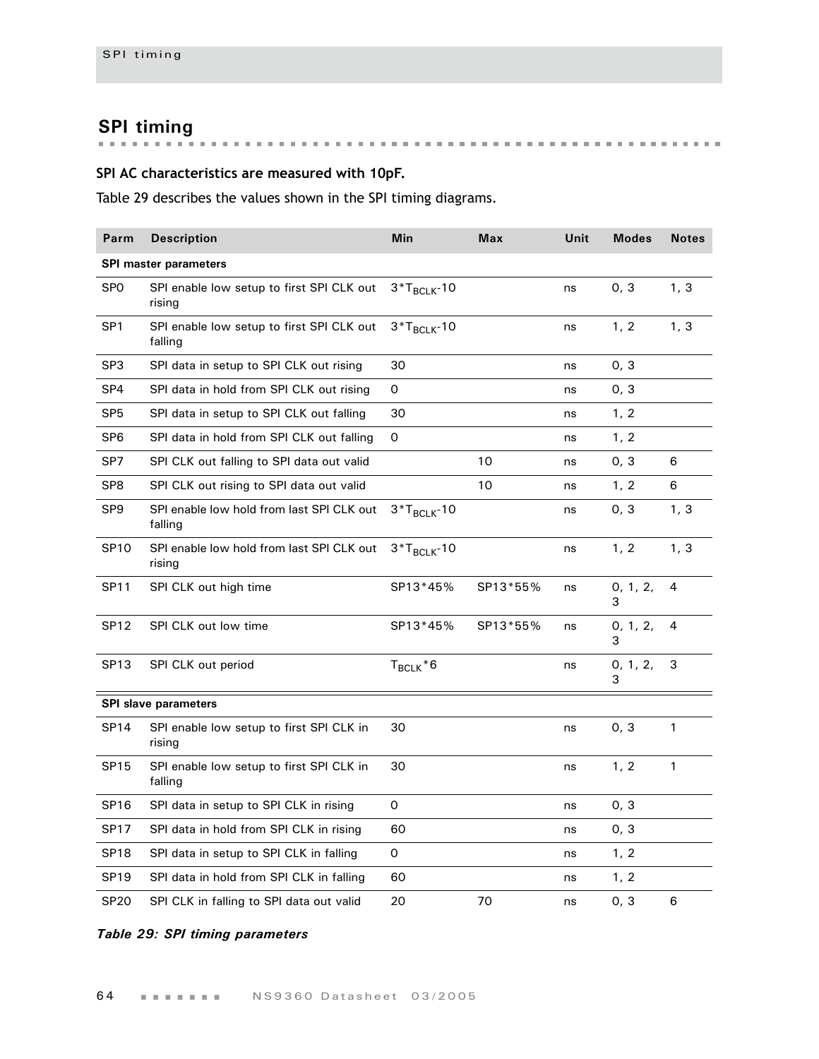## SPI timing

**SPI AC characteristics are measured with 10pF.**

Table 29 describes the values shown in the SPI timing diagrams.

| Parm | Description | Min | Max | Unit | Modes | Notes |
|---|---|---|---|---|---|---|
| **SPI master parameters** | | | | | | |
| SP0 | SPI enable low setup to first SPI CLK out rising | $3*T_{BCLK}$-10 | | ns | 0, 3 | 1, 3 |
| SP1 | SPI enable low setup to first SPI CLK out falling | $3*T_{BCLK}$-10 | | ns | 1, 2 | 1, 3 |
| SP3 | SPI data in setup to SPI CLK out rising | 30 | | ns | 0, 3 | |
| SP4 | SPI data in hold from SPI CLK out rising | 0 | | ns | 0, 3 | |
| SP5 | SPI data in setup to SPI CLK out falling | 30 | | ns | 1, 2 | |
| SP6 | SPI data in hold from SPI CLK out falling | 0 | | ns | 1, 2 | |
| SP7 | SPI CLK out falling to SPI data out valid | | 10 | ns | 0, 3 | 6 |
| SP8 | SPI CLK out rising to SPI data out valid | | 10 | ns | 1, 2 | 6 |
| SP9 | SPI enable low hold from last SPI CLK out falling | $3*T_{BCLK}$-10 | | ns | 0, 3 | 1, 3 |
| SP10 | SPI enable low hold from last SPI CLK out rising | $3*T_{BCLK}$-10 | | ns | 1, 2 | 1, 3 |
| SP11 | SPI CLK out high time | SP13*45% | SP13*55% | ns | 0, 1, 2, 3 | 4 |
| SP12 | SPI CLK out low time | SP13*45% | SP13*55% | ns | 0, 1, 2, 3 | 4 |
| SP13 | SPI CLK out period | $T_{BCLK}*6$ | | ns | 0, 1, 2, 3 | 3 |
| **SPI slave parameters** | | | | | | |
| SP14 | SPI enable low setup to first SPI CLK in rising | 30 | | ns | 0, 3 | 1 |
| SP15 | SPI enable low setup to first SPI CLK in falling | 30 | | ns | 1, 2 | 1 |
| SP16 | SPI data in setup to SPI CLK in rising | 0 | | ns | 0, 3 | |
| SP17 | SPI data in hold from SPI CLK in rising | 60 | | ns | 0, 3 | |
| SP18 | SPI data in setup to SPI CLK in falling | 0 | | ns | 1, 2 | |
| SP19 | SPI data in hold from SPI CLK in falling | 60 | | ns | 1, 2 | |
| SP20 | SPI CLK in falling to SPI data out valid | 20 | 70 | ns | 0, 3 | 6 |

*Table 29: SPI timing parameters*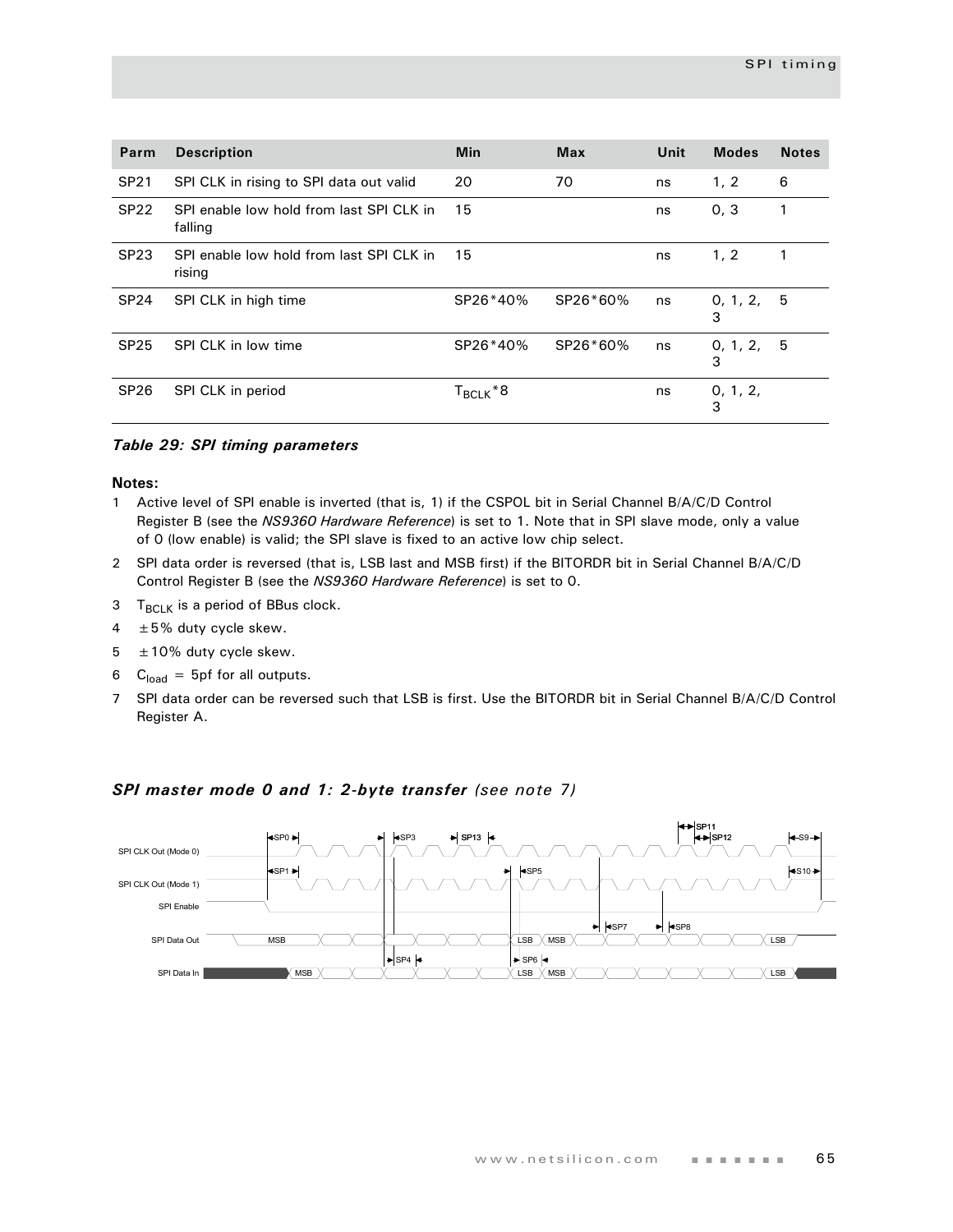| Parm | Description | Min | Max | Unit | Modes | Notes |
|---|---|---|---|---|---|---|
| SP21 | SPI CLK in rising to SPI data out valid | 20 | 70 | ns | 1, 2 | 6 |
| SP22 | SPI enable low hold from last SPI CLK in falling | 15 | | ns | 0, 3 | 1 |
| SP23 | SPI enable low hold from last SPI CLK in rising | 15 | | ns | 1, 2 | 1 |
| SP24 | SPI CLK in high time | SP26*40% | SP26*60% | ns | 0, 1, 2, 3 | 5 |
| SP25 | SPI CLK in low time | SP26*40% | SP26*60% | ns | 0, 1, 2, 3 | 5 |
| SP26 | SPI CLK in period | $T_{BCLK}$*8 | | ns | 0, 1, 2, 3 | |

*Table 29: SPI timing parameters*

**Notes:**

1. Active level of SPI enable is inverted (that is, 1) if the CSPOL bit in Serial Channel B/A/C/D Control Register B (see the *NS9360 Hardware Reference*) is set to 1. Note that in SPI slave mode, only a value of 0 (low enable) is valid; the SPI slave is fixed to an active low chip select.
2. SPI data order is reversed (that is, LSB last and MSB first) if the BITORDR bit in Serial Channel B/A/C/D Control Register B (see the *NS9360 Hardware Reference*) is set to 0.
3. $T_{BCLK}$ is a period of BBus clock.
4. ±5% duty cycle skew.
5. ±10% duty cycle skew.
6. $C_{load}$ = 5pf for all outputs.
7. SPI data order can be reversed such that LSB is first. Use the BITORDR bit in Serial Channel B/A/C/D Control Register A.

### *SPI master mode 0 and 1: 2-byte transfer (see note 7)*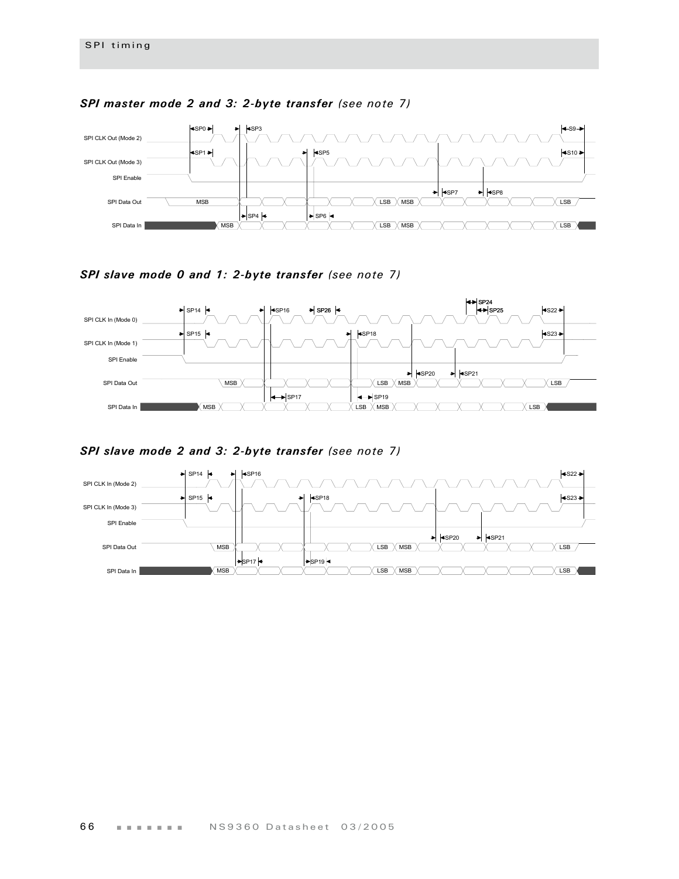### *SPI master mode 2 and 3: 2-byte transfer* (see note 7)

SP0 SP3 S9

SPI CLK Out (Mode 2)

SP1 SP5 S10

SPI CLK Out (Mode 3)

SPI Enable

SP7 SP8

SPI Data Out MSB LSB MSB LSB

SP4 SP6

SPI Data In MSB LSB MSB LSB

### *SPI slave mode 0 and 1: 2-byte transfer* (see note 7)

SP24

SP14 SP16 SP26 SP25 S22

SPI CLK In (Mode 0)

SP15 SP18 S23

SPI CLK In (Mode 1)

SPI Enable

SP20 SP21

SPI Data Out MSB LSB MSB LSB

SP17 SP19

SPI Data In MSB LSB MSB LSB

### *SPI slave mode 2 and 3: 2-byte transfer* (see note 7)

SP14 SP16 S22

SPI CLK In (Mode 2)

SP15 SP18 S23

SPI CLK In (Mode 3)

SPI Enable

SP20 SP21

SPI Data Out MSB LSB MSB LSB

SP17 SP19

SPI Data In MSB LSB MSB LSB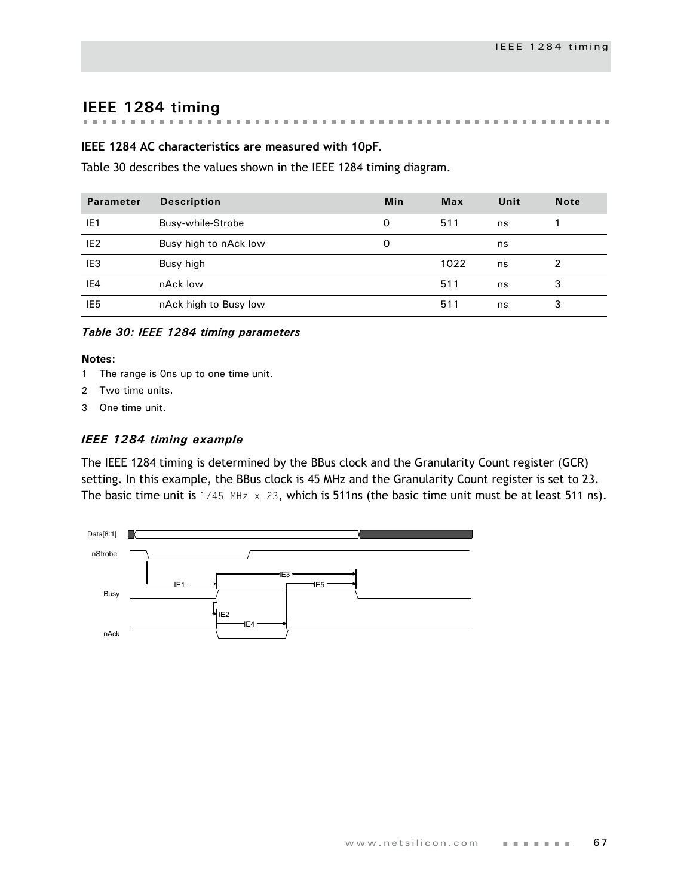## IEEE 1284 timing

**IEEE 1284 AC characteristics are measured with 10pF.**

Table 30 describes the values shown in the IEEE 1284 timing diagram.

| Parameter | Description | Min | Max | Unit | Note |
|---|---|---|---|---|---|
| IE1 | Busy-while-Strobe | 0 | 511 | ns | 1 |
| IE2 | Busy high to nAck low | 0 | | ns | |
| IE3 | Busy high | | 1022 | ns | 2 |
| IE4 | nAck low | | 511 | ns | 3 |
| IE5 | nAck high to Busy low | | 511 | ns | 3 |

*Table 30: IEEE 1284 timing parameters*

**Notes:**

1. The range is 0ns up to one time unit.
2. Two time units.
3. One time unit.

### *IEEE 1284 timing example*

The IEEE 1284 timing is determined by the BBus clock and the Granularity Count register (GCR) setting. In this example, the BBus clock is 45 MHz and the Granularity Count register is set to 23. The basic time unit is `1/45 MHz x 23`, which is 511ns (the basic time unit must be at least 511 ns).

Data[8:1]

nStrobe

IE1 IE2 IE3 IE4 IE5

Busy

nAck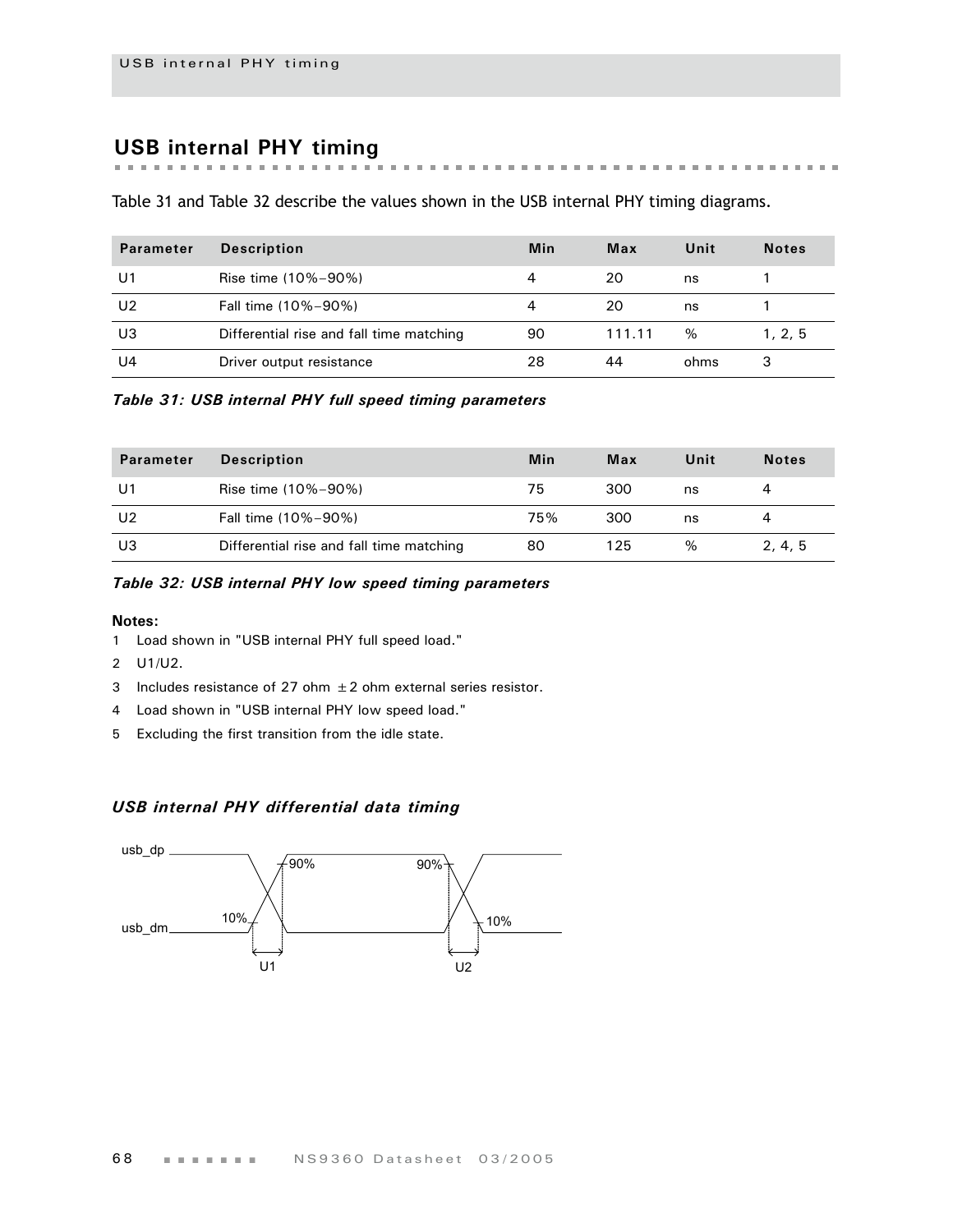## USB internal PHY timing

Table 31 and Table 32 describe the values shown in the USB internal PHY timing diagrams.

| Parameter | Description | Min | Max | Unit | Notes |
|---|---|---|---|---|---|
| U1 | Rise time (10%–90%) | 4 | 20 | ns | 1 |
| U2 | Fall time (10%–90%) | 4 | 20 | ns | 1 |
| U3 | Differential rise and fall time matching | 90 | 111.11 | % | 1, 2, 5 |
| U4 | Driver output resistance | 28 | 44 | ohms | 3 |

***Table 31: USB internal PHY full speed timing parameters***

| Parameter | Description | Min | Max | Unit | Notes |
|---|---|---|---|---|---|
| U1 | Rise time (10%–90%) | 75 | 300 | ns | 4 |
| U2 | Fall time (10%–90%) | 75% | 300 | ns | 4 |
| U3 | Differential rise and fall time matching | 80 | 125 | % | 2, 4, 5 |

***Table 32: USB internal PHY low speed timing parameters***

**Notes:**

1 Load shown in "USB internal PHY full speed load."

2 U1/U2.

3 Includes resistance of 27 ohm ±2 ohm external series resistor.

4 Load shown in "USB internal PHY low speed load."

5 Excluding the first transition from the idle state.

### *USB internal PHY differential data timing*

usb_dp, usb_dm, 90%, 10%, U1, U2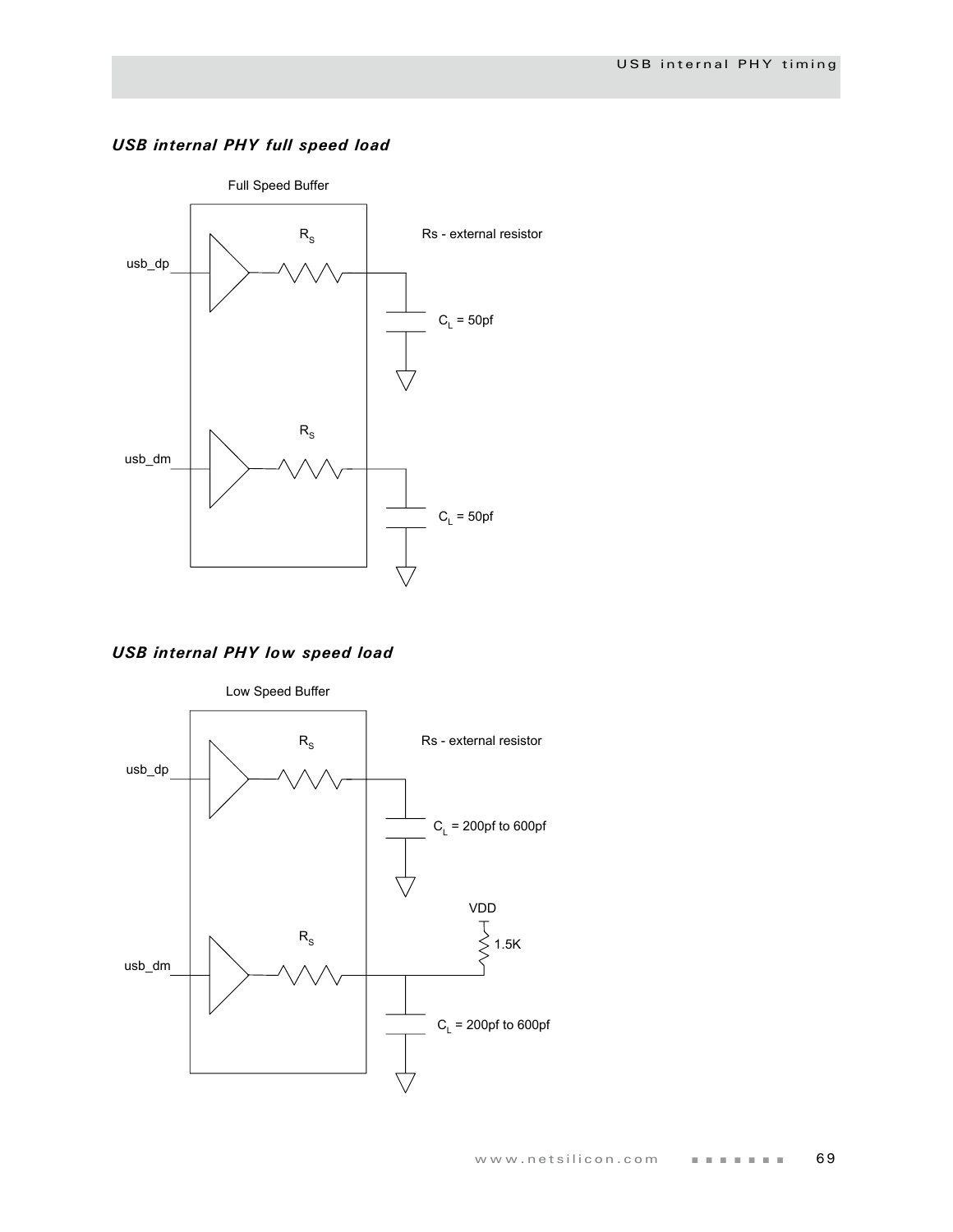### *USB internal PHY full speed load*

Full Speed Buffer

$R_S$

Rs - external resistor

usb_dp

$C_L$ = 50pf

$R_S$

usb_dm

$C_L$ = 50pf

### *USB internal PHY low speed load*

Low Speed Buffer

$R_S$

Rs - external resistor

usb_dp

$C_L$ = 200pf to 600pf

VDD

$R_S$

1.5K

usb_dm

$C_L$ = 200pf to 600pf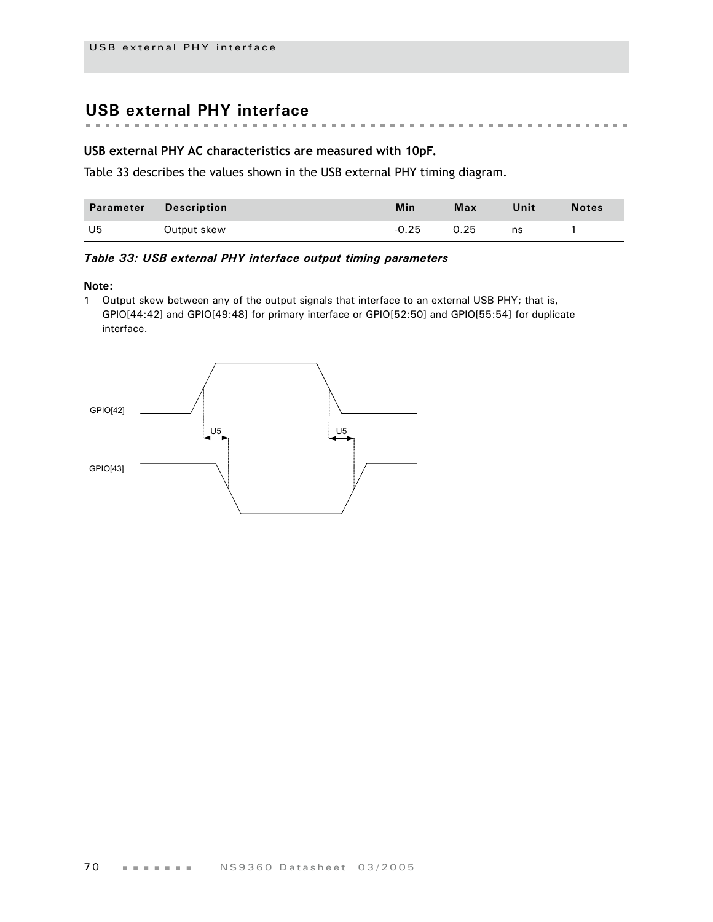## USB external PHY interface

**USB external PHY AC characteristics are measured with 10pF.**

Table 33 describes the values shown in the USB external PHY timing diagram.

| Parameter | Description | Min | Max | Unit | Notes |
|---|---|---|---|---|---|
| U5 | Output skew | -0.25 | 0.25 | ns | 1 |

*Table 33: USB external PHY interface output timing parameters*

**Note:**

1 Output skew between any of the output signals that interface to an external USB PHY; that is, GPIO[44:42] and GPIO[49:48] for primary interface or GPIO[52:50] and GPIO[55:54] for duplicate interface.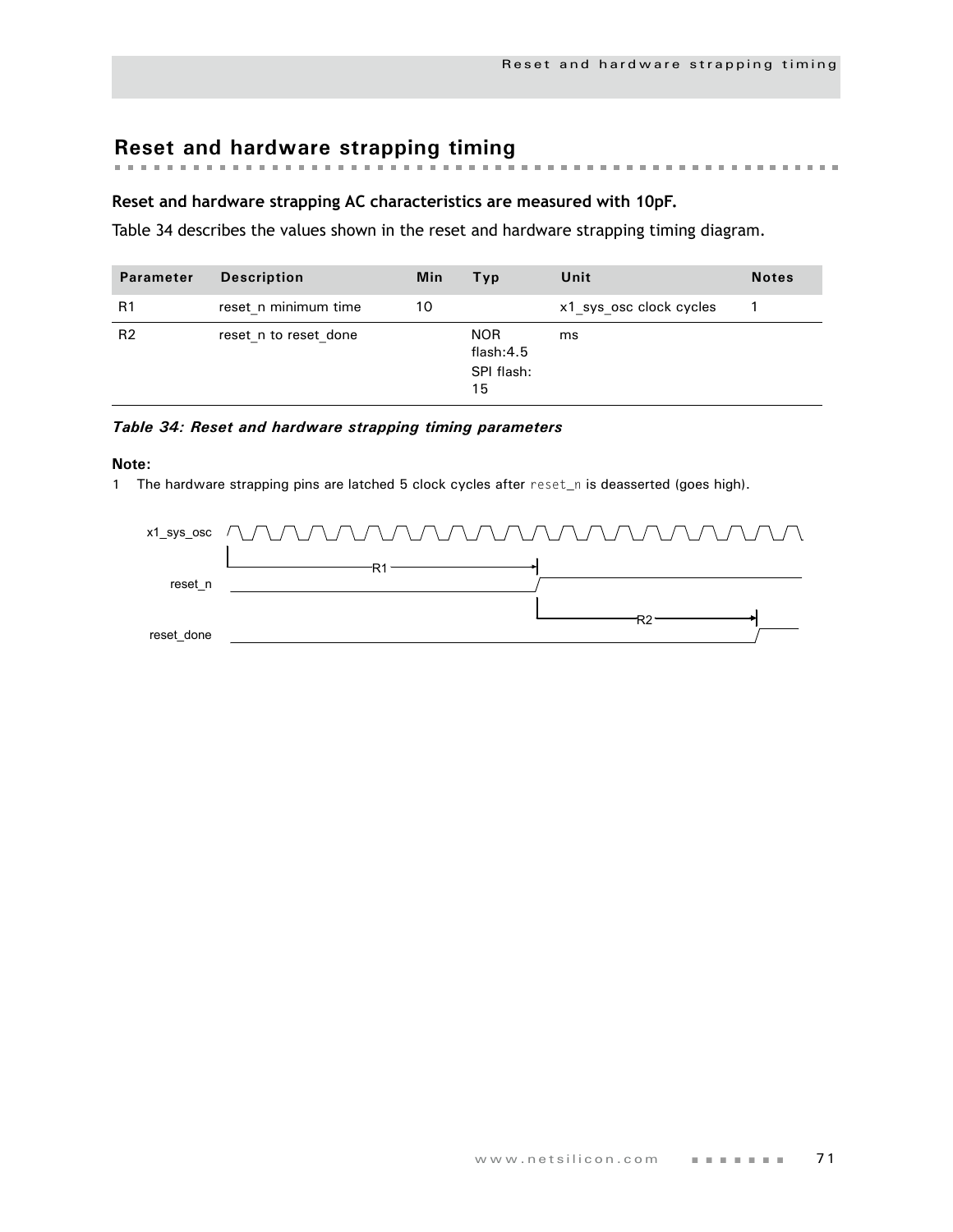## Reset and hardware strapping timing

**Reset and hardware strapping AC characteristics are measured with 10pF.**

Table 34 describes the values shown in the reset and hardware strapping timing diagram.

| Parameter | Description | Min | Typ | Unit | Notes |
|---|---|---|---|---|---|
| R1 | reset_n minimum time | 10 | | x1_sys_osc clock cycles | 1 |
| R2 | reset_n to reset_done | | NOR flash:4.5<br>SPI flash: 15 | ms | |

*Table 34: Reset and hardware strapping timing parameters*

**Note:**

1 The hardware strapping pins are latched 5 clock cycles after `reset_n` is deasserted (goes high).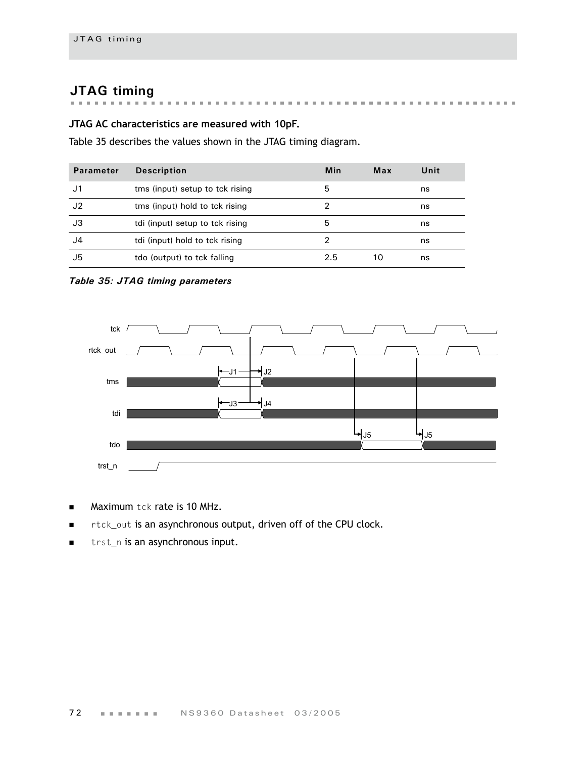## JTAG timing

**JTAG AC characteristics are measured with 10pF.**

Table 35 describes the values shown in the JTAG timing diagram.

| Parameter | Description | Min | Max | Unit |
|---|---|---|---|---|
| J1 | tms (input) setup to tck rising | 5 | | ns |
| J2 | tms (input) hold to tck rising | 2 | | ns |
| J3 | tdi (input) setup to tck rising | 5 | | ns |
| J4 | tdi (input) hold to tck rising | 2 | | ns |
| J5 | tdo (output) to tck falling | 2.5 | 10 | ns |

*Table 35: JTAG timing parameters*

- Maximum `tck` rate is 10 MHz.
- `rtck_out` is an asynchronous output, driven off of the CPU clock.
- `trst_n` is an asynchronous input.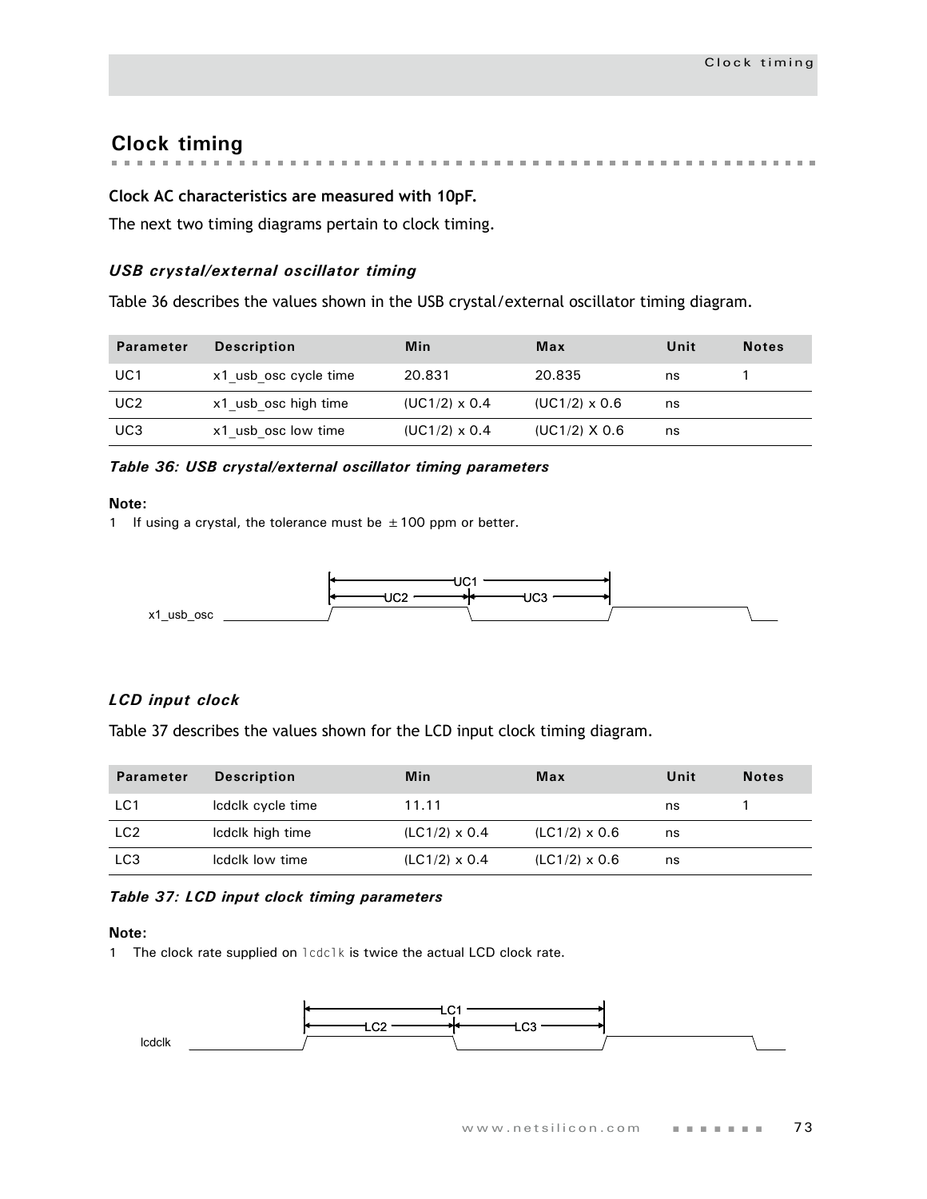# Clock timing

**Clock AC characteristics are measured with 10pF.**

The next two timing diagrams pertain to clock timing.

### *USB crystal/external oscillator timing*

Table 36 describes the values shown in the USB crystal/external oscillator timing diagram.

| Parameter | Description | Min | Max | Unit | Notes |
|---|---|---|---|---|---|
| UC1 | x1_usb_osc cycle time | 20.831 | 20.835 | ns | 1 |
| UC2 | x1_usb_osc high time | (UC1/2) x 0.4 | (UC1/2) x 0.6 | ns | |
| UC3 | x1_usb_osc low time | (UC1/2) x 0.4 | (UC1/2) X 0.6 | ns | |

*Table 36: USB crystal/external oscillator timing parameters*

**Note:**

1 If using a crystal, the tolerance must be ±100 ppm or better.

### *LCD input clock*

Table 37 describes the values shown for the LCD input clock timing diagram.

| Parameter | Description | Min | Max | Unit | Notes |
|---|---|---|---|---|---|
| LC1 | lcdclk cycle time | 11.11 | | ns | 1 |
| LC2 | lcdclk high time | (LC1/2) x 0.4 | (LC1/2) x 0.6 | ns | |
| LC3 | lcdclk low time | (LC1/2) x 0.4 | (LC1/2) x 0.6 | ns | |

*Table 37: LCD input clock timing parameters*

**Note:**

1 The clock rate supplied on `lcdclk` is twice the actual LCD clock rate.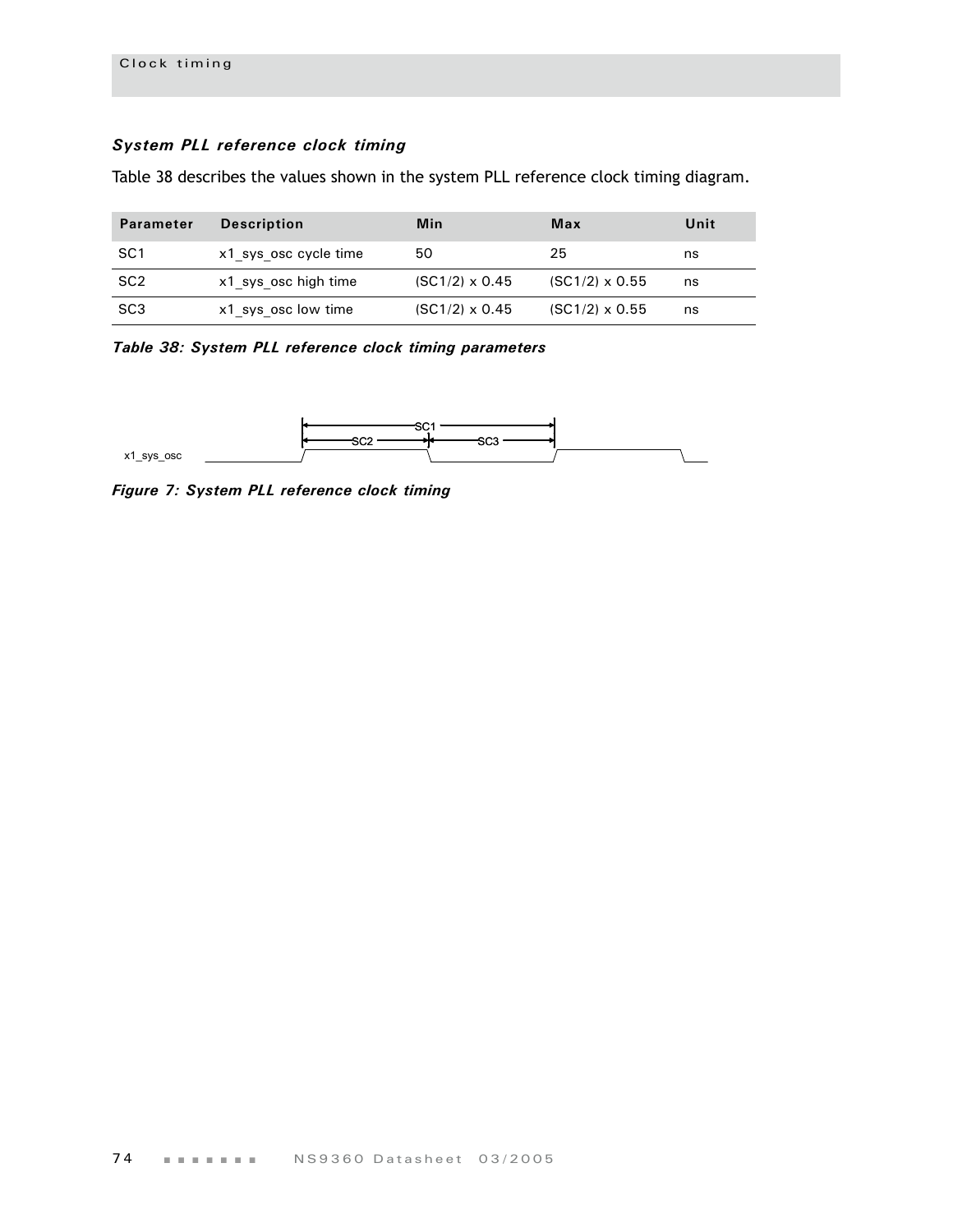### *System PLL reference clock timing*

Table 38 describes the values shown in the system PLL reference clock timing diagram.

| Parameter | Description | Min | Max | Unit |
|---|---|---|---|---|
| SC1 | x1_sys_osc cycle time | 50 | 25 | ns |
| SC2 | x1_sys_osc high time | (SC1/2) x 0.45 | (SC1/2) x 0.55 | ns |
| SC3 | x1_sys_osc low time | (SC1/2) x 0.45 | (SC1/2) x 0.55 | ns |

***Table 38: System PLL reference clock timing parameters***

***Figure 7: System PLL reference clock timing***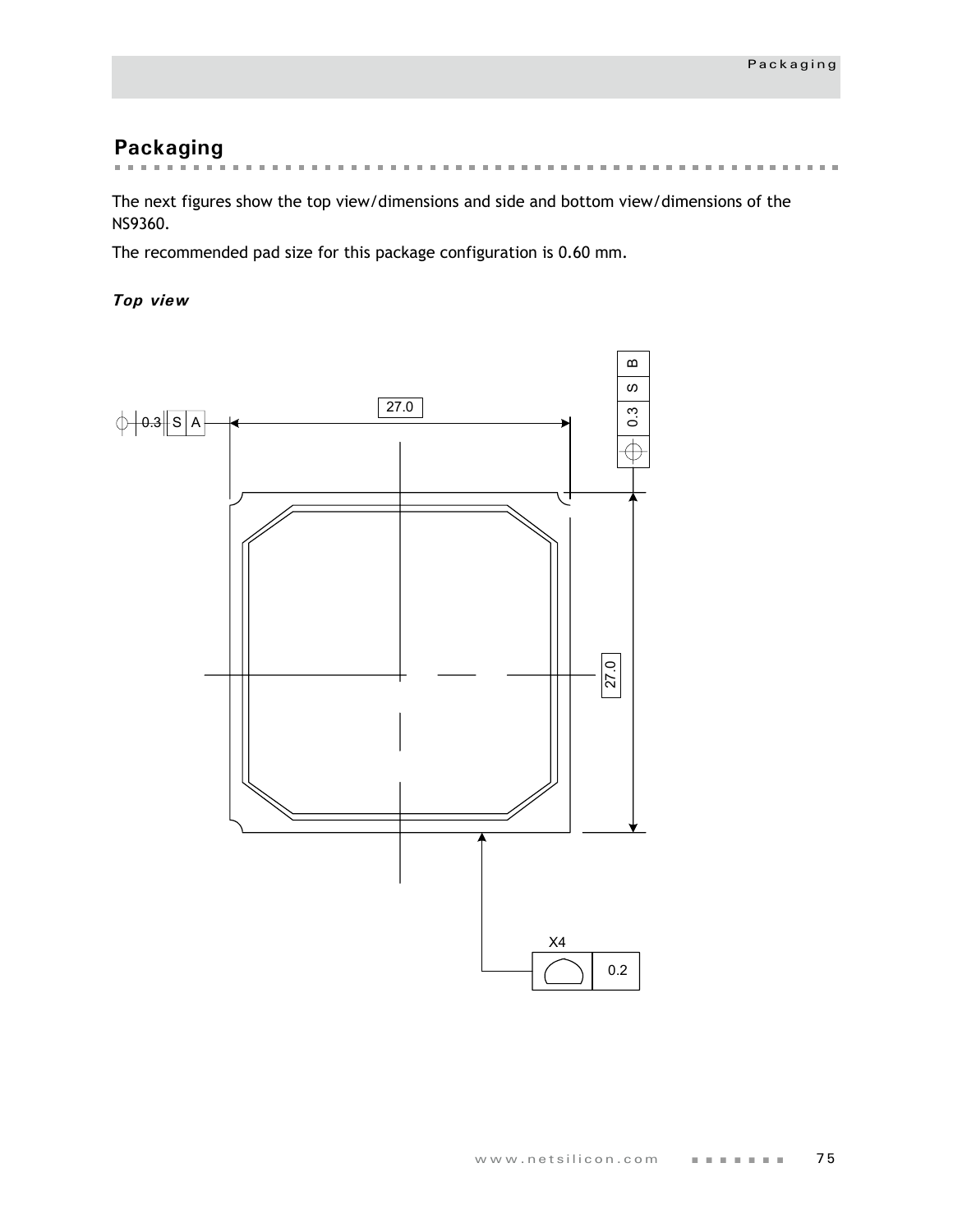## Packaging

The next figures show the top view/dimensions and side and bottom view/dimensions of the NS9360.

The recommended pad size for this package configuration is 0.60 mm.

***Top view***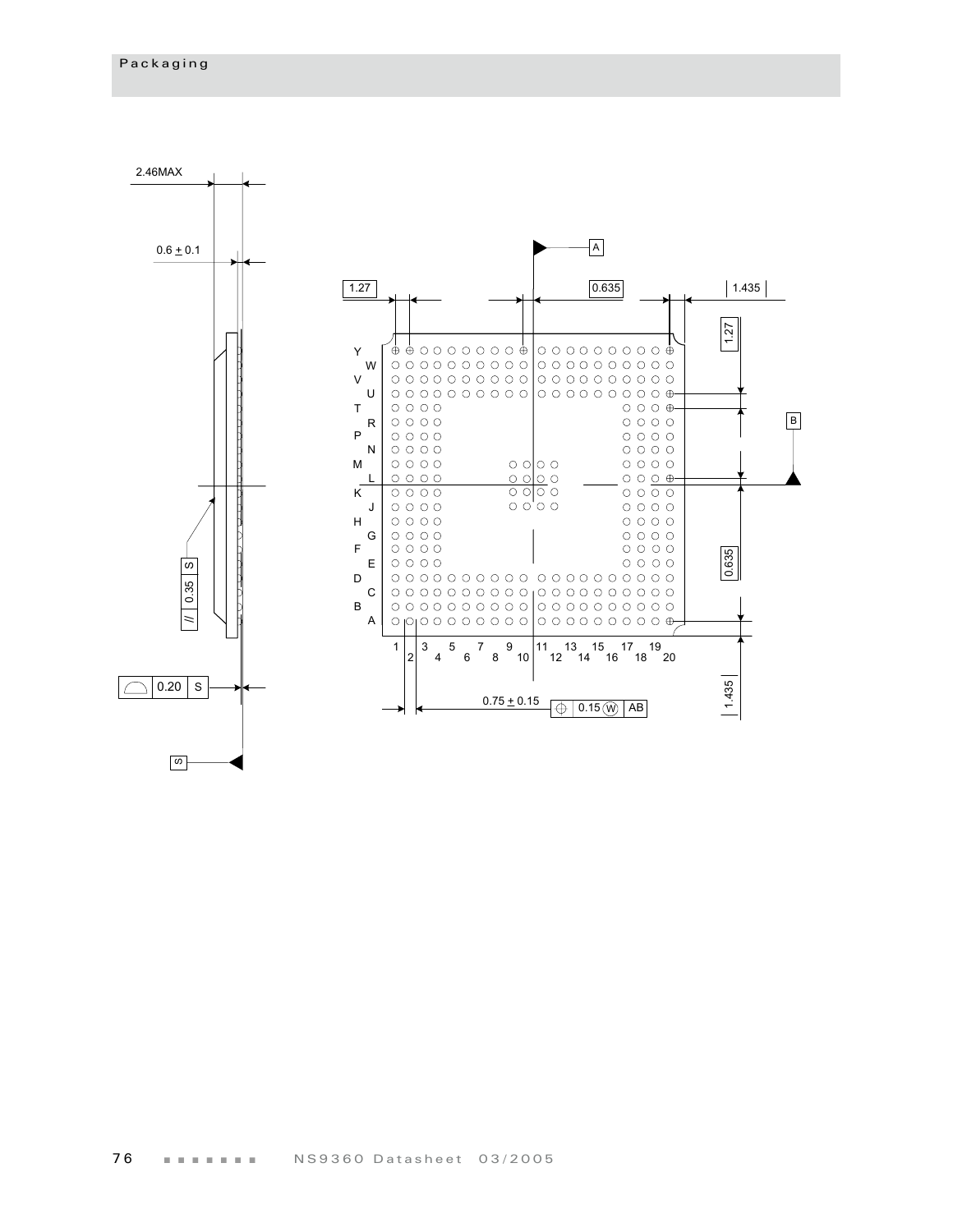2.46MAX

0.6 ± 0.1

1.27

0.635

1.435

A

B

Y W V U T R P N M L K J H G F E D C B A

1 2 3 4 5 6 7 8 9 10 11 12 13 14 15 16 17 18 19 20

// 0.35 S

0.20 S

S

0.75 ± 0.15

0.15 (W) AB

1.27

0.635

1.435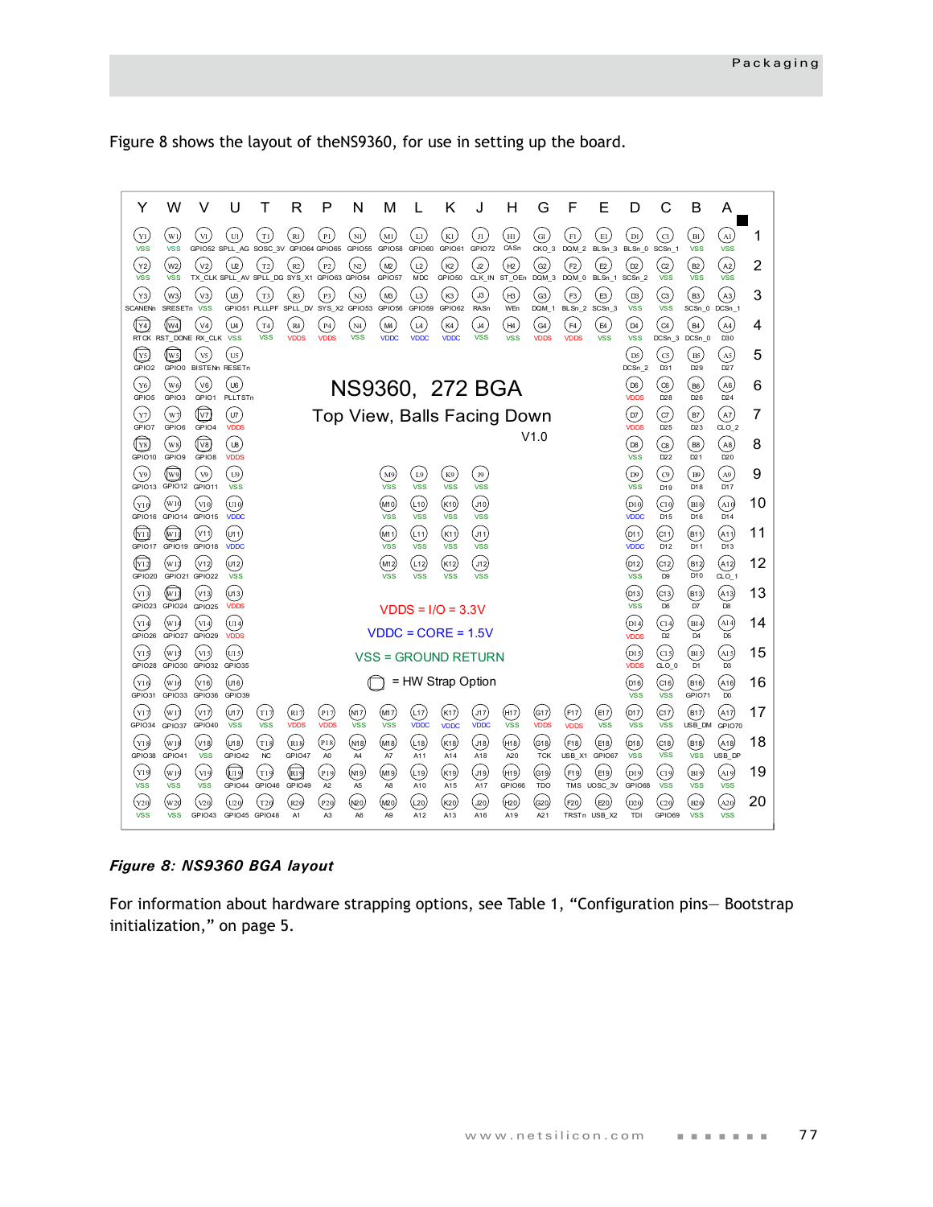Figure 8 shows the layout of theNS9360, for use in setting up the board.

|  | Y | W | V | U | T | R | P | N | M | L | K | J | H | G | F | E | D | C | B | A |
|---|---|---|---|---|---|---|---|---|---|---|---|---|---|---|---|---|---|---|---|---|
| 1 | VSS | VSS | GPIO52 | SPLL_AG | SOSC_3V | GPIO64 | GPIO65 | GPIO55 | GPIO58 | GPIO60 | GPIO61 | GPIO72 | CASn | CKO_3 | DQM_2 | BLSn_3 | BLSn_0 | SCSn_1 | VSS | VSS |
| 2 | VSS | VSS | TX_CLK | SPLL_AV | SPLL_DG | SYS_X1 | GPIO63 | GPIO54 | GPIO57 | MDC | GPIO50 | CLK_IN | ST_OEn | DQM_3 | DQM_0 | BLSn_1 | SCSn_2 | VSS | VSS | VSS |
| 3 | SCANENn | SRESETn | VSS | GPIO51 | PLLLPF | SPLL_DV | SYS_X2 | GPIO53 | GPIO56 | GPIO59 | GPIO62 | RASn | WEn | DQM_1 | BLSn_2 | SCSn_3 | VSS | VSS | SCSn_0 | DCSn_1 |
| 4 | RTCK | RST_DONE | RX_CLK | VSS | VSS | VDDS | VDDS | VSS | VDDC | VDDC | VDDC | VSS | VSS | VDDS | VDDS | VSS | VSS | DCSn_3 | DCSn_0 | D30 |
| 5 | GPIO2 | GPIO0 | BISTENn | RESETn |  |  |  |  |  |  |  |  |  |  |  |  | DCSn_2 | D31 | D29 | D27 |
| 6 | GPIO5 | GPIO3 | GPIO1 | PLLTSTn |  |  |  |  |  |  |  |  |  |  |  |  | VDDS | D28 | D26 | D24 |
| 7 | GPIO7 | GPIO6 | GPIO4 | VDDS |  |  |  |  |  |  |  |  |  |  |  |  | VDDS | D25 | D23 | CLO_2 |
| 8 | GPIO10 | GPIO9 | GPIO8 | VDDS |  |  |  |  |  |  |  |  |  |  |  |  | VSS | D22 | D21 | D20 |
| 9 | GPIO13 | GPIO12 | GPIO11 | VSS |  |  |  |  | VSS | VSS | VSS | VSS |  |  |  |  | VSS | D19 | D18 | D17 |
| 10 | GPIO16 | GPIO14 | GPIO15 | VDDC |  |  |  |  | VSS | VSS | VSS | VSS |  |  |  |  | VDDC | D15 | D16 | D14 |
| 11 | GPIO17 | GPIO19 | GPIO18 | VDDC |  |  |  |  | VSS | VSS | VSS | VSS |  |  |  |  | VDDC | D12 | D11 | D13 |
| 12 | GPIO20 | GPIO21 | GPIO22 | VSS |  |  |  |  | VSS | VSS | VSS | VSS |  |  |  |  | VSS | D9 | D10 | CLO_1 |
| 13 | GPIO23 | GPIO24 | GPIO25 | VDDS |  |  |  |  |  |  |  |  |  |  |  |  | VSS | D6 | D7 | D8 |
| 14 | GPIO26 | GPIO27 | GPIO29 | VDDS |  |  |  |  |  |  |  |  |  |  |  |  | VDDS | D2 | D4 | D5 |
| 15 | GPIO28 | GPIO30 | GPIO32 | GPIO35 |  |  |  |  |  |  |  |  |  |  |  |  | VDDS | CLO_0 | D1 | D3 |
| 16 | GPIO31 | GPIO33 | GPIO36 | GPIO39 |  |  |  |  |  |  |  |  |  |  |  |  | VSS | VSS | GPIO71 | D0 |
| 17 | GPIO34 | GPIO37 | GPIO40 | VSS | VSS | VDDS | VDDS | VSS | VSS | VDDC | VDDC | VDDC | VSS | VDDS | VDDS | VSS | VSS | VSS | USB_DM | GPIO70 |
| 18 | GPIO38 | GPIO41 | VSS | GPIO42 | NC | GPIO47 | A0 | A4 | A7 | A11 | A14 | A18 | A20 | TCK | USB_X1 | GPIO67 | VSS | VSS | VSS | USB_DP |
| 19 | VSS | VSS | VSS | GPIO44 | GPIO46 | GPIO49 | A2 | A5 | A8 | A10 | A15 | A17 | GPIO66 | TDO | TMS | UOSC_3V | GPIO68 | VSS | VSS | VSS |
| 20 | VSS | VSS | GPIO43 | GPIO45 | GPIO48 | A1 | A3 | A6 | A9 | A12 | A13 | A16 | A19 | A21 | TRSTn | USB_X2 | TDI | GPIO69 | VSS | VSS |

NS9360, 272 BGA

Top View, Balls Facing Down

V1.0

VDDS = I/O = 3.3V

VDDC = CORE = 1.5V

VSS = GROUND RETURN

◯ = HW Strap Option

***Figure 8: NS9360 BGA layout***

For information about hardware strapping options, see Table 1, "Configuration pins— Bootstrap initialization," on page 5.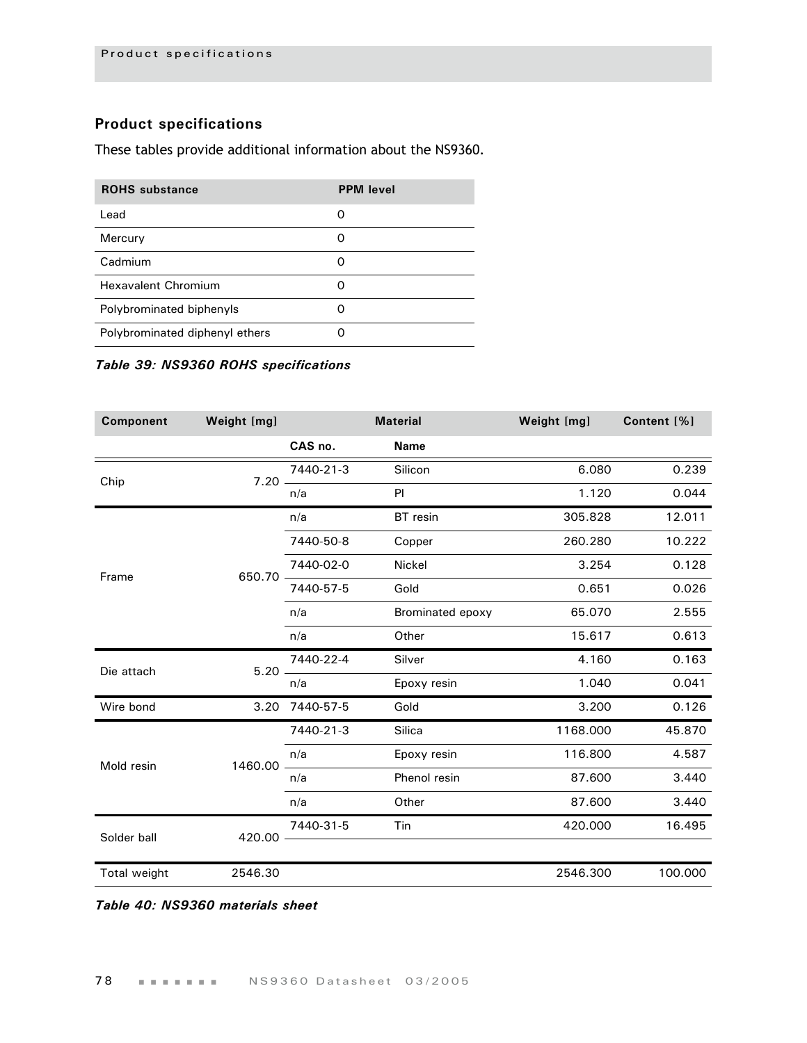## Product specifications

These tables provide additional information about the NS9360.

| ROHS substance | PPM level |
|---|---|
| Lead | 0 |
| Mercury | 0 |
| Cadmium | 0 |
| Hexavalent Chromium | 0 |
| Polybrominated biphenyls | 0 |
| Polybrominated diphenyl ethers | 0 |

*Table 39: NS9360 ROHS specifications*

| Component | Weight [mg] | Material | | Weight [mg] | Content [%] |
|---|---|---|---|---|---|
| | | CAS no. | Name | | |
| Chip | 7.20 | 7440-21-3 | Silicon | 6.080 | 0.239 |
| | | n/a | PI | 1.120 | 0.044 |
| Frame | 650.70 | n/a | BT resin | 305.828 | 12.011 |
| | | 7440-50-8 | Copper | 260.280 | 10.222 |
| | | 7440-02-0 | Nickel | 3.254 | 0.128 |
| | | 7440-57-5 | Gold | 0.651 | 0.026 |
| | | n/a | Brominated epoxy | 65.070 | 2.555 |
| | | n/a | Other | 15.617 | 0.613 |
| Die attach | 5.20 | 7440-22-4 | Silver | 4.160 | 0.163 |
| | | n/a | Epoxy resin | 1.040 | 0.041 |
| Wire bond | 3.20 | 7440-57-5 | Gold | 3.200 | 0.126 |
| Mold resin | 1460.00 | 7440-21-3 | Silica | 1168.000 | 45.870 |
| | | n/a | Epoxy resin | 116.800 | 4.587 |
| | | n/a | Phenol resin | 87.600 | 3.440 |
| | | n/a | Other | 87.600 | 3.440 |
| Solder ball | 420.00 | 7440-31-5 | Tin | 420.000 | 16.495 |
| Total weight | 2546.30 | | | 2546.300 | 100.000 |

*Table 40: NS9360 materials sheet*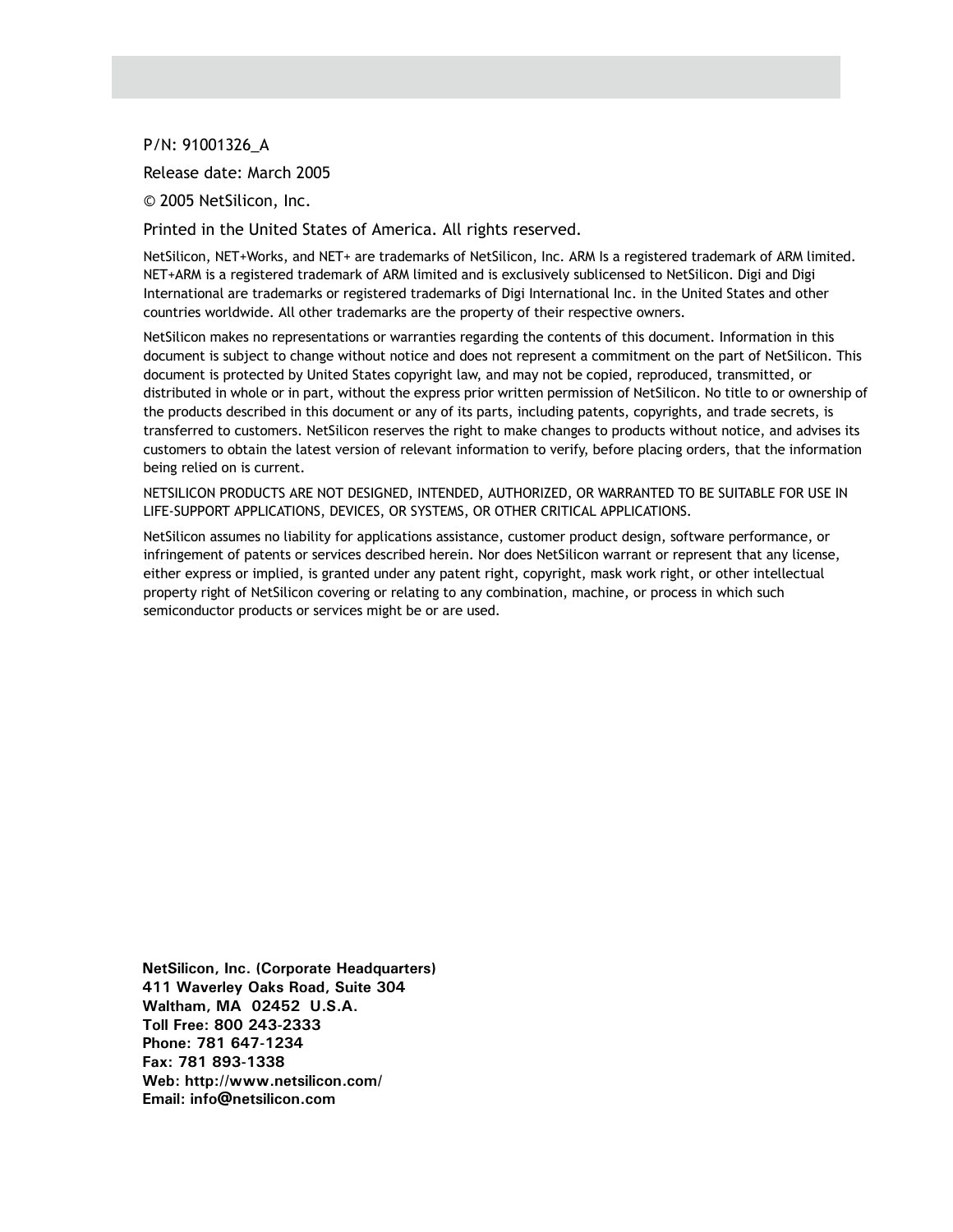P/N: 91001326_A

Release date: March 2005

© 2005 NetSilicon, Inc.

Printed in the United States of America. All rights reserved.

NetSilicon, NET+Works, and NET+ are trademarks of NetSilicon, Inc. ARM Is a registered trademark of ARM limited. NET+ARM is a registered trademark of ARM limited and is exclusively sublicensed to NetSilicon. Digi and Digi International are trademarks or registered trademarks of Digi International Inc. in the United States and other countries worldwide. All other trademarks are the property of their respective owners.

NetSilicon makes no representations or warranties regarding the contents of this document. Information in this document is subject to change without notice and does not represent a commitment on the part of NetSilicon. This document is protected by United States copyright law, and may not be copied, reproduced, transmitted, or distributed in whole or in part, without the express prior written permission of NetSilicon. No title to or ownership of the products described in this document or any of its parts, including patents, copyrights, and trade secrets, is transferred to customers. NetSilicon reserves the right to make changes to products without notice, and advises its customers to obtain the latest version of relevant information to verify, before placing orders, that the information being relied on is current.

NETSILICON PRODUCTS ARE NOT DESIGNED, INTENDED, AUTHORIZED, OR WARRANTED TO BE SUITABLE FOR USE IN LIFE-SUPPORT APPLICATIONS, DEVICES, OR SYSTEMS, OR OTHER CRITICAL APPLICATIONS.

NetSilicon assumes no liability for applications assistance, customer product design, software performance, or infringement of patents or services described herein. Nor does NetSilicon warrant or represent that any license, either express or implied, is granted under any patent right, copyright, mask work right, or other intellectual property right of NetSilicon covering or relating to any combination, machine, or process in which such semiconductor products or services might be or are used.

**NetSilicon, Inc. (Corporate Headquarters)**
**411 Waverley Oaks Road, Suite 304**
**Waltham, MA 02452 U.S.A.**
**Toll Free: 800 243-2333**
**Phone: 781 647-1234**
**Fax: 781 893-1338**
**Web: http://www.netsilicon.com/**
**Email: info@netsilicon.com**